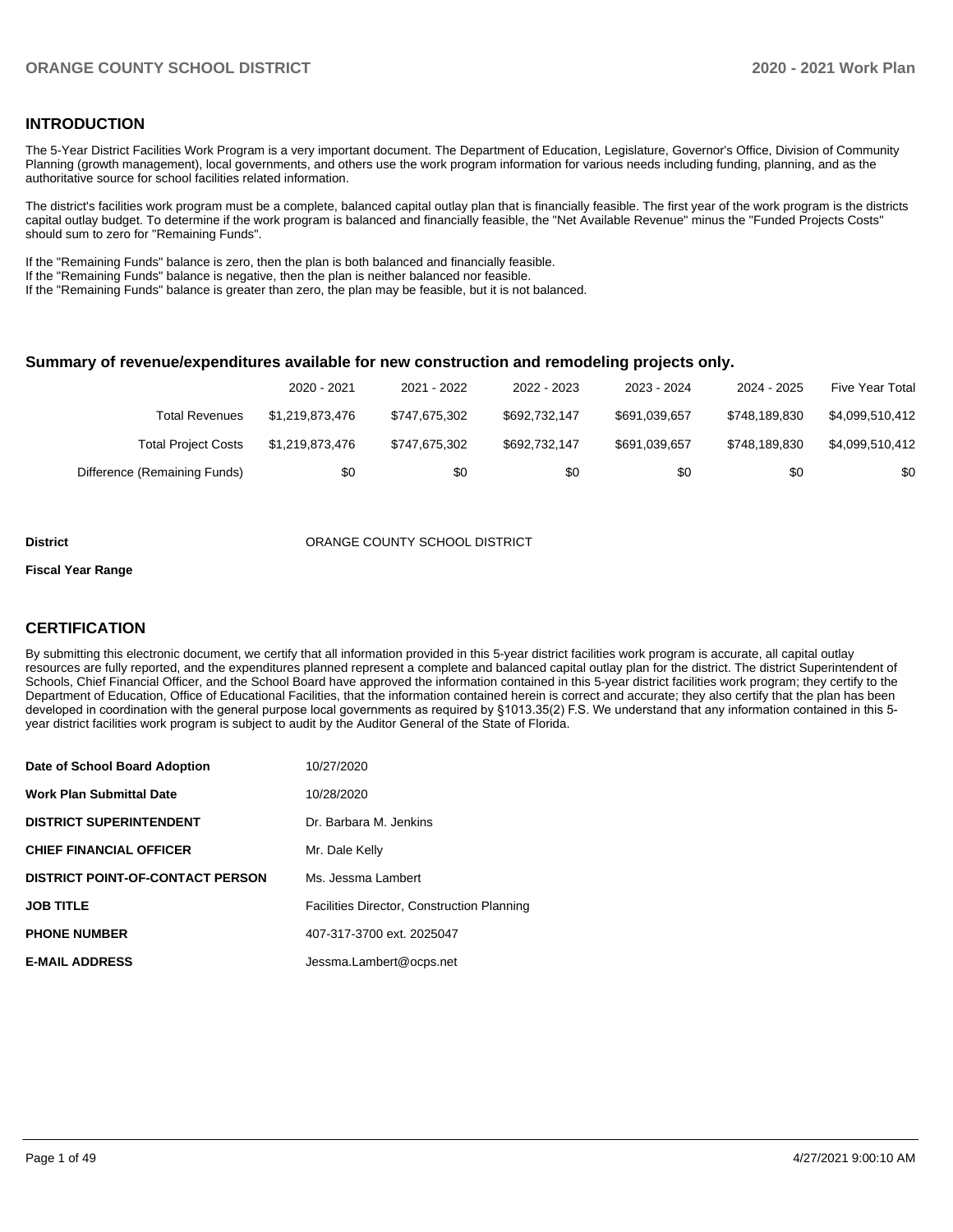## INTRODUCTION

The 5-Year District Facilities Work Program is a very important document. The Department of Education, Legislature, Governor's Office, Division of Community Planning (growth management), local governments, and others use the work program information for various needs including funding, planning, and as the authoritative source for school facilities related information.

The district's facilities work program must be a complete, balanced capital outlay plan that is financially feasible. The first year of the work program is the districts capital outlay budget. To determine if the work program is balanced and financially feasible, the "Net Available Revenue" minus the "Funded Projects Costs" should sum to zero for "Remaining Funds".

If the "Remaining Funds" balance is zero, then the plan is both balanced and financially feasible.
If the "Remaining Funds" balance is negative, then the plan is neither balanced nor feasible.
If the "Remaining Funds" balance is greater than zero, the plan may be feasible, but it is not balanced.

### Summary of revenue/expenditures available for new construction and remodeling projects only.

| | 2020 - 2021 | 2021 - 2022 | 2022 - 2023 | 2023 - 2024 | 2024 - 2025 | Five Year Total |
|---|---|---|---|---|---|---|
| Total Revenues | $1,219,873,476 | $747,675,302 | $692,732,147 | $691,039,657 | $748,189,830 | $4,099,510,412 |
| Total Project Costs | $1,219,873,476 | $747,675,302 | $692,732,147 | $691,039,657 | $748,189,830 | $4,099,510,412 |
| Difference (Remaining Funds) | $0 | $0 | $0 | $0 | $0 | $0 |

**District** ORANGE COUNTY SCHOOL DISTRICT

**Fiscal Year Range**

## CERTIFICATION

By submitting this electronic document, we certify that all information provided in this 5-year district facilities work program is accurate, all capital outlay resources are fully reported, and the expenditures planned represent a complete and balanced capital outlay plan for the district. The district Superintendent of Schools, Chief Financial Officer, and the School Board have approved the information contained in this 5-year district facilities work program; they certify to the Department of Education, Office of Educational Facilities, that the information contained herein is correct and accurate; they also certify that the plan has been developed in coordination with the general purpose local governments as required by §1013.35(2) F.S. We understand that any information contained in this 5-year district facilities work program is subject to audit by the Auditor General of the State of Florida.

| | |
|---|---|
| **Date of School Board Adoption** | 10/27/2020 |
| **Work Plan Submittal Date** | 10/28/2020 |
| **DISTRICT SUPERINTENDENT** | Dr. Barbara M. Jenkins |
| **CHIEF FINANCIAL OFFICER** | Mr. Dale Kelly |
| **DISTRICT POINT-OF-CONTACT PERSON** | Ms. Jessma Lambert |
| **JOB TITLE** | Facilities Director, Construction Planning |
| **PHONE NUMBER** | 407-317-3700 ext. 2025047 |
| **E-MAIL ADDRESS** | Jessma.Lambert@ocps.net |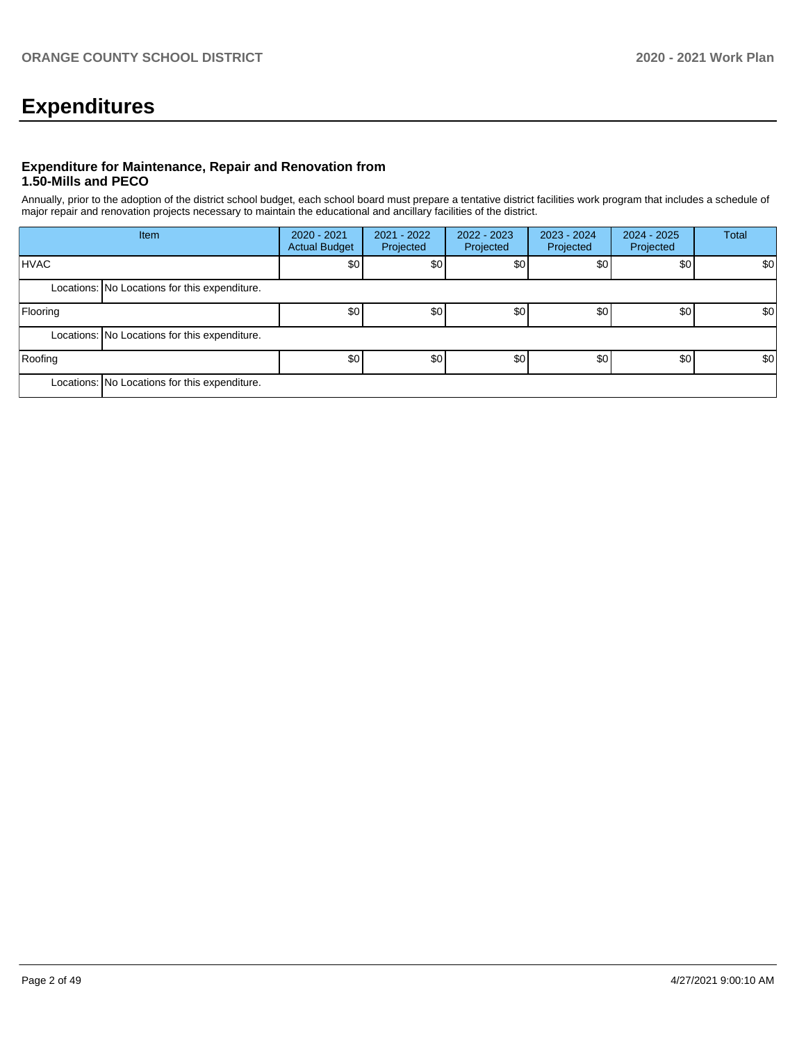# Expenditures

### Expenditure for Maintenance, Repair and Renovation from 1.50-Mills and PECO

Annually, prior to the adoption of the district school budget, each school board must prepare a tentative district facilities work program that includes a schedule of major repair and renovation projects necessary to maintain the educational and ancillary facilities of the district.

| Item | | 2020 - 2021 Actual Budget | 2021 - 2022 Projected | 2022 - 2023 Projected | 2023 - 2024 Projected | 2024 - 2025 Projected | Total |
|---|---|---|---|---|---|---|---|
| HVAC | | $0 | $0 | $0 | $0 | $0 | $0 |
| Locations: | No Locations for this expenditure. | | | | | | |
| Flooring | | $0 | $0 | $0 | $0 | $0 | $0 |
| Locations: | No Locations for this expenditure. | | | | | | |
| Roofing | | $0 | $0 | $0 | $0 | $0 | $0 |
| Locations: | No Locations for this expenditure. | | | | | | |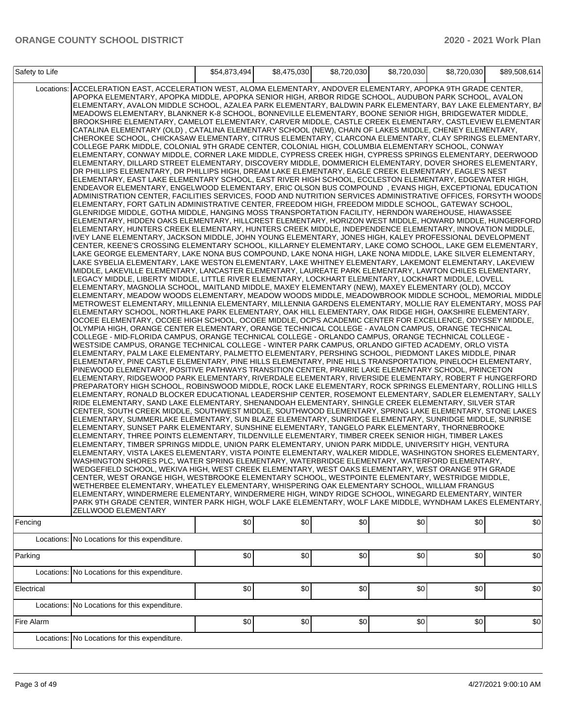| Safety to Life | | $54,873,494 | $8,475,030 | $8,720,030 | $8,720,030 | $8,720,030 | $89,508,614 |
|---|---|---|---|---|---|---|---|
| Locations: | ACCELERATION EAST, ACCELERATION WEST, ALOMA ELEMENTARY, ANDOVER ELEMENTARY, APOPKA 9TH GRADE CENTER, APOPKA ELEMENTARY, APOPKA MIDDLE, APOPKA SENIOR HIGH, ARBOR RIDGE SCHOOL, AUDUBON PARK SCHOOL, AVALON ELEMENTARY, AVALON MIDDLE SCHOOL, AZALEA PARK ELEMENTARY, BALDWIN PARK ELEMENTARY, BAY LAKE ELEMENTARY, BA MEADOWS ELEMENTARY, BLANKNER K-8 SCHOOL, BONNEVILLE ELEMENTARY, BOONE SENIOR HIGH, BRIDGEWATER MIDDLE, BROOKSHIRE ELEMENTARY, CAMELOT ELEMENTARY, CARVER MIDDLE, CASTLE CREEK ELEMENTARY, CASTLEVIEW ELEMENTAR CATALINA ELEMENTARY (OLD) , CATALINA ELEMENTARY SCHOOL (NEW), CHAIN OF LAKES MIDDLE, CHENEY ELEMENTARY, CHEROKEE SCHOOL, CHICKASAW ELEMENTARY, CITRUS ELEMENTARY, CLARCONA ELEMENTARY, CLAY SPRINGS ELEMENTARY, COLLEGE PARK MIDDLE, COLONIAL 9TH GRADE CENTER, COLONIAL HIGH, COLUMBIA ELEMENTARY SCHOOL, CONWAY ELEMENTARY, CONWAY MIDDLE, CORNER LAKE MIDDLE, CYPRESS CREEK HIGH, CYPRESS SPRINGS ELEMENTARY, DEERWOOD ELEMENTARY, DILLARD STREET ELEMENTARY, DISCOVERY MIDDLE, DOMMERICH ELEMENTARY, DOVER SHORES ELEMENTARY, DR PHILLIPS ELEMENTARY, DR PHILLIPS HIGH, DREAM LAKE ELEMENTARY, EAGLE CREEK ELEMENTARY, EAGLE'S NEST ELEMENTARY, EAST LAKE ELEMENTARY SCHOOL, EAST RIVER HIGH SCHOOL, ECCLESTON ELEMENTARY, EDGEWATER HIGH, ENDEAVOR ELEMENTARY, ENGELWOOD ELEMENTARY, ERIC OLSON BUS COMPOUND , EVANS HIGH, EXCEPTIONAL EDUCATION ADMINISTRATION CENTER, FACILITIES SERVICES, FOOD AND NUTRITION SERVICES ADMINISTRATIVE OFFICES, FORSYTH WOODS ELEMENTARY, FORT GATLIN ADMINISTRATIVE CENTER, FREEDOM HIGH, FREEDOM MIDDLE SCHOOL, GATEWAY SCHOOL, GLENRIDGE MIDDLE, GOTHA MIDDLE, HANGING MOSS TRANSPORTATION FACILITY, HERNDON WAREHOUSE, HIAWASSEE ELEMENTARY, HIDDEN OAKS ELEMENTARY, HILLCREST ELEMENTARY, HORIZON WEST MIDDLE, HOWARD MIDDLE, HUNGERFORD ELEMENTARY, HUNTERS CREEK ELEMENTARY, HUNTERS CREEK MIDDLE, INDEPENDENCE ELEMENTARY, INNOVATION MIDDLE, IVEY LANE ELEMENTARY, JACKSON MIDDLE, JOHN YOUNG ELEMENTARY, JONES HIGH, KALEY PROFESSIONAL DEVELOPMENT CENTER, KEENE'S CROSSING ELEMENTARY SCHOOL, KILLARNEY ELEMENTARY, LAKE COMO SCHOOL, LAKE GEM ELEMENTARY, LAKE GEORGE ELEMENTARY, LAKE NONA BUS COMPOUND, LAKE NONA HIGH, LAKE NONA MIDDLE, LAKE SILVER ELEMENTARY, LAKE SYBELIA ELEMENTARY, LAKE WESTON ELEMENTARY, LAKE WHITNEY ELEMENTARY, LAKEMONT ELEMENTARY, LAKEVIEW MIDDLE, LAKEVILLE ELEMENTARY, LANCASTER ELEMENTARY, LAUREATE PARK ELEMENTARY, LAWTON CHILES ELEMENTARY, LEGACY MIDDLE, LIBERTY MIDDLE, LITTLE RIVER ELEMENTARY, LOCKHART ELEMENTARY, LOCKHART MIDDLE, LOVELL ELEMENTARY, MAGNOLIA SCHOOL, MAITLAND MIDDLE, MAXEY ELEMENTARY (NEW), MAXEY ELEMENTARY (OLD), MCCOY ELEMENTARY, MEADOW WOODS ELEMENTARY, MEADOW WOODS MIDDLE, MEADOWBROOK MIDDLE SCHOOL, MEMORIAL MIDDLE METROWEST ELEMENTARY, MILLENNIA ELEMENTARY, MILLENNIA GARDENS ELEMENTARY, MOLLIE RAY ELEMENTARY, MOSS PAF ELEMENTARY SCHOOL, NORTHLAKE PARK ELEMENTARY, OAK HILL ELEMENTARY, OAK RIDGE HIGH, OAKSHIRE ELEMENTARY, OCOEE ELEMENTARY, OCOEE HIGH SCHOOL, OCOEE MIDDLE, OCPS ACADEMIC CENTER FOR EXCELLENCE, ODYSSEY MIDDLE, OLYMPIA HIGH, ORANGE CENTER ELEMENTARY, ORANGE TECHNICAL COLLEGE - AVALON CAMPUS, ORANGE TECHNICAL COLLEGE - MID-FLORIDA CAMPUS, ORANGE TECHNICAL COLLEGE - ORLANDO CAMPUS, ORANGE TECHNICAL COLLEGE - WESTSIDE CAMPUS, ORANGE TECHNICAL COLLEGE - WINTER PARK CAMPUS, ORLANDO GIFTED ACADEMY, ORLO VISTA ELEMENTARY, PALM LAKE ELEMENTARY, PALMETTO ELEMENTARY, PERSHING SCHOOL, PIEDMONT LAKES MIDDLE, PINAR ELEMENTARY, PINE CASTLE ELEMENTARY, PINE HILLS ELEMENTARY, PINE HILLS TRANSPORTATION, PINELOCH ELEMENTARY, PINEWOOD ELEMENTARY, POSITIVE PATHWAYS TRANSITION CENTER, PRAIRIE LAKE ELEMENTARY SCHOOL, PRINCETON ELEMENTARY, RIDGEWOOD PARK ELEMENTARY, RIVERDALE ELEMENTARY, RIVERSIDE ELEMENTARY, ROBERT F HUNGERFORD PREPARATORY HIGH SCHOOL, ROBINSWOOD MIDDLE, ROCK LAKE ELEMENTARY, ROCK SPRINGS ELEMENTARY, ROLLING HILLS ELEMENTARY, RONALD BLOCKER EDUCATIONAL LEADERSHIP CENTER, ROSEMONT ELEMENTARY, SADLER ELEMENTARY, SALLY RIDE ELEMENTARY, SAND LAKE ELEMENTARY, SHENANDOAH ELEMENTARY, SHINGLE CREEK ELEMENTARY, SILVER STAR CENTER, SOUTH CREEK MIDDLE, SOUTHWEST MIDDLE, SOUTHWOOD ELEMENTARY, SPRING LAKE ELEMENTARY, STONE LAKES ELEMENTARY, SUMMERLAKE ELEMENTARY, SUN BLAZE ELEMENTARY, SUNRIDGE ELEMENTARY, SUNRIDGE MIDDLE, SUNRISE ELEMENTARY, SUNSET PARK ELEMENTARY, SUNSHINE ELEMENTARY, TANGELO PARK ELEMENTARY, THORNEBROOKE ELEMENTARY, THREE POINTS ELEMENTARY, TILDENVILLE ELEMENTARY, TIMBER CREEK SENIOR HIGH, TIMBER LAKES ELEMENTARY, TIMBER SPRINGS MIDDLE, UNION PARK ELEMENTARY, UNION PARK MIDDLE, UNIVERSITY HIGH, VENTURA ELEMENTARY, VISTA LAKES ELEMENTARY, VISTA POINTE ELEMENTARY, WALKER MIDDLE, WASHINGTON SHORES ELEMENTARY, WASHINGTON SHORES PLC, WATER SPRING ELEMENTARY, WATERBRIDGE ELEMENTARY, WATERFORD ELEMENTARY, WEDGEFIELD SCHOOL, WEKIVA HIGH, WEST CREEK ELEMENTARY, WEST OAKS ELEMENTARY, WEST ORANGE 9TH GRADE CENTER, WEST ORANGE HIGH, WESTBROOKE ELEMENTARY SCHOOL, WESTPOINTE ELEMENTARY, WESTRIDGE MIDDLE, WETHERBEE ELEMENTARY, WHEATLEY ELEMENTARY, WHISPERING OAK ELEMENTARY SCHOOL, WILLIAM FRANGUS ELEMENTARY, WINDERMERE ELEMENTARY, WINDERMERE HIGH, WINDY RIDGE SCHOOL, WINEGARD ELEMENTARY, WINTER PARK 9TH GRADE CENTER, WINTER PARK HIGH, WOLF LAKE ELEMENTARY, WOLF LAKE MIDDLE, WYNDHAM LAKES ELEMENTARY, ZELLWOOD ELEMENTARY | | | | | | |
| Fencing | | $0 | $0 | $0 | $0 | $0 | $0 |
| Locations: | No Locations for this expenditure. | | | | | | |
| Parking | | $0 | $0 | $0 | $0 | $0 | $0 |
| Locations: | No Locations for this expenditure. | | | | | | |
| Electrical | | $0 | $0 | $0 | $0 | $0 | $0 |
| Locations: | No Locations for this expenditure. | | | | | | |
| Fire Alarm | | $0 | $0 | $0 | $0 | $0 | $0 |
| Locations: | No Locations for this expenditure. | | | | | | |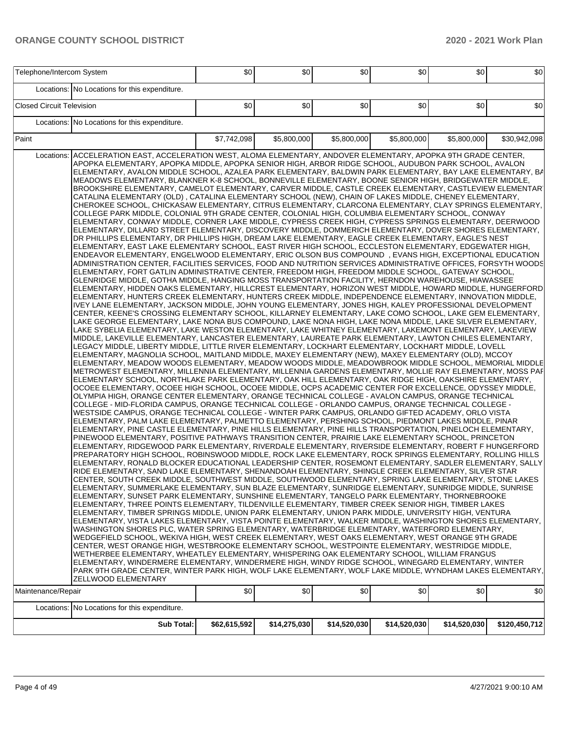| Telephone/Intercom System | | $0 | $0 | $0 | $0 | $0 | $0 |
|---|---|---|---|---|---|---|---|
| | Locations: | No Locations for this expenditure. | | | | | |
| Closed Circuit Television | | $0 | $0 | $0 | $0 | $0 | $0 |
| | Locations: | No Locations for this expenditure. | | | | | |
| Paint | | $7,742,098 | $5,800,000 | $5,800,000 | $5,800,000 | $5,800,000 | $30,942,098 |
| | Locations: | ACCELERATION EAST, ACCELERATION WEST, ALOMA ELEMENTARY, ANDOVER ELEMENTARY, APOPKA 9TH GRADE CENTER, APOPKA ELEMENTARY, APOPKA MIDDLE, APOPKA SENIOR HIGH, ARBOR RIDGE SCHOOL, AUDUBON PARK SCHOOL, AVALON ELEMENTARY, AVALON MIDDLE SCHOOL, AZALEA PARK ELEMENTARY, BALDWIN PARK ELEMENTARY, BAY LAKE ELEMENTARY, BA MEADOWS ELEMENTARY, BLANKNER K-8 SCHOOL, BONNEVILLE ELEMENTARY, BOONE SENIOR HIGH, BRIDGEWATER MIDDLE, BROOKSHIRE ELEMENTARY, CAMELOT ELEMENTARY, CARVER MIDDLE, CASTLE CREEK ELEMENTARY, CASTLEVIEW ELEMENTAR CATALINA ELEMENTARY (OLD) , CATALINA ELEMENTARY SCHOOL (NEW), CHAIN OF LAKES MIDDLE, CHENEY ELEMENTARY, CHEROKEE SCHOOL, CHICKASAW ELEMENTARY, CITRUS ELEMENTARY, CLARCONA ELEMENTARY, CLAY SPRINGS ELEMENTARY, COLLEGE PARK MIDDLE, COLONIAL 9TH GRADE CENTER, COLONIAL HIGH, COLUMBIA ELEMENTARY SCHOOL, CONWAY ELEMENTARY, CONWAY MIDDLE, CORNER LAKE MIDDLE, CYPRESS CREEK HIGH, CYPRESS SPRINGS ELEMENTARY, DEERWOOD ELEMENTARY, DILLARD STREET ELEMENTARY, DISCOVERY MIDDLE, DOMMERICH ELEMENTARY, DOVER SHORES ELEMENTARY, DR PHILLIPS ELEMENTARY, DR PHILLIPS HIGH, DREAM LAKE ELEMENTARY, EAGLE CREEK ELEMENTARY, EAGLE'S NEST ELEMENTARY, EAST LAKE ELEMENTARY SCHOOL, EAST RIVER HIGH SCHOOL, ECCLESTON ELEMENTARY, EDGEWATER HIGH, ENDEAVOR ELEMENTARY, ENGELWOOD ELEMENTARY, ERIC OLSON BUS COMPOUND , EVANS HIGH, EXCEPTIONAL EDUCATION ADMINISTRATION CENTER, FACILITIES SERVICES, FOOD AND NUTRITION SERVICES ADMINISTRATIVE OFFICES, FORSYTH WOODS ELEMENTARY, FORT GATLIN ADMINISTRATIVE CENTER, FREEDOM HIGH, FREEDOM MIDDLE SCHOOL, GATEWAY SCHOOL, GLENRIDGE MIDDLE, GOTHA MIDDLE, HANGING MOSS TRANSPORTATION FACILITY, HERNDON WAREHOUSE, HIAWASSEE ELEMENTARY, HIDDEN OAKS ELEMENTARY, HILLCREST ELEMENTARY, HORIZON WEST MIDDLE, HOWARD MIDDLE, HUNGERFORD ELEMENTARY, HUNTERS CREEK ELEMENTARY, HUNTERS CREEK MIDDLE, INDEPENDENCE ELEMENTARY, INNOVATION MIDDLE, IVEY LANE ELEMENTARY, JACKSON MIDDLE, JOHN YOUNG ELEMENTARY, JONES HIGH, KALEY PROFESSIONAL DEVELOPMENT CENTER, KEENE'S CROSSING ELEMENTARY SCHOOL, KILLARNEY ELEMENTARY, LAKE COMO SCHOOL, LAKE GEM ELEMENTARY, LAKE GEORGE ELEMENTARY, LAKE NONA BUS COMPOUND, LAKE NONA HIGH, LAKE NONA MIDDLE, LAKE SILVER ELEMENTARY, LAKE SYBELIA ELEMENTARY, LAKE WESTON ELEMENTARY, LAKE WHITNEY ELEMENTARY, LAKEMONT ELEMENTARY, LAKEVIEW MIDDLE, LAKEVILLE ELEMENTARY, LANCASTER ELEMENTARY, LAUREATE PARK ELEMENTARY, LAWTON CHILES ELEMENTARY, LEGACY MIDDLE, LIBERTY MIDDLE, LITTLE RIVER ELEMENTARY, LOCKHART ELEMENTARY, LOCKHART MIDDLE, LOVELL ELEMENTARY, MAGNOLIA SCHOOL, MAITLAND MIDDLE, MAXEY ELEMENTARY (NEW), MAXEY ELEMENTARY (OLD), MCCOY ELEMENTARY, MEADOW WOODS ELEMENTARY, MEADOW WOODS MIDDLE, MEADOWBROOK MIDDLE SCHOOL, MEMORIAL MIDDLE METROWEST ELEMENTARY, MILLENNIA ELEMENTARY, MILLENNIA GARDENS ELEMENTARY, MOLLIE RAY ELEMENTARY, MOSS PAF ELEMENTARY SCHOOL, NORTHLAKE PARK ELEMENTARY, OAK HILL ELEMENTARY, OAK RIDGE HIGH, OAKSHIRE ELEMENTARY, OCOEE ELEMENTARY, OCOEE HIGH SCHOOL, OCOEE MIDDLE, OCPS ACADEMIC CENTER FOR EXCELLENCE, ODYSSEY MIDDLE, OLYMPIA HIGH, ORANGE CENTER ELEMENTARY, ORANGE TECHNICAL COLLEGE - AVALON CAMPUS, ORANGE TECHNICAL COLLEGE - MID-FLORIDA CAMPUS, ORANGE TECHNICAL COLLEGE - ORLANDO CAMPUS, ORANGE TECHNICAL COLLEGE - WESTSIDE CAMPUS, ORANGE TECHNICAL COLLEGE - WINTER PARK CAMPUS, ORLANDO GIFTED ACADEMY, ORLO VISTA ELEMENTARY, PALM LAKE ELEMENTARY, PALMETTO ELEMENTARY, PERSHING SCHOOL, PIEDMONT LAKES MIDDLE, PINAR ELEMENTARY, PINE CASTLE ELEMENTARY, PINE HILLS ELEMENTARY, PINE HILLS TRANSPORTATION, PINELOCH ELEMENTARY, PINEWOOD ELEMENTARY, POSITIVE PATHWAYS TRANSITION CENTER, PRAIRIE LAKE ELEMENTARY SCHOOL, PRINCETON ELEMENTARY, RIDGEWOOD PARK ELEMENTARY, RIVERDALE ELEMENTARY, RIVERSIDE ELEMENTARY, ROBERT F HUNGERFORD PREPARATORY HIGH SCHOOL, ROBINSWOOD MIDDLE, ROCK LAKE ELEMENTARY, ROCK SPRINGS ELEMENTARY, ROLLING HILLS ELEMENTARY, RONALD BLOCKER EDUCATIONAL LEADERSHIP CENTER, ROSEMONT ELEMENTARY, SADLER ELEMENTARY, SALLY RIDE ELEMENTARY, SAND LAKE ELEMENTARY, SHENANDOAH ELEMENTARY, SHINGLE CREEK ELEMENTARY, SILVER STAR CENTER, SOUTH CREEK MIDDLE, SOUTHWEST MIDDLE, SOUTHWOOD ELEMENTARY, SPRING LAKE ELEMENTARY, STONE LAKES ELEMENTARY, SUMMERLAKE ELEMENTARY, SUN BLAZE ELEMENTARY, SUNRIDGE ELEMENTARY, SUNRIDGE MIDDLE, SUNRISE ELEMENTARY, SUNSET PARK ELEMENTARY, SUNSHINE ELEMENTARY, TANGELO PARK ELEMENTARY, THORNEBROOKE ELEMENTARY, THREE POINTS ELEMENTARY, TILDENVILLE ELEMENTARY, TIMBER CREEK SENIOR HIGH, TIMBER LAKES ELEMENTARY, TIMBER SPRINGS MIDDLE, UNION PARK ELEMENTARY, UNION PARK MIDDLE, UNIVERSITY HIGH, VENTURA ELEMENTARY, VISTA LAKES ELEMENTARY, VISTA POINTE ELEMENTARY, WALKER MIDDLE, WASHINGTON SHORES ELEMENTARY, WASHINGTON SHORES PLC, WATER SPRING ELEMENTARY, WATERBRIDGE ELEMENTARY, WATERFORD ELEMENTARY, WEDGEFIELD SCHOOL, WEKIVA HIGH, WEST CREEK ELEMENTARY, WEST OAKS ELEMENTARY, WEST ORANGE 9TH GRADE CENTER, WEST ORANGE HIGH, WESTBROOKE ELEMENTARY SCHOOL, WESTPOINTE ELEMENTARY, WESTRIDGE MIDDLE, WETHERBEE ELEMENTARY, WHEATLEY ELEMENTARY, WHISPERING OAK ELEMENTARY SCHOOL, WILLIAM FRANGUS ELEMENTARY, WINDERMERE ELEMENTARY, WINDERMERE HIGH, WINDY RIDGE SCHOOL, WINEGARD ELEMENTARY, WINTER PARK 9TH GRADE CENTER, WINTER PARK HIGH, WOLF LAKE ELEMENTARY, WOLF LAKE MIDDLE, WYNDHAM LAKES ELEMENTARY, ZELLWOOD ELEMENTARY | | | | | |
| Maintenance/Repair | | $0 | $0 | $0 | $0 | $0 | $0 |
| | Locations: | No Locations for this expenditure. | | | | | |
| | **Sub Total:** | **$62,615,592** | **$14,275,030** | **$14,520,030** | **$14,520,030** | **$14,520,030** | **$120,450,712** |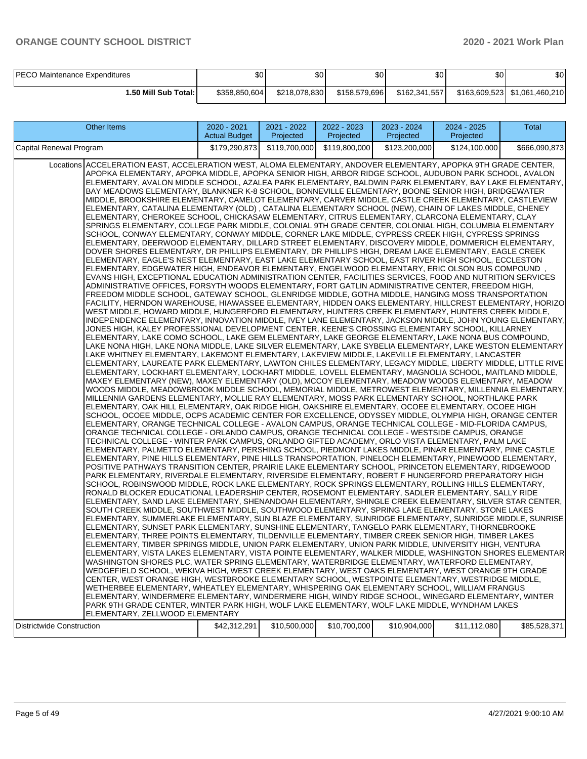| PECO Maintenance Expenditures | $0 | $0 | $0 | $0 | $0 | $0 |
|---|---|---|---|---|---|---|
| 1.50 Mill Sub Total: | $358,850,604 | $218,078,830 | $158,579,696 | $162,341,557 | $163,609,523 | $1,061,460,210 |

| Other Items | 2020 - 2021 Actual Budget | 2021 - 2022 Projected | 2022 - 2023 Projected | 2023 - 2024 Projected | 2024 - 2025 Projected | Total |
|---|---|---|---|---|---|---|
| Capital Renewal Program | $179,290,873 | $119,700,000 | $119,800,000 | $123,200,000 | $124,100,000 | $666,090,873 |
| Locations | ACCELERATION EAST, ACCELERATION WEST, ALOMA ELEMENTARY, ANDOVER ELEMENTARY, APOPKA 9TH GRADE CENTER, APOPKA ELEMENTARY, APOPKA MIDDLE, APOPKA SENIOR HIGH, ARBOR RIDGE SCHOOL, AUDUBON PARK SCHOOL, AVALON ELEMENTARY, AVALON MIDDLE SCHOOL, AZALEA PARK ELEMENTARY, BALDWIN PARK ELEMENTARY, BAY LAKE ELEMENTARY, BAY MEADOWS ELEMENTARY, BLANKNER K-8 SCHOOL, BONNEVILLE ELEMENTARY, BOONE SENIOR HIGH, BRIDGEWATER MIDDLE, BROOKSHIRE ELEMENTARY, CAMELOT ELEMENTARY, CARVER MIDDLE, CASTLE CREEK ELEMENTARY, CASTLEVIEW ELEMENTARY, CATALINA ELEMENTARY (OLD) , CATALINA ELEMENTARY SCHOOL (NEW), CHAIN OF LAKES MIDDLE, CHENEY ELEMENTARY, CHEROKEE SCHOOL, CHICKASAW ELEMENTARY, CITRUS ELEMENTARY, CLARCONA ELEMENTARY, CLAY SPRINGS ELEMENTARY, COLLEGE PARK MIDDLE, COLONIAL 9TH GRADE CENTER, COLONIAL HIGH, COLUMBIA ELEMENTARY SCHOOL, CONWAY ELEMENTARY, CONWAY MIDDLE, CORNER LAKE MIDDLE, CYPRESS CREEK HIGH, CYPRESS SPRINGS ELEMENTARY, DEERWOOD ELEMENTARY, DILLARD STREET ELEMENTARY, DISCOVERY MIDDLE, DOMMERICH ELEMENTARY, DOVER SHORES ELEMENTARY, DR PHILLIPS ELEMENTARY, DR PHILLIPS HIGH, DREAM LAKE ELEMENTARY, EAGLE CREEK ELEMENTARY, EAGLE'S NEST ELEMENTARY, EAST LAKE ELEMENTARY SCHOOL, EAST RIVER HIGH SCHOOL, ECCLESTON ELEMENTARY, EDGEWATER HIGH, ENDEAVOR ELEMENTARY, ENGELWOOD ELEMENTARY, ERIC OLSON BUS COMPOUND , EVANS HIGH, EXCEPTIONAL EDUCATION ADMINISTRATION CENTER, FACILITIES SERVICES, FOOD AND NUTRITION SERVICES ADMINISTRATIVE OFFICES, FORSYTH WOODS ELEMENTARY, FORT GATLIN ADMINISTRATIVE CENTER, FREEDOM HIGH, FREEDOM MIDDLE SCHOOL, GATEWAY SCHOOL, GLENRIDGE MIDDLE, GOTHA MIDDLE, HANGING MOSS TRANSPORTATION FACILITY, HERNDON WAREHOUSE, HIAWASSEE ELEMENTARY, HIDDEN OAKS ELEMENTARY, HILLCREST ELEMENTARY, HORIZON WEST MIDDLE, HOWARD MIDDLE, HUNGERFORD ELEMENTARY, HUNTERS CREEK ELEMENTARY, HUNTERS CREEK MIDDLE, INDEPENDENCE ELEMENTARY, INNOVATION MIDDLE, IVEY LANE ELEMENTARY, JACKSON MIDDLE, JOHN YOUNG ELEMENTARY, JONES HIGH, KALEY PROFESSIONAL DEVELOPMENT CENTER, KEENE'S CROSSING ELEMENTARY SCHOOL, KILLARNEY ELEMENTARY, LAKE COMO SCHOOL, LAKE GEM ELEMENTARY, LAKE GEORGE ELEMENTARY, LAKE NONA BUS COMPOUND, LAKE NONA HIGH, LAKE NONA MIDDLE, LAKE SILVER ELEMENTARY, LAKE SYBELIA ELEMENTARY, LAKE WESTON ELEMENTARY, LAKE WHITNEY ELEMENTARY, LAKEMONT ELEMENTARY, LAKEVIEW MIDDLE, LAKEVILLE ELEMENTARY, LANCASTER ELEMENTARY, LAUREATE PARK ELEMENTARY, LAWTON CHILES ELEMENTARY, LEGACY MIDDLE, LIBERTY MIDDLE, LITTLE RIVER ELEMENTARY, LOCKHART ELEMENTARY, LOCKHART MIDDLE, LOVELL ELEMENTARY, MAGNOLIA SCHOOL, MAITLAND MIDDLE, MAXEY ELEMENTARY (NEW), MAXEY ELEMENTARY (OLD), MCCOY ELEMENTARY, MEADOW WOODS ELEMENTARY, MEADOW WOODS MIDDLE, MEADOWBROOK MIDDLE SCHOOL, MEMORIAL MIDDLE, METROWEST ELEMENTARY, MILLENNIA ELEMENTARY, MILLENNIA GARDENS ELEMENTARY, MOLLIE RAY ELEMENTARY, MOSS PARK ELEMENTARY SCHOOL, NORTHLAKE PARK ELEMENTARY, OAK HILL ELEMENTARY, OAK RIDGE HIGH, OAKSHIRE ELEMENTARY, OCOEE ELEMENTARY, OCOEE HIGH SCHOOL, OCOEE MIDDLE, OCPS ACADEMIC CENTER FOR EXCELLENCE, ODYSSEY MIDDLE, OLYMPIA HIGH, ORANGE CENTER ELEMENTARY, ORANGE TECHNICAL COLLEGE - AVALON CAMPUS, ORANGE TECHNICAL COLLEGE - MID-FLORIDA CAMPUS, ORANGE TECHNICAL COLLEGE - ORLANDO CAMPUS, ORANGE TECHNICAL COLLEGE - WESTSIDE CAMPUS, ORANGE TECHNICAL COLLEGE - WINTER PARK CAMPUS, ORLANDO GIFTED ACADEMY, ORLO VISTA ELEMENTARY, PALM LAKE ELEMENTARY, PALMETTO ELEMENTARY, PERSHING SCHOOL, PIEDMONT LAKES MIDDLE, PINAR ELEMENTARY, PINE CASTLE ELEMENTARY, PINE HILLS ELEMENTARY, PINE HILLS TRANSPORTATION, PINELOCH ELEMENTARY, PINEWOOD ELEMENTARY, POSITIVE PATHWAYS TRANSITION CENTER, PRAIRIE LAKE ELEMENTARY SCHOOL, PRINCETON ELEMENTARY, RIDGEWOOD PARK ELEMENTARY, RIVERDALE ELEMENTARY, RIVERSIDE ELEMENTARY, ROBERT F HUNGERFORD PREPARATORY HIGH SCHOOL, ROBINSWOOD MIDDLE, ROCK LAKE ELEMENTARY, ROCK SPRINGS ELEMENTARY, ROLLING HILLS ELEMENTARY, RONALD BLOCKER EDUCATIONAL LEADERSHIP CENTER, ROSEMONT ELEMENTARY, SADLER ELEMENTARY, SALLY RIDE ELEMENTARY, SAND LAKE ELEMENTARY, SHENANDOAH ELEMENTARY, SHINGLE CREEK ELEMENTARY, SILVER STAR CENTER, SOUTH CREEK MIDDLE, SOUTHWEST MIDDLE, SOUTHWOOD ELEMENTARY, SPRING LAKE ELEMENTARY, STONE LAKES ELEMENTARY, SUMMERLAKE ELEMENTARY, SUN BLAZE ELEMENTARY, SUNRIDGE ELEMENTARY, SUNRIDGE MIDDLE, SUNRISE ELEMENTARY, SUNSET PARK ELEMENTARY, SUNSHINE ELEMENTARY, TANGELO PARK ELEMENTARY, THORNEBROOKE ELEMENTARY, THREE POINTS ELEMENTARY, TILDENVILLE ELEMENTARY, TIMBER CREEK SENIOR HIGH, TIMBER LAKES ELEMENTARY, TIMBER SPRINGS MIDDLE, UNION PARK ELEMENTARY, UNION PARK MIDDLE, UNIVERSITY HIGH, VENTURA ELEMENTARY, VISTA LAKES ELEMENTARY, VISTA POINTE ELEMENTARY, WALKER MIDDLE, WASHINGTON SHORES ELEMENTARY, WASHINGTON SHORES PLC, WATER SPRING ELEMENTARY, WATERBRIDGE ELEMENTARY, WATERFORD ELEMENTARY, WEDGEFIELD SCHOOL, WEKIVA HIGH, WEST CREEK ELEMENTARY, WEST OAKS ELEMENTARY, WEST ORANGE 9TH GRADE CENTER, WEST ORANGE HIGH, WESTBROOKE ELEMENTARY SCHOOL, WESTPOINTE ELEMENTARY, WESTRIDGE MIDDLE, WETHERBEE ELEMENTARY, WHEATLEY ELEMENTARY, WHISPERING OAK ELEMENTARY SCHOOL, WILLIAM FRANGUS ELEMENTARY, WINDERMERE ELEMENTARY, WINDERMERE HIGH, WINDY RIDGE SCHOOL, WINEGARD ELEMENTARY, WINTER PARK 9TH GRADE CENTER, WINTER PARK HIGH, WOLF LAKE ELEMENTARY, WOLF LAKE MIDDLE, WYNDHAM LAKES ELEMENTARY, ZELLWOOD ELEMENTARY | | | | | |
| Districtwide Construction | $42,312,291 | $10,500,000 | $10,700,000 | $10,904,000 | $11,112,080 | $85,528,371 |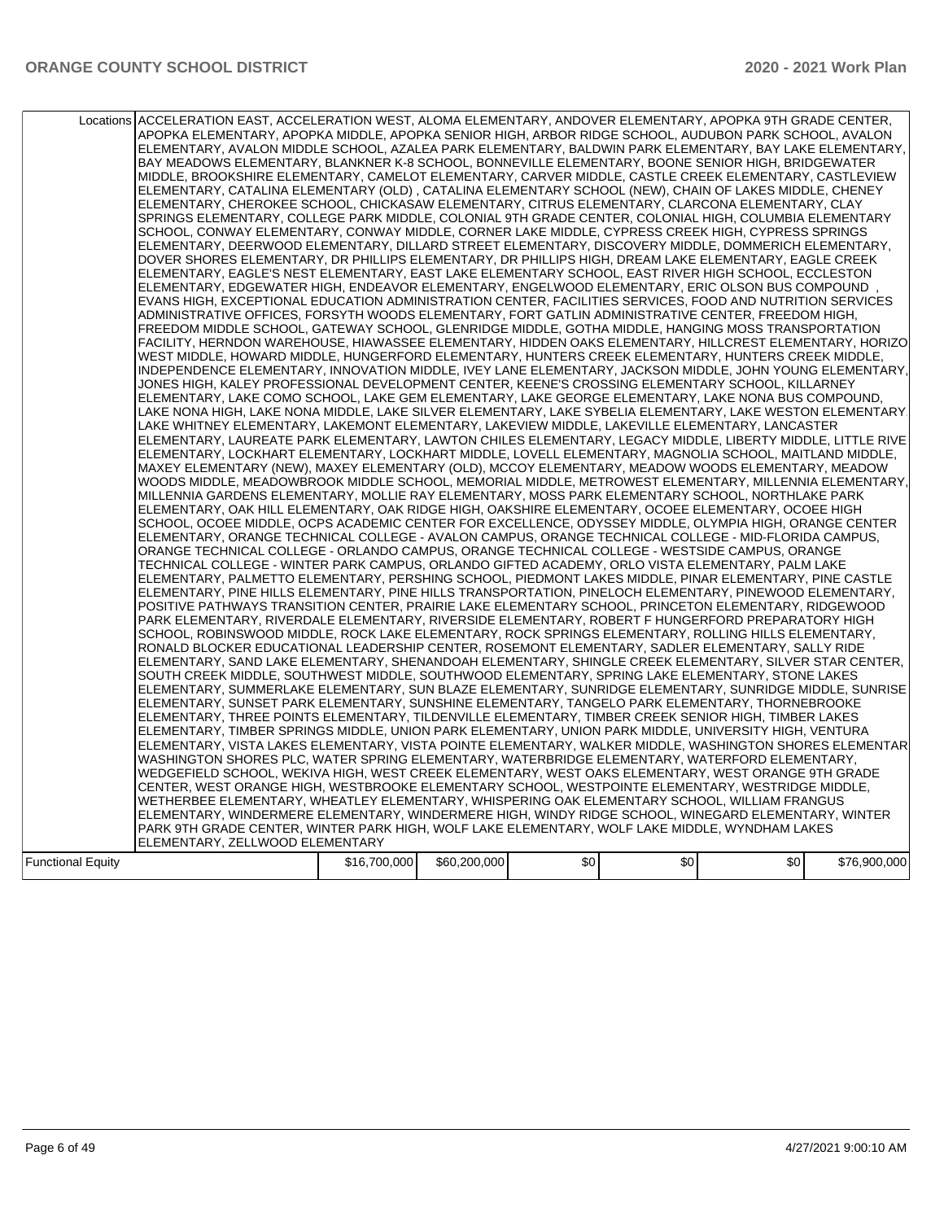| Locations | ACCELERATION EAST, ACCELERATION WEST, ALOMA ELEMENTARY, ANDOVER ELEMENTARY, APOPKA 9TH GRADE CENTER, APOPKA ELEMENTARY, APOPKA MIDDLE, APOPKA SENIOR HIGH, ARBOR RIDGE SCHOOL, AUDUBON PARK SCHOOL, AVALON ELEMENTARY, AVALON MIDDLE SCHOOL, AZALEA PARK ELEMENTARY, BALDWIN PARK ELEMENTARY, BAY LAKE ELEMENTARY, BAY MEADOWS ELEMENTARY, BLANKNER K-8 SCHOOL, BONNEVILLE ELEMENTARY, BOONE SENIOR HIGH, BRIDGEWATER MIDDLE, BROOKSHIRE ELEMENTARY, CAMELOT ELEMENTARY, CARVER MIDDLE, CASTLE CREEK ELEMENTARY, CASTLEVIEW ELEMENTARY, CATALINA ELEMENTARY (OLD) , CATALINA ELEMENTARY SCHOOL (NEW), CHAIN OF LAKES MIDDLE, CHENEY ELEMENTARY, CHEROKEE SCHOOL, CHICKASAW ELEMENTARY, CITRUS ELEMENTARY, CLARCONA ELEMENTARY, CLAY SPRINGS ELEMENTARY, COLLEGE PARK MIDDLE, COLONIAL 9TH GRADE CENTER, COLONIAL HIGH, COLUMBIA ELEMENTARY SCHOOL, CONWAY ELEMENTARY, CONWAY MIDDLE, CORNER LAKE MIDDLE, CYPRESS CREEK HIGH, CYPRESS SPRINGS ELEMENTARY, DEERWOOD ELEMENTARY, DILLARD STREET ELEMENTARY, DISCOVERY MIDDLE, DOMMERICH ELEMENTARY, DOVER SHORES ELEMENTARY, DR PHILLIPS ELEMENTARY, DR PHILLIPS HIGH, DREAM LAKE ELEMENTARY, EAGLE CREEK ELEMENTARY, EAGLE'S NEST ELEMENTARY, EAST LAKE ELEMENTARY SCHOOL, EAST RIVER HIGH SCHOOL, ECCLESTON ELEMENTARY, EDGEWATER HIGH, ENDEAVOR ELEMENTARY, ENGELWOOD ELEMENTARY, ERIC OLSON BUS COMPOUND , EVANS HIGH, EXCEPTIONAL EDUCATION ADMINISTRATION CENTER, FACILITIES SERVICES, FOOD AND NUTRITION SERVICES ADMINISTRATIVE OFFICES, FORSYTH WOODS ELEMENTARY, FORT GATLIN ADMINISTRATIVE CENTER, FREEDOM HIGH, FREEDOM MIDDLE SCHOOL, GATEWAY SCHOOL, GLENRIDGE MIDDLE, GOTHA MIDDLE, HANGING MOSS TRANSPORTATION FACILITY, HERNDON WAREHOUSE, HIAWASSEE ELEMENTARY, HIDDEN OAKS ELEMENTARY, HILLCREST ELEMENTARY, HORIZON WEST MIDDLE, HOWARD MIDDLE, HUNGERFORD ELEMENTARY, HUNTERS CREEK ELEMENTARY, HUNTERS CREEK MIDDLE, INDEPENDENCE ELEMENTARY, INNOVATION MIDDLE, IVEY LANE ELEMENTARY, JACKSON MIDDLE, JOHN YOUNG ELEMENTARY, JONES HIGH, KALEY PROFESSIONAL DEVELOPMENT CENTER, KEENE'S CROSSING ELEMENTARY SCHOOL, KILLARNEY ELEMENTARY, LAKE COMO SCHOOL, LAKE GEM ELEMENTARY, LAKE GEORGE ELEMENTARY, LAKE NONA BUS COMPOUND, LAKE NONA HIGH, LAKE NONA MIDDLE, LAKE SILVER ELEMENTARY, LAKE SYBELIA ELEMENTARY, LAKE WESTON ELEMENTARY, LAKE WHITNEY ELEMENTARY, LAKEMONT ELEMENTARY, LAKEVIEW MIDDLE, LAKEVILLE ELEMENTARY, LANCASTER ELEMENTARY, LAUREATE PARK ELEMENTARY, LAWTON CHILES ELEMENTARY, LEGACY MIDDLE, LIBERTY MIDDLE, LITTLE RIVER ELEMENTARY, LOCKHART ELEMENTARY, LOCKHART MIDDLE, LOVELL ELEMENTARY, MAGNOLIA SCHOOL, MAITLAND MIDDLE, MAXEY ELEMENTARY (NEW), MAXEY ELEMENTARY (OLD), MCCOY ELEMENTARY, MEADOW WOODS ELEMENTARY, MEADOW WOODS MIDDLE, MEADOWBROOK MIDDLE SCHOOL, MEMORIAL MIDDLE, METROWEST ELEMENTARY, MILLENNIA ELEMENTARY, MILLENNIA GARDENS ELEMENTARY, MOLLIE RAY ELEMENTARY, MOSS PARK ELEMENTARY SCHOOL, NORTHLAKE PARK ELEMENTARY, OAK HILL ELEMENTARY, OAK RIDGE HIGH, OAKSHIRE ELEMENTARY, OCOEE ELEMENTARY, OCOEE HIGH SCHOOL, OCOEE MIDDLE, OCPS ACADEMIC CENTER FOR EXCELLENCE, ODYSSEY MIDDLE, OLYMPIA HIGH, ORANGE CENTER ELEMENTARY, ORANGE TECHNICAL COLLEGE - AVALON CAMPUS, ORANGE TECHNICAL COLLEGE - MID-FLORIDA CAMPUS, ORANGE TECHNICAL COLLEGE - ORLANDO CAMPUS, ORANGE TECHNICAL COLLEGE - WESTSIDE CAMPUS, ORANGE TECHNICAL COLLEGE - WINTER PARK CAMPUS, ORLANDO GIFTED ACADEMY, ORLO VISTA ELEMENTARY, PALM LAKE ELEMENTARY, PALMETTO ELEMENTARY, PERSHING SCHOOL, PIEDMONT LAKES MIDDLE, PINAR ELEMENTARY, PINE CASTLE ELEMENTARY, PINE HILLS ELEMENTARY, PINE HILLS TRANSPORTATION, PINELOCH ELEMENTARY, PINEWOOD ELEMENTARY, POSITIVE PATHWAYS TRANSITION CENTER, PRAIRIE LAKE ELEMENTARY SCHOOL, PRINCETON ELEMENTARY, RIDGEWOOD PARK ELEMENTARY, RIVERDALE ELEMENTARY, RIVERSIDE ELEMENTARY, ROBERT F HUNGERFORD PREPARATORY HIGH SCHOOL, ROBINSWOOD MIDDLE, ROCK LAKE ELEMENTARY, ROCK SPRINGS ELEMENTARY, ROLLING HILLS ELEMENTARY, RONALD BLOCKER EDUCATIONAL LEADERSHIP CENTER, ROSEMONT ELEMENTARY, SADLER ELEMENTARY, SALLY RIDE ELEMENTARY, SAND LAKE ELEMENTARY, SHENANDOAH ELEMENTARY, SHINGLE CREEK ELEMENTARY, SILVER STAR CENTER, SOUTH CREEK MIDDLE, SOUTHWEST MIDDLE, SOUTHWOOD ELEMENTARY, SPRING LAKE ELEMENTARY, STONE LAKES ELEMENTARY, SUMMERLAKE ELEMENTARY, SUN BLAZE ELEMENTARY, SUNRIDGE ELEMENTARY, SUNRIDGE MIDDLE, SUNRISE ELEMENTARY, SUNSET PARK ELEMENTARY, SUNSHINE ELEMENTARY, TANGELO PARK ELEMENTARY, THORNEBROOKE ELEMENTARY, THREE POINTS ELEMENTARY, TILDENVILLE ELEMENTARY, TIMBER CREEK SENIOR HIGH, TIMBER LAKES ELEMENTARY, TIMBER SPRINGS MIDDLE, UNION PARK ELEMENTARY, UNION PARK MIDDLE, UNIVERSITY HIGH, VENTURA ELEMENTARY, VISTA LAKES ELEMENTARY, VISTA POINTE ELEMENTARY, WALKER MIDDLE, WASHINGTON SHORES ELEMENTARY, WASHINGTON SHORES PLC, WATER SPRING ELEMENTARY, WATERBRIDGE ELEMENTARY, WATERFORD ELEMENTARY, WEDGEFIELD SCHOOL, WEKIVA HIGH, WEST CREEK ELEMENTARY, WEST OAKS ELEMENTARY, WEST ORANGE 9TH GRADE CENTER, WEST ORANGE HIGH, WESTBROOKE ELEMENTARY SCHOOL, WESTPOINTE ELEMENTARY, WESTRIDGE MIDDLE, WETHERBEE ELEMENTARY, WHEATLEY ELEMENTARY, WHISPERING OAK ELEMENTARY SCHOOL, WILLIAM FRANGUS ELEMENTARY, WINDERMERE ELEMENTARY, WINDERMERE HIGH, WINDY RIDGE SCHOOL, WINEGARD ELEMENTARY, WINTER PARK 9TH GRADE CENTER, WINTER PARK HIGH, WOLF LAKE ELEMENTARY, WOLF LAKE MIDDLE, WYNDHAM LAKES ELEMENTARY, ZELLWOOD ELEMENTARY | | | | | |
|---|---|---|---|---|---|---|
| Functional Equity | $16,700,000 | $60,200,000 | $0 | $0 | $0 | $76,900,000 |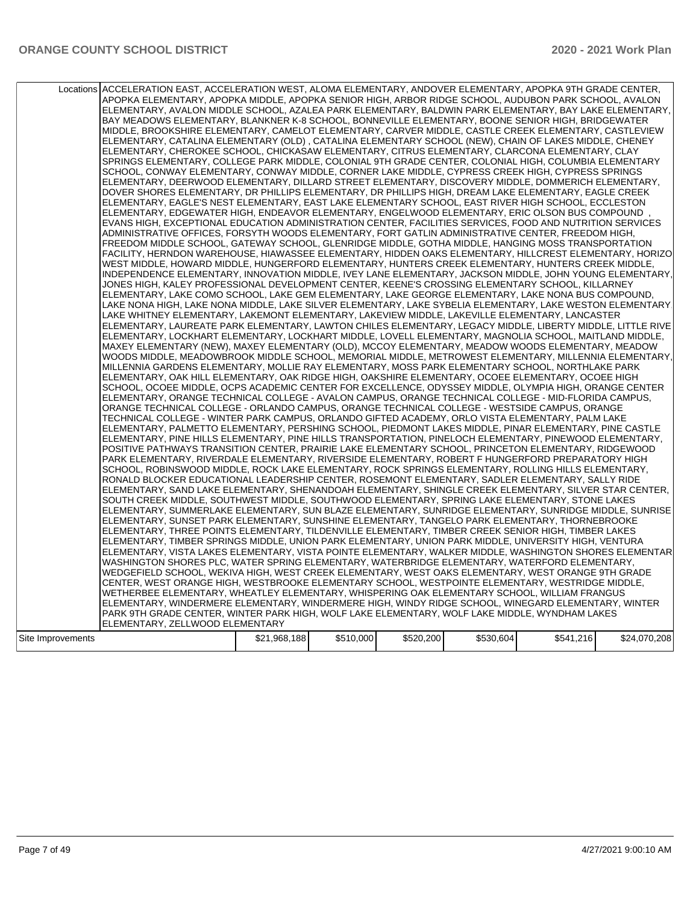| | | | | | | |
|---|---|---|---|---|---|---|
| Locations | ACCELERATION EAST, ACCELERATION WEST, ALOMA ELEMENTARY, ANDOVER ELEMENTARY, APOPKA 9TH GRADE CENTER, APOPKA ELEMENTARY, APOPKA MIDDLE, APOPKA SENIOR HIGH, ARBOR RIDGE SCHOOL, AUDUBON PARK SCHOOL, AVALON ELEMENTARY, AVALON MIDDLE SCHOOL, AZALEA PARK ELEMENTARY, BALDWIN PARK ELEMENTARY, BAY LAKE ELEMENTARY, BAY MEADOWS ELEMENTARY, BLANKNER K-8 SCHOOL, BONNEVILLE ELEMENTARY, BOONE SENIOR HIGH, BRIDGEWATER MIDDLE, BROOKSHIRE ELEMENTARY, CAMELOT ELEMENTARY, CARVER MIDDLE, CASTLE CREEK ELEMENTARY, CASTLEVIEW ELEMENTARY, CATALINA ELEMENTARY (OLD) , CATALINA ELEMENTARY SCHOOL (NEW), CHAIN OF LAKES MIDDLE, CHENEY ELEMENTARY, CHEROKEE SCHOOL, CHICKASAW ELEMENTARY, CITRUS ELEMENTARY, CLARCONA ELEMENTARY, CLAY SPRINGS ELEMENTARY, COLLEGE PARK MIDDLE, COLONIAL 9TH GRADE CENTER, COLONIAL HIGH, COLUMBIA ELEMENTARY SCHOOL, CONWAY ELEMENTARY, CONWAY MIDDLE, CORNER LAKE MIDDLE, CYPRESS CREEK HIGH, CYPRESS SPRINGS ELEMENTARY, DEERWOOD ELEMENTARY, DILLARD STREET ELEMENTARY, DISCOVERY MIDDLE, DOMMERICH ELEMENTARY, DOVER SHORES ELEMENTARY, DR PHILLIPS ELEMENTARY, DR PHILLIPS HIGH, DREAM LAKE ELEMENTARY, EAGLE CREEK ELEMENTARY, EAGLE'S NEST ELEMENTARY, EAST LAKE ELEMENTARY SCHOOL, EAST RIVER HIGH SCHOOL, ECCLESTON ELEMENTARY, EDGEWATER HIGH, ENDEAVOR ELEMENTARY, ENGELWOOD ELEMENTARY, ERIC OLSON BUS COMPOUND , EVANS HIGH, EXCEPTIONAL EDUCATION ADMINISTRATION CENTER, FACILITIES SERVICES, FOOD AND NUTRITION SERVICES ADMINISTRATIVE OFFICES, FORSYTH WOODS ELEMENTARY, FORT GATLIN ADMINISTRATIVE CENTER, FREEDOM HIGH, FREEDOM MIDDLE SCHOOL, GATEWAY SCHOOL, GLENRIDGE MIDDLE, GOTHA MIDDLE, HANGING MOSS TRANSPORTATION FACILITY, HERNDON WAREHOUSE, HIAWASSEE ELEMENTARY, HIDDEN OAKS ELEMENTARY, HILLCREST ELEMENTARY, HORIZON WEST MIDDLE, HOWARD MIDDLE, HUNGERFORD ELEMENTARY, HUNTERS CREEK ELEMENTARY, HUNTERS CREEK MIDDLE, INDEPENDENCE ELEMENTARY, INNOVATION MIDDLE, IVEY LANE ELEMENTARY, JACKSON MIDDLE, JOHN YOUNG ELEMENTARY, JONES HIGH, KALEY PROFESSIONAL DEVELOPMENT CENTER, KEENE'S CROSSING ELEMENTARY SCHOOL, KILLARNEY ELEMENTARY, LAKE COMO SCHOOL, LAKE GEM ELEMENTARY, LAKE GEORGE ELEMENTARY, LAKE NONA BUS COMPOUND, LAKE NONA HIGH, LAKE NONA MIDDLE, LAKE SILVER ELEMENTARY, LAKE SYBELIA ELEMENTARY, LAKE WESTON ELEMENTARY, LAKE WHITNEY ELEMENTARY, LAKEMONT ELEMENTARY, LAKEVIEW MIDDLE, LAKEVILLE ELEMENTARY, LANCASTER ELEMENTARY, LAUREATE PARK ELEMENTARY, LAWTON CHILES ELEMENTARY, LEGACY MIDDLE, LIBERTY MIDDLE, LITTLE RIVER ELEMENTARY, LOCKHART ELEMENTARY, LOCKHART MIDDLE, LOVELL ELEMENTARY, MAGNOLIA SCHOOL, MAITLAND MIDDLE, MAXEY ELEMENTARY (NEW), MAXEY ELEMENTARY (OLD), MCCOY ELEMENTARY, MEADOW WOODS ELEMENTARY, MEADOW WOODS MIDDLE, MEADOWBROOK MIDDLE SCHOOL, MEMORIAL MIDDLE, METROWEST ELEMENTARY, MILLENNIA ELEMENTARY, MILLENNIA GARDENS ELEMENTARY, MOLLIE RAY ELEMENTARY, MOSS PARK ELEMENTARY SCHOOL, NORTHLAKE PARK ELEMENTARY, OAK HILL ELEMENTARY, OAK RIDGE HIGH, OAKSHIRE ELEMENTARY, OCOEE ELEMENTARY, OCOEE HIGH SCHOOL, OCOEE MIDDLE, OCPS ACADEMIC CENTER FOR EXCELLENCE, ODYSSEY MIDDLE, OLYMPIA HIGH, ORANGE CENTER ELEMENTARY, ORANGE TECHNICAL COLLEGE - AVALON CAMPUS, ORANGE TECHNICAL COLLEGE - MID-FLORIDA CAMPUS, ORANGE TECHNICAL COLLEGE - ORLANDO CAMPUS, ORANGE TECHNICAL COLLEGE - WESTSIDE CAMPUS, ORANGE TECHNICAL COLLEGE - WINTER PARK CAMPUS, ORLANDO GIFTED ACADEMY, ORLO VISTA ELEMENTARY, PALM LAKE ELEMENTARY, PALMETTO ELEMENTARY, PERSHING SCHOOL, PIEDMONT LAKES MIDDLE, PINAR ELEMENTARY, PINE CASTLE ELEMENTARY, PINE HILLS ELEMENTARY, PINE HILLS TRANSPORTATION, PINELOCH ELEMENTARY, PINEWOOD ELEMENTARY, POSITIVE PATHWAYS TRANSITION CENTER, PRAIRIE LAKE ELEMENTARY SCHOOL, PRINCETON ELEMENTARY, RIDGEWOOD PARK ELEMENTARY, RIVERDALE ELEMENTARY, RIVERSIDE ELEMENTARY, ROBERT F HUNGERFORD PREPARATORY HIGH SCHOOL, ROBINSWOOD MIDDLE, ROCK LAKE ELEMENTARY, ROCK SPRINGS ELEMENTARY, ROLLING HILLS ELEMENTARY, RONALD BLOCKER EDUCATIONAL LEADERSHIP CENTER, ROSEMONT ELEMENTARY, SADLER ELEMENTARY, SALLY RIDE ELEMENTARY, SAND LAKE ELEMENTARY, SHENANDOAH ELEMENTARY, SHINGLE CREEK ELEMENTARY, SILVER STAR CENTER, SOUTH CREEK MIDDLE, SOUTHWEST MIDDLE, SOUTHWOOD ELEMENTARY, SPRING LAKE ELEMENTARY, STONE LAKES ELEMENTARY, SUMMERLAKE ELEMENTARY, SUN BLAZE ELEMENTARY, SUNRIDGE ELEMENTARY, SUNRIDGE MIDDLE, SUNRISE ELEMENTARY, SUNSET PARK ELEMENTARY, SUNSHINE ELEMENTARY, TANGELO PARK ELEMENTARY, THORNEBROOKE ELEMENTARY, THREE POINTS ELEMENTARY, TILDENVILLE ELEMENTARY, TIMBER CREEK SENIOR HIGH, TIMBER LAKES ELEMENTARY, TIMBER SPRINGS MIDDLE, UNION PARK ELEMENTARY, UNION PARK MIDDLE, UNIVERSITY HIGH, VENTURA ELEMENTARY, VISTA LAKES ELEMENTARY, VISTA POINTE ELEMENTARY, WALKER MIDDLE, WASHINGTON SHORES ELEMENTARY, WASHINGTON SHORES PLC, WATER SPRING ELEMENTARY, WATERBRIDGE ELEMENTARY, WATERFORD ELEMENTARY, WEDGEFIELD SCHOOL, WEKIVA HIGH, WEST CREEK ELEMENTARY, WEST OAKS ELEMENTARY, WEST ORANGE 9TH GRADE CENTER, WEST ORANGE HIGH, WESTBROOKE ELEMENTARY SCHOOL, WESTPOINTE ELEMENTARY, WESTRIDGE MIDDLE, WETHERBEE ELEMENTARY, WHEATLEY ELEMENTARY, WHISPERING OAK ELEMENTARY SCHOOL, WILLIAM FRANGUS ELEMENTARY, WINDERMERE ELEMENTARY, WINDERMERE HIGH, WINDY RIDGE SCHOOL, WINEGARD ELEMENTARY, WINTER PARK 9TH GRADE CENTER, WINTER PARK HIGH, WOLF LAKE ELEMENTARY, WOLF LAKE MIDDLE, WYNDHAM LAKES ELEMENTARY, ZELLWOOD ELEMENTARY | | | | | |
| Site Improvements | | $21,968,188 | $510,000 | $520,200 | $530,604 | $541,216 | $24,070,208 |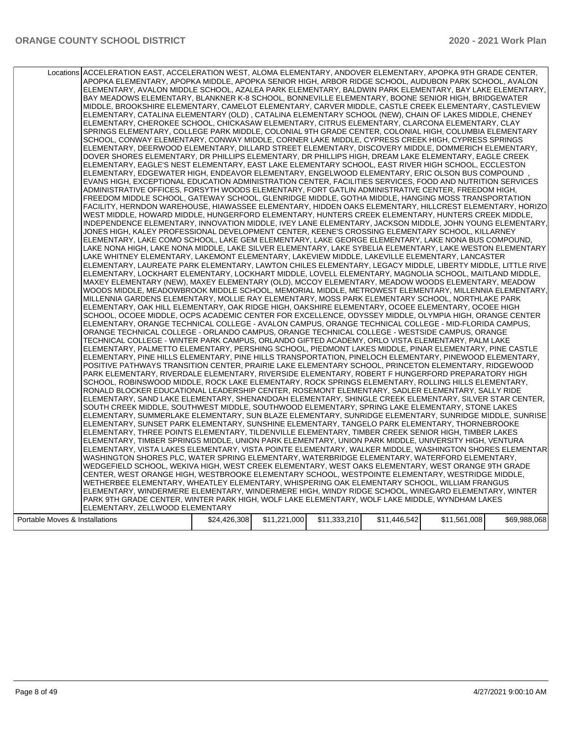| | | | | | | |
|---|---|---|---|---|---|---|
| Locations | ACCELERATION EAST, ACCELERATION WEST, ALOMA ELEMENTARY, ANDOVER ELEMENTARY, APOPKA 9TH GRADE CENTER, APOPKA ELEMENTARY, APOPKA MIDDLE, APOPKA SENIOR HIGH, ARBOR RIDGE SCHOOL, AUDUBON PARK SCHOOL, AVALON ELEMENTARY, AVALON MIDDLE SCHOOL, AZALEA PARK ELEMENTARY, BALDWIN PARK ELEMENTARY, BAY LAKE ELEMENTARY, BAY MEADOWS ELEMENTARY, BLANKNER K-8 SCHOOL, BONNEVILLE ELEMENTARY, BOONE SENIOR HIGH, BRIDGEWATER MIDDLE, BROOKSHIRE ELEMENTARY, CAMELOT ELEMENTARY, CARVER MIDDLE, CASTLE CREEK ELEMENTARY, CASTLEVIEW ELEMENTARY, CATALINA ELEMENTARY (OLD) , CATALINA ELEMENTARY SCHOOL (NEW), CHAIN OF LAKES MIDDLE, CHENEY ELEMENTARY, CHEROKEE SCHOOL, CHICKASAW ELEMENTARY, CITRUS ELEMENTARY, CLARCONA ELEMENTARY, CLAY SPRINGS ELEMENTARY, COLLEGE PARK MIDDLE, COLONIAL 9TH GRADE CENTER, COLONIAL HIGH, COLUMBIA ELEMENTARY SCHOOL, CONWAY ELEMENTARY, CONWAY MIDDLE, CORNER LAKE MIDDLE, CYPRESS CREEK HIGH, CYPRESS SPRINGS ELEMENTARY, DEERWOOD ELEMENTARY, DILLARD STREET ELEMENTARY, DISCOVERY MIDDLE, DOMMERICH ELEMENTARY, DOVER SHORES ELEMENTARY, DR PHILLIPS ELEMENTARY, DR PHILLIPS HIGH, DREAM LAKE ELEMENTARY, EAGLE CREEK ELEMENTARY, EAGLE'S NEST ELEMENTARY, EAST LAKE ELEMENTARY SCHOOL, EAST RIVER HIGH SCHOOL, ECCLESTON ELEMENTARY, EDGEWATER HIGH, ENDEAVOR ELEMENTARY, ENGELWOOD ELEMENTARY, ERIC OLSON BUS COMPOUND , EVANS HIGH, EXCEPTIONAL EDUCATION ADMINISTRATION CENTER, FACILITIES SERVICES, FOOD AND NUTRITION SERVICES ADMINISTRATIVE OFFICES, FORSYTH WOODS ELEMENTARY, FORT GATLIN ADMINISTRATIVE CENTER, FREEDOM HIGH, FREEDOM MIDDLE SCHOOL, GATEWAY SCHOOL, GLENRIDGE MIDDLE, GOTHA MIDDLE, HANGING MOSS TRANSPORTATION FACILITY, HERNDON WAREHOUSE, HIAWASSEE ELEMENTARY, HIDDEN OAKS ELEMENTARY, HILLCREST ELEMENTARY, HORIZON WEST MIDDLE, HOWARD MIDDLE, HUNGERFORD ELEMENTARY, HUNTERS CREEK ELEMENTARY, HUNTERS CREEK MIDDLE, INDEPENDENCE ELEMENTARY, INNOVATION MIDDLE, IVEY LANE ELEMENTARY, JACKSON MIDDLE, JOHN YOUNG ELEMENTARY, JONES HIGH, KALEY PROFESSIONAL DEVELOPMENT CENTER, KEENE'S CROSSING ELEMENTARY SCHOOL, KILLARNEY ELEMENTARY, LAKE COMO SCHOOL, LAKE GEM ELEMENTARY, LAKE GEORGE ELEMENTARY, LAKE NONA BUS COMPOUND, LAKE NONA HIGH, LAKE NONA MIDDLE, LAKE SILVER ELEMENTARY, LAKE SYBELIA ELEMENTARY, LAKE WESTON ELEMENTARY, LAKE WHITNEY ELEMENTARY, LAKEMONT ELEMENTARY, LAKEVIEW MIDDLE, LAKEVILLE ELEMENTARY, LANCASTER ELEMENTARY, LAUREATE PARK ELEMENTARY, LAWTON CHILES ELEMENTARY, LEGACY MIDDLE, LIBERTY MIDDLE, LITTLE RIVER ELEMENTARY, LOCKHART ELEMENTARY, LOCKHART MIDDLE, LOVELL ELEMENTARY, MAGNOLIA SCHOOL, MAITLAND MIDDLE, MAXEY ELEMENTARY (NEW), MAXEY ELEMENTARY (OLD), MCCOY ELEMENTARY, MEADOW WOODS ELEMENTARY, MEADOW WOODS MIDDLE, MEADOWBROOK MIDDLE SCHOOL, MEMORIAL MIDDLE, METROWEST ELEMENTARY, MILLENNIA ELEMENTARY, MILLENNIA GARDENS ELEMENTARY, MOLLIE RAY ELEMENTARY, MOSS PARK ELEMENTARY SCHOOL, NORTHLAKE PARK ELEMENTARY, OAK HILL ELEMENTARY, OAK RIDGE HIGH, OAKSHIRE ELEMENTARY, OCOEE ELEMENTARY, OCOEE HIGH SCHOOL, OCOEE MIDDLE, OCPS ACADEMIC CENTER FOR EXCELLENCE, ODYSSEY MIDDLE, OLYMPIA HIGH, ORANGE CENTER ELEMENTARY, ORANGE TECHNICAL COLLEGE - AVALON CAMPUS, ORANGE TECHNICAL COLLEGE - MID-FLORIDA CAMPUS, ORANGE TECHNICAL COLLEGE - ORLANDO CAMPUS, ORANGE TECHNICAL COLLEGE - WESTSIDE CAMPUS, ORANGE TECHNICAL COLLEGE - WINTER PARK CAMPUS, ORLANDO GIFTED ACADEMY, ORLO VISTA ELEMENTARY, PALM LAKE ELEMENTARY, PALMETTO ELEMENTARY, PERSHING SCHOOL, PIEDMONT LAKES MIDDLE, PINAR ELEMENTARY, PINE CASTLE ELEMENTARY, PINE HILLS ELEMENTARY, PINE HILLS TRANSPORTATION, PINELOCH ELEMENTARY, PINEWOOD ELEMENTARY, POSITIVE PATHWAYS TRANSITION CENTER, PRAIRIE LAKE ELEMENTARY SCHOOL, PRINCETON ELEMENTARY, RIDGEWOOD PARK ELEMENTARY, RIVERDALE ELEMENTARY, RIVERSIDE ELEMENTARY, ROBERT F HUNGERFORD PREPARATORY HIGH SCHOOL, ROBINSWOOD MIDDLE, ROCK LAKE ELEMENTARY, ROCK SPRINGS ELEMENTARY, ROLLING HILLS ELEMENTARY, RONALD BLOCKER EDUCATIONAL LEADERSHIP CENTER, ROSEMONT ELEMENTARY, SADLER ELEMENTARY, SALLY RIDE ELEMENTARY, SAND LAKE ELEMENTARY, SHENANDOAH ELEMENTARY, SHINGLE CREEK ELEMENTARY, SILVER STAR CENTER, SOUTH CREEK MIDDLE, SOUTHWEST MIDDLE, SOUTHWOOD ELEMENTARY, SPRING LAKE ELEMENTARY, STONE LAKES ELEMENTARY, SUMMERLAKE ELEMENTARY, SUN BLAZE ELEMENTARY, SUNRIDGE ELEMENTARY, SUNRIDGE MIDDLE, SUNRISE ELEMENTARY, SUNSET PARK ELEMENTARY, SUNSHINE ELEMENTARY, TANGELO PARK ELEMENTARY, THORNEBROOKE ELEMENTARY, THREE POINTS ELEMENTARY, TILDENVILLE ELEMENTARY, TIMBER CREEK SENIOR HIGH, TIMBER LAKES ELEMENTARY, TIMBER SPRINGS MIDDLE, UNION PARK ELEMENTARY, UNION PARK MIDDLE, UNIVERSITY HIGH, VENTURA ELEMENTARY, VISTA LAKES ELEMENTARY, VISTA POINTE ELEMENTARY, WALKER MIDDLE, WASHINGTON SHORES ELEMENTARY, WASHINGTON SHORES PLC, WATER SPRING ELEMENTARY, WATERBRIDGE ELEMENTARY, WATERFORD ELEMENTARY, WEDGEFIELD SCHOOL, WEKIVA HIGH, WEST CREEK ELEMENTARY, WEST OAKS ELEMENTARY, WEST ORANGE 9TH GRADE CENTER, WEST ORANGE HIGH, WESTBROOKE ELEMENTARY SCHOOL, WESTPOINTE ELEMENTARY, WESTRIDGE MIDDLE, WETHERBEE ELEMENTARY, WHEATLEY ELEMENTARY, WHISPERING OAK ELEMENTARY SCHOOL, WILLIAM FRANGUS ELEMENTARY, WINDERMERE ELEMENTARY, WINDERMERE HIGH, WINDY RIDGE SCHOOL, WINEGARD ELEMENTARY, WINTER PARK 9TH GRADE CENTER, WINTER PARK HIGH, WOLF LAKE ELEMENTARY, WOLF LAKE MIDDLE, WYNDHAM LAKES ELEMENTARY, ZELLWOOD ELEMENTARY | | | | | |
| Portable Moves & Installations | $24,426,308 | $11,221,000 | $11,333,210 | $11,446,542 | $11,561,008 | $69,988,068 |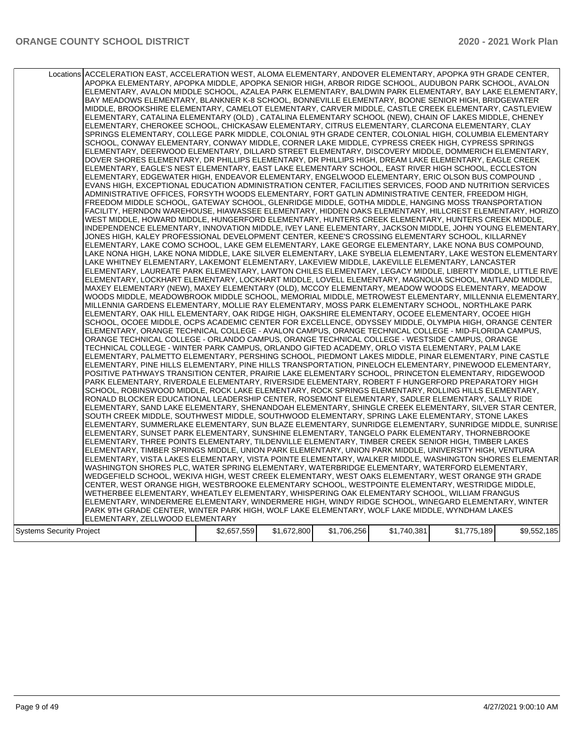| Locations | ACCELERATION EAST, ACCELERATION WEST, ALOMA ELEMENTARY, ANDOVER ELEMENTARY, APOPKA 9TH GRADE CENTER, APOPKA ELEMENTARY, APOPKA MIDDLE, APOPKA SENIOR HIGH, ARBOR RIDGE SCHOOL, AUDUBON PARK SCHOOL, AVALON ELEMENTARY, AVALON MIDDLE SCHOOL, AZALEA PARK ELEMENTARY, BALDWIN PARK ELEMENTARY, BAY LAKE ELEMENTARY, BAY MEADOWS ELEMENTARY, BLANKNER K-8 SCHOOL, BONNEVILLE ELEMENTARY, BOONE SENIOR HIGH, BRIDGEWATER MIDDLE, BROOKSHIRE ELEMENTARY, CAMELOT ELEMENTARY, CARVER MIDDLE, CASTLE CREEK ELEMENTARY, CASTLEVIEW ELEMENTARY, CATALINA ELEMENTARY (OLD) , CATALINA ELEMENTARY SCHOOL (NEW), CHAIN OF LAKES MIDDLE, CHENEY ELEMENTARY, CHEROKEE SCHOOL, CHICKASAW ELEMENTARY, CITRUS ELEMENTARY, CLARCONA ELEMENTARY, CLAY SPRINGS ELEMENTARY, COLLEGE PARK MIDDLE, COLONIAL 9TH GRADE CENTER, COLONIAL HIGH, COLUMBIA ELEMENTARY SCHOOL, CONWAY ELEMENTARY, CONWAY MIDDLE, CORNER LAKE MIDDLE, CYPRESS CREEK HIGH, CYPRESS SPRINGS ELEMENTARY, DEERWOOD ELEMENTARY, DILLARD STREET ELEMENTARY, DISCOVERY MIDDLE, DOMMERICH ELEMENTARY, DOVER SHORES ELEMENTARY, DR PHILLIPS ELEMENTARY, DR PHILLIPS HIGH, DREAM LAKE ELEMENTARY, EAGLE CREEK ELEMENTARY, EAGLE'S NEST ELEMENTARY, EAST LAKE ELEMENTARY SCHOOL, EAST RIVER HIGH SCHOOL, ECCLESTON ELEMENTARY, EDGEWATER HIGH, ENDEAVOR ELEMENTARY, ENGELWOOD ELEMENTARY, ERIC OLSON BUS COMPOUND , EVANS HIGH, EXCEPTIONAL EDUCATION ADMINISTRATION CENTER, FACILITIES SERVICES, FOOD AND NUTRITION SERVICES ADMINISTRATIVE OFFICES, FORSYTH WOODS ELEMENTARY, FORT GATLIN ADMINISTRATIVE CENTER, FREEDOM HIGH, FREEDOM MIDDLE SCHOOL, GATEWAY SCHOOL, GLENRIDGE MIDDLE, GOTHA MIDDLE, HANGING MOSS TRANSPORTATION FACILITY, HERNDON WAREHOUSE, HIAWASSEE ELEMENTARY, HIDDEN OAKS ELEMENTARY, HILLCREST ELEMENTARY, HORIZON WEST MIDDLE, HOWARD MIDDLE, HUNGERFORD ELEMENTARY, HUNTERS CREEK ELEMENTARY, HUNTERS CREEK MIDDLE, INDEPENDENCE ELEMENTARY, INNOVATION MIDDLE, IVEY LANE ELEMENTARY, JACKSON MIDDLE, JOHN YOUNG ELEMENTARY, JONES HIGH, KALEY PROFESSIONAL DEVELOPMENT CENTER, KEENE'S CROSSING ELEMENTARY SCHOOL, KILLARNEY ELEMENTARY, LAKE COMO SCHOOL, LAKE GEM ELEMENTARY, LAKE GEORGE ELEMENTARY, LAKE NONA BUS COMPOUND, LAKE NONA HIGH, LAKE NONA MIDDLE, LAKE SILVER ELEMENTARY, LAKE SYBELIA ELEMENTARY, LAKE WESTON ELEMENTARY, LAKE WHITNEY ELEMENTARY, LAKEMONT ELEMENTARY, LAKEVIEW MIDDLE, LAKEVILLE ELEMENTARY, LANCASTER ELEMENTARY, LAUREATE PARK ELEMENTARY, LAWTON CHILES ELEMENTARY, LEGACY MIDDLE, LIBERTY MIDDLE, LITTLE RIVER ELEMENTARY, LOCKHART ELEMENTARY, LOCKHART MIDDLE, LOVELL ELEMENTARY, MAGNOLIA SCHOOL, MAITLAND MIDDLE, MAXEY ELEMENTARY (NEW), MAXEY ELEMENTARY (OLD), MCCOY ELEMENTARY, MEADOW WOODS ELEMENTARY, MEADOW WOODS MIDDLE, MEADOWBROOK MIDDLE SCHOOL, MEMORIAL MIDDLE, METROWEST ELEMENTARY, MILLENNIA ELEMENTARY, MILLENNIA GARDENS ELEMENTARY, MOLLIE RAY ELEMENTARY, MOSS PARK ELEMENTARY SCHOOL, NORTHLAKE PARK ELEMENTARY, OAK HILL ELEMENTARY, OAK RIDGE HIGH, OAKSHIRE ELEMENTARY, OCOEE ELEMENTARY, OCOEE HIGH SCHOOL, OCOEE MIDDLE, OCPS ACADEMIC CENTER FOR EXCELLENCE, ODYSSEY MIDDLE, OLYMPIA HIGH, ORANGE CENTER ELEMENTARY, ORANGE TECHNICAL COLLEGE - AVALON CAMPUS, ORANGE TECHNICAL COLLEGE - MID-FLORIDA CAMPUS, ORANGE TECHNICAL COLLEGE - ORLANDO CAMPUS, ORANGE TECHNICAL COLLEGE - WESTSIDE CAMPUS, ORANGE TECHNICAL COLLEGE - WINTER PARK CAMPUS, ORLANDO GIFTED ACADEMY, ORLO VISTA ELEMENTARY, PALM LAKE ELEMENTARY, PALMETTO ELEMENTARY, PERSHING SCHOOL, PIEDMONT LAKES MIDDLE, PINAR ELEMENTARY, PINE CASTLE ELEMENTARY, PINE HILLS ELEMENTARY, PINE HILLS TRANSPORTATION, PINELOCH ELEMENTARY, PINEWOOD ELEMENTARY, POSITIVE PATHWAYS TRANSITION CENTER, PRAIRIE LAKE ELEMENTARY SCHOOL, PRINCETON ELEMENTARY, RIDGEWOOD PARK ELEMENTARY, RIVERDALE ELEMENTARY, RIVERSIDE ELEMENTARY, ROBERT F HUNGERFORD PREPARATORY HIGH SCHOOL, ROBINSWOOD MIDDLE, ROCK LAKE ELEMENTARY, ROCK SPRINGS ELEMENTARY, ROLLING HILLS ELEMENTARY, RONALD BLOCKER EDUCATIONAL LEADERSHIP CENTER, ROSEMONT ELEMENTARY, SADLER ELEMENTARY, SALLY RIDE ELEMENTARY, SAND LAKE ELEMENTARY, SHENANDOAH ELEMENTARY, SHINGLE CREEK ELEMENTARY, SILVER STAR CENTER, SOUTH CREEK MIDDLE, SOUTHWEST MIDDLE, SOUTHWOOD ELEMENTARY, SPRING LAKE ELEMENTARY, STONE LAKES ELEMENTARY, SUMMERLAKE ELEMENTARY, SUN BLAZE ELEMENTARY, SUNRIDGE ELEMENTARY, SUNRIDGE MIDDLE, SUNRISE ELEMENTARY, SUNSET PARK ELEMENTARY, SUNSHINE ELEMENTARY, TANGELO PARK ELEMENTARY, THORNEBROOKE ELEMENTARY, THREE POINTS ELEMENTARY, TILDENVILLE ELEMENTARY, TIMBER CREEK SENIOR HIGH, TIMBER LAKES ELEMENTARY, TIMBER SPRINGS MIDDLE, UNION PARK ELEMENTARY, UNION PARK MIDDLE, UNIVERSITY HIGH, VENTURA ELEMENTARY, VISTA LAKES ELEMENTARY, VISTA POINTE ELEMENTARY, WALKER MIDDLE, WASHINGTON SHORES ELEMENTARY, WASHINGTON SHORES PLC, WATER SPRING ELEMENTARY, WATERBRIDGE ELEMENTARY, WATERFORD ELEMENTARY, WEDGEFIELD SCHOOL, WEKIVA HIGH, WEST CREEK ELEMENTARY, WEST OAKS ELEMENTARY, WEST ORANGE 9TH GRADE CENTER, WEST ORANGE HIGH, WESTBROOKE ELEMENTARY SCHOOL, WESTPOINTE ELEMENTARY, WESTRIDGE MIDDLE, WETHERBEE ELEMENTARY, WHEATLEY ELEMENTARY, WHISPERING OAK ELEMENTARY SCHOOL, WILLIAM FRANGUS ELEMENTARY, WINDERMERE ELEMENTARY, WINDERMERE HIGH, WINDY RIDGE SCHOOL, WINEGARD ELEMENTARY, WINTER PARK 9TH GRADE CENTER, WINTER PARK HIGH, WOLF LAKE ELEMENTARY, WOLF LAKE MIDDLE, WYNDHAM LAKES ELEMENTARY, ZELLWOOD ELEMENTARY | | | | | |
|---|---|---|---|---|---|---|
| Systems Security Project | | $2,657,559 | $1,672,800 | $1,706,256 | $1,740,381 | $1,775,189 | $9,552,185 |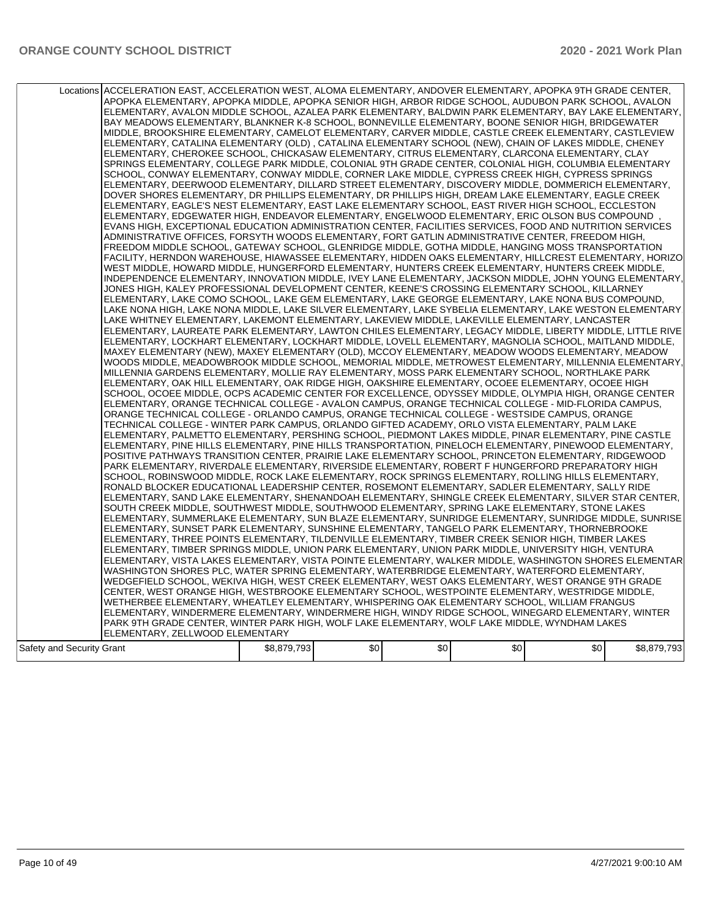| Locations | ACCELERATION EAST, ACCELERATION WEST, ALOMA ELEMENTARY, ANDOVER ELEMENTARY, APOPKA 9TH GRADE CENTER, APOPKA ELEMENTARY, APOPKA MIDDLE, APOPKA SENIOR HIGH, ARBOR RIDGE SCHOOL, AUDUBON PARK SCHOOL, AVALON ELEMENTARY, AVALON MIDDLE SCHOOL, AZALEA PARK ELEMENTARY, BALDWIN PARK ELEMENTARY, BAY LAKE ELEMENTARY, BAY MEADOWS ELEMENTARY, BLANKNER K-8 SCHOOL, BONNEVILLE ELEMENTARY, BOONE SENIOR HIGH, BRIDGEWATER MIDDLE, BROOKSHIRE ELEMENTARY, CAMELOT ELEMENTARY, CARVER MIDDLE, CASTLE CREEK ELEMENTARY, CASTLEVIEW ELEMENTARY, CATALINA ELEMENTARY (OLD) , CATALINA ELEMENTARY SCHOOL (NEW), CHAIN OF LAKES MIDDLE, CHENEY ELEMENTARY, CHEROKEE SCHOOL, CHICKASAW ELEMENTARY, CITRUS ELEMENTARY, CLARCONA ELEMENTARY, CLAY SPRINGS ELEMENTARY, COLLEGE PARK MIDDLE, COLONIAL 9TH GRADE CENTER, COLONIAL HIGH, COLUMBIA ELEMENTARY SCHOOL, CONWAY ELEMENTARY, CONWAY MIDDLE, CORNER LAKE MIDDLE, CYPRESS CREEK HIGH, CYPRESS SPRINGS ELEMENTARY, DEERWOOD ELEMENTARY, DILLARD STREET ELEMENTARY, DISCOVERY MIDDLE, DOMMERICH ELEMENTARY, DOVER SHORES ELEMENTARY, DR PHILLIPS ELEMENTARY, DR PHILLIPS HIGH, DREAM LAKE ELEMENTARY, EAGLE CREEK ELEMENTARY, EAGLE'S NEST ELEMENTARY, EAST LAKE ELEMENTARY SCHOOL, EAST RIVER HIGH SCHOOL, ECCLESTON ELEMENTARY, EDGEWATER HIGH, ENDEAVOR ELEMENTARY, ENGELWOOD ELEMENTARY, ERIC OLSON BUS COMPOUND , EVANS HIGH, EXCEPTIONAL EDUCATION ADMINISTRATION CENTER, FACILITIES SERVICES, FOOD AND NUTRITION SERVICES ADMINISTRATIVE OFFICES, FORSYTH WOODS ELEMENTARY, FORT GATLIN ADMINISTRATIVE CENTER, FREEDOM HIGH, FREEDOM MIDDLE SCHOOL, GATEWAY SCHOOL, GLENRIDGE MIDDLE, GOTHA MIDDLE, HANGING MOSS TRANSPORTATION FACILITY, HERNDON WAREHOUSE, HIAWASSEE ELEMENTARY, HIDDEN OAKS ELEMENTARY, HILLCREST ELEMENTARY, HORIZON WEST MIDDLE, HOWARD MIDDLE, HUNGERFORD ELEMENTARY, HUNTERS CREEK ELEMENTARY, HUNTERS CREEK MIDDLE, INDEPENDENCE ELEMENTARY, INNOVATION MIDDLE, IVEY LANE ELEMENTARY, JACKSON MIDDLE, JOHN YOUNG ELEMENTARY, JONES HIGH, KALEY PROFESSIONAL DEVELOPMENT CENTER, KEENE'S CROSSING ELEMENTARY SCHOOL, KILLARNEY ELEMENTARY, LAKE COMO SCHOOL, LAKE GEM ELEMENTARY, LAKE GEORGE ELEMENTARY, LAKE NONA BUS COMPOUND, LAKE NONA HIGH, LAKE NONA MIDDLE, LAKE SILVER ELEMENTARY, LAKE SYBELIA ELEMENTARY, LAKE WESTON ELEMENTARY, LAKE WHITNEY ELEMENTARY, LAKEMONT ELEMENTARY, LAKEVIEW MIDDLE, LAKEVILLE ELEMENTARY, LANCASTER ELEMENTARY, LAUREATE PARK ELEMENTARY, LAWTON CHILES ELEMENTARY, LEGACY MIDDLE, LIBERTY MIDDLE, LITTLE RIVER ELEMENTARY, LOCKHART ELEMENTARY, LOCKHART MIDDLE, LOVELL ELEMENTARY, MAGNOLIA SCHOOL, MAITLAND MIDDLE, MAXEY ELEMENTARY (NEW), MAXEY ELEMENTARY (OLD), MCCOY ELEMENTARY, MEADOW WOODS ELEMENTARY, MEADOW WOODS MIDDLE, MEADOWBROOK MIDDLE SCHOOL, MEMORIAL MIDDLE, METROWEST ELEMENTARY, MILLENNIA ELEMENTARY, MILLENNIA GARDENS ELEMENTARY, MOLLIE RAY ELEMENTARY, MOSS PARK ELEMENTARY SCHOOL, NORTHLAKE PARK ELEMENTARY, OAK HILL ELEMENTARY, OAK RIDGE HIGH, OAKSHIRE ELEMENTARY, OCOEE ELEMENTARY, OCOEE HIGH SCHOOL, OCOEE MIDDLE, OCPS ACADEMIC CENTER FOR EXCELLENCE, ODYSSEY MIDDLE, OLYMPIA HIGH, ORANGE CENTER ELEMENTARY, ORANGE TECHNICAL COLLEGE - AVALON CAMPUS, ORANGE TECHNICAL COLLEGE - MID-FLORIDA CAMPUS, ORANGE TECHNICAL COLLEGE - ORLANDO CAMPUS, ORANGE TECHNICAL COLLEGE - WESTSIDE CAMPUS, ORANGE TECHNICAL COLLEGE - WINTER PARK CAMPUS, ORLANDO GIFTED ACADEMY, ORLO VISTA ELEMENTARY, PALM LAKE ELEMENTARY, PALMETTO ELEMENTARY, PERSHING SCHOOL, PIEDMONT LAKES MIDDLE, PINAR ELEMENTARY, PINE CASTLE ELEMENTARY, PINE HILLS ELEMENTARY, PINE HILLS TRANSPORTATION, PINELOCH ELEMENTARY, PINEWOOD ELEMENTARY, POSITIVE PATHWAYS TRANSITION CENTER, PRAIRIE LAKE ELEMENTARY SCHOOL, PRINCETON ELEMENTARY, RIDGEWOOD PARK ELEMENTARY, RIVERDALE ELEMENTARY, RIVERSIDE ELEMENTARY, ROBERT F HUNGERFORD PREPARATORY HIGH SCHOOL, ROBINSWOOD MIDDLE, ROCK LAKE ELEMENTARY, ROCK SPRINGS ELEMENTARY, ROLLING HILLS ELEMENTARY, RONALD BLOCKER EDUCATIONAL LEADERSHIP CENTER, ROSEMONT ELEMENTARY, SADLER ELEMENTARY, SALLY RIDE ELEMENTARY, SAND LAKE ELEMENTARY, SHENANDOAH ELEMENTARY, SHINGLE CREEK ELEMENTARY, SILVER STAR CENTER, SOUTH CREEK MIDDLE, SOUTHWEST MIDDLE, SOUTHWOOD ELEMENTARY, SPRING LAKE ELEMENTARY, STONE LAKES ELEMENTARY, SUMMERLAKE ELEMENTARY, SUN BLAZE ELEMENTARY, SUNRIDGE ELEMENTARY, SUNRIDGE MIDDLE, SUNRISE ELEMENTARY, SUNSET PARK ELEMENTARY, SUNSHINE ELEMENTARY, TANGELO PARK ELEMENTARY, THORNEBROOKE ELEMENTARY, THREE POINTS ELEMENTARY, TILDENVILLE ELEMENTARY, TIMBER CREEK SENIOR HIGH, TIMBER LAKES ELEMENTARY, TIMBER SPRINGS MIDDLE, UNION PARK ELEMENTARY, UNION PARK MIDDLE, UNIVERSITY HIGH, VENTURA ELEMENTARY, VISTA LAKES ELEMENTARY, VISTA POINTE ELEMENTARY, WALKER MIDDLE, WASHINGTON SHORES ELEMENTARY, WASHINGTON SHORES PLC, WATER SPRING ELEMENTARY, WATERBRIDGE ELEMENTARY, WATERFORD ELEMENTARY, WEDGEFIELD SCHOOL, WEKIVA HIGH, WEST CREEK ELEMENTARY, WEST OAKS ELEMENTARY, WEST ORANGE 9TH GRADE CENTER, WEST ORANGE HIGH, WESTBROOKE ELEMENTARY SCHOOL, WESTPOINTE ELEMENTARY, WESTRIDGE MIDDLE, WETHERBEE ELEMENTARY, WHEATLEY ELEMENTARY, WHISPERING OAK ELEMENTARY SCHOOL, WILLIAM FRANGUS ELEMENTARY, WINDERMERE ELEMENTARY, WINDERMERE HIGH, WINDY RIDGE SCHOOL, WINEGARD ELEMENTARY, WINTER PARK 9TH GRADE CENTER, WINTER PARK HIGH, WOLF LAKE ELEMENTARY, WOLF LAKE MIDDLE, WYNDHAM LAKES ELEMENTARY, ZELLWOOD ELEMENTARY | | | | | |
|---|---|---|---|---|---|---|
| Safety and Security Grant | $8,879,793 | $0 | $0 | $0 | $0 | $8,879,793 |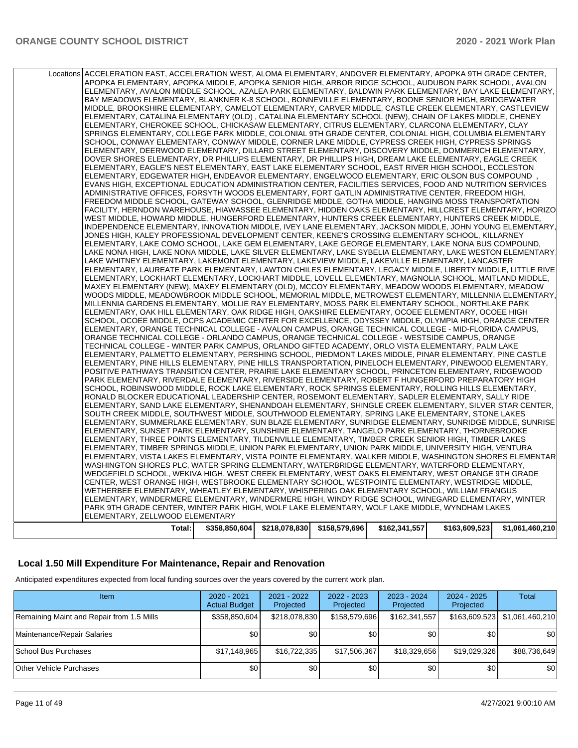| | | | | | | |
|---|---|---|---|---|---|---|
| Locations | ACCELERATION EAST, ACCELERATION WEST, ALOMA ELEMENTARY, ANDOVER ELEMENTARY, APOPKA 9TH GRADE CENTER, APOPKA ELEMENTARY, APOPKA MIDDLE, APOPKA SENIOR HIGH, ARBOR RIDGE SCHOOL, AUDUBON PARK SCHOOL, AVALON ELEMENTARY, AVALON MIDDLE SCHOOL, AZALEA PARK ELEMENTARY, BALDWIN PARK ELEMENTARY, BAY LAKE ELEMENTARY, BAY MEADOWS ELEMENTARY, BLANKNER K-8 SCHOOL, BONNEVILLE ELEMENTARY, BOONE SENIOR HIGH, BRIDGEWATER MIDDLE, BROOKSHIRE ELEMENTARY, CAMELOT ELEMENTARY, CARVER MIDDLE, CASTLE CREEK ELEMENTARY, CASTLEVIEW ELEMENTARY, CATALINA ELEMENTARY (OLD) , CATALINA ELEMENTARY SCHOOL (NEW), CHAIN OF LAKES MIDDLE, CHENEY ELEMENTARY, CHEROKEE SCHOOL, CHICKASAW ELEMENTARY, CITRUS ELEMENTARY, CLARCONA ELEMENTARY, CLAY SPRINGS ELEMENTARY, COLLEGE PARK MIDDLE, COLONIAL 9TH GRADE CENTER, COLONIAL HIGH, COLUMBIA ELEMENTARY SCHOOL, CONWAY ELEMENTARY, CONWAY MIDDLE, CORNER LAKE MIDDLE, CYPRESS CREEK HIGH, CYPRESS SPRINGS ELEMENTARY, DEERWOOD ELEMENTARY, DILLARD STREET ELEMENTARY, DISCOVERY MIDDLE, DOMMERICH ELEMENTARY, DOVER SHORES ELEMENTARY, DR PHILLIPS ELEMENTARY, DR PHILLIPS HIGH, DREAM LAKE ELEMENTARY, EAGLE CREEK ELEMENTARY, EAGLE'S NEST ELEMENTARY, EAST LAKE ELEMENTARY SCHOOL, EAST RIVER HIGH SCHOOL, ECCLESTON ELEMENTARY, EDGEWATER HIGH, ENDEAVOR ELEMENTARY, ENGELWOOD ELEMENTARY, ERIC OLSON BUS COMPOUND , EVANS HIGH, EXCEPTIONAL EDUCATION ADMINISTRATION CENTER, FACILITIES SERVICES, FOOD AND NUTRITION SERVICES ADMINISTRATIVE OFFICES, FORSYTH WOODS ELEMENTARY, FORT GATLIN ADMINISTRATIVE CENTER, FREEDOM HIGH, FREEDOM MIDDLE SCHOOL, GATEWAY SCHOOL, GLENRIDGE MIDDLE, GOTHA MIDDLE, HANGING MOSS TRANSPORTATION FACILITY, HERNDON WAREHOUSE, HIAWASSEE ELEMENTARY, HIDDEN OAKS ELEMENTARY, HILLCREST ELEMENTARY, HORIZON WEST MIDDLE, HOWARD MIDDLE, HUNGERFORD ELEMENTARY, HUNTERS CREEK ELEMENTARY, HUNTERS CREEK MIDDLE, INDEPENDENCE ELEMENTARY, INNOVATION MIDDLE, IVEY LANE ELEMENTARY, JACKSON MIDDLE, JOHN YOUNG ELEMENTARY, JONES HIGH, KALEY PROFESSIONAL DEVELOPMENT CENTER, KEENE'S CROSSING ELEMENTARY SCHOOL, KILLARNEY ELEMENTARY, LAKE COMO SCHOOL, LAKE GEM ELEMENTARY, LAKE GEORGE ELEMENTARY, LAKE NONA BUS COMPOUND, LAKE NONA HIGH, LAKE NONA MIDDLE, LAKE SILVER ELEMENTARY, LAKE SYBELIA ELEMENTARY, LAKE WESTON ELEMENTARY, LAKE WHITNEY ELEMENTARY, LAKEMONT ELEMENTARY, LAKEVIEW MIDDLE, LAKEVILLE ELEMENTARY, LANCASTER ELEMENTARY, LAUREATE PARK ELEMENTARY, LAWTON CHILES ELEMENTARY, LEGACY MIDDLE, LIBERTY MIDDLE, LITTLE RIVER ELEMENTARY, LOCKHART ELEMENTARY, LOCKHART MIDDLE, LOVELL ELEMENTARY, MAGNOLIA SCHOOL, MAITLAND MIDDLE, MAXEY ELEMENTARY (NEW), MAXEY ELEMENTARY (OLD), MCCOY ELEMENTARY, MEADOW WOODS ELEMENTARY, MEADOW WOODS MIDDLE, MEADOWBROOK MIDDLE SCHOOL, MEMORIAL MIDDLE, METROWEST ELEMENTARY, MILLENNIA ELEMENTARY, MILLENNIA GARDENS ELEMENTARY, MOLLIE RAY ELEMENTARY, MOSS PARK ELEMENTARY SCHOOL, NORTHLAKE PARK ELEMENTARY, OAK HILL ELEMENTARY, OAK RIDGE HIGH, OAKSHIRE ELEMENTARY, OCOEE ELEMENTARY, OCOEE HIGH SCHOOL, OCOEE MIDDLE, OCPS ACADEMIC CENTER FOR EXCELLENCE, ODYSSEY MIDDLE, OLYMPIA HIGH, ORANGE CENTER ELEMENTARY, ORANGE TECHNICAL COLLEGE - AVALON CAMPUS, ORANGE TECHNICAL COLLEGE - MID-FLORIDA CAMPUS, ORANGE TECHNICAL COLLEGE - ORLANDO CAMPUS, ORANGE TECHNICAL COLLEGE - WESTSIDE CAMPUS, ORANGE TECHNICAL COLLEGE - WINTER PARK CAMPUS, ORLANDO GIFTED ACADEMY, ORLO VISTA ELEMENTARY, PALM LAKE ELEMENTARY, PALMETTO ELEMENTARY, PERSHING SCHOOL, PIEDMONT LAKES MIDDLE, PINAR ELEMENTARY, PINE CASTLE ELEMENTARY, PINE HILLS ELEMENTARY, PINE HILLS TRANSPORTATION, PINELOCH ELEMENTARY, PINEWOOD ELEMENTARY, POSITIVE PATHWAYS TRANSITION CENTER, PRAIRIE LAKE ELEMENTARY SCHOOL, PRINCETON ELEMENTARY, RIDGEWOOD PARK ELEMENTARY, RIVERDALE ELEMENTARY, RIVERSIDE ELEMENTARY, ROBERT F HUNGERFORD PREPARATORY HIGH SCHOOL, ROBINSWOOD MIDDLE, ROCK LAKE ELEMENTARY, ROCK SPRINGS ELEMENTARY, ROLLING HILLS ELEMENTARY, RONALD BLOCKER EDUCATIONAL LEADERSHIP CENTER, ROSEMONT ELEMENTARY, SADLER ELEMENTARY, SALLY RIDE ELEMENTARY, SAND LAKE ELEMENTARY, SHENANDOAH ELEMENTARY, SHINGLE CREEK ELEMENTARY, SILVER STAR CENTER, SOUTH CREEK MIDDLE, SOUTHWEST MIDDLE, SOUTHWOOD ELEMENTARY, SPRING LAKE ELEMENTARY, STONE LAKES ELEMENTARY, SUMMERLAKE ELEMENTARY, SUN BLAZE ELEMENTARY, SUNRIDGE ELEMENTARY, SUNRIDGE MIDDLE, SUNRISE ELEMENTARY, SUNSET PARK ELEMENTARY, SUNSHINE ELEMENTARY, TANGELO PARK ELEMENTARY, THORNEBROOKE ELEMENTARY, THREE POINTS ELEMENTARY, TILDENVILLE ELEMENTARY, TIMBER CREEK SENIOR HIGH, TIMBER LAKES ELEMENTARY, TIMBER SPRINGS MIDDLE, UNION PARK ELEMENTARY, UNION PARK MIDDLE, UNIVERSITY HIGH, VENTURA ELEMENTARY, VISTA LAKES ELEMENTARY, VISTA POINTE ELEMENTARY, WALKER MIDDLE, WASHINGTON SHORES ELEMENTARY, WASHINGTON SHORES PLC, WATER SPRING ELEMENTARY, WATERBRIDGE ELEMENTARY, WATERFORD ELEMENTARY, WEDGEFIELD SCHOOL, WEKIVA HIGH, WEST CREEK ELEMENTARY, WEST OAKS ELEMENTARY, WEST ORANGE 9TH GRADE CENTER, WEST ORANGE HIGH, WESTBROOKE ELEMENTARY SCHOOL, WESTPOINTE ELEMENTARY, WESTRIDGE MIDDLE, WETHERBEE ELEMENTARY, WHEATLEY ELEMENTARY, WHISPERING OAK ELEMENTARY SCHOOL, WILLIAM FRANGUS ELEMENTARY, WINDERMERE ELEMENTARY, WINDERMERE HIGH, WINDY RIDGE SCHOOL, WINEGARD ELEMENTARY, WINTER PARK 9TH GRADE CENTER, WINTER PARK HIGH, WOLF LAKE ELEMENTARY, WOLF LAKE MIDDLE, WYNDHAM LAKES ELEMENTARY, ZELLWOOD ELEMENTARY | | | | | |
| **Total:** | **$358,850,604** | **$218,078,830** | **$158,579,696** | **$162,341,557** | **$163,609,523** | **$1,061,460,210** |

## Local 1.50 Mill Expenditure For Maintenance, Repair and Renovation

Anticipated expenditures expected from local funding sources over the years covered by the current work plan.

| Item | 2020 - 2021 Actual Budget | 2021 - 2022 Projected | 2022 - 2023 Projected | 2023 - 2024 Projected | 2024 - 2025 Projected | Total |
|---|---|---|---|---|---|---|
| Remaining Maint and Repair from 1.5 Mills | $358,850,604 | $218,078,830 | $158,579,696 | $162,341,557 | $163,609,523 | $1,061,460,210 |
| Maintenance/Repair Salaries | $0 | $0 | $0 | $0 | $0 | $0 |
| School Bus Purchases | $17,148,965 | $16,722,335 | $17,506,367 | $18,329,656 | $19,029,326 | $88,736,649 |
| Other Vehicle Purchases | $0 | $0 | $0 | $0 | $0 | $0 |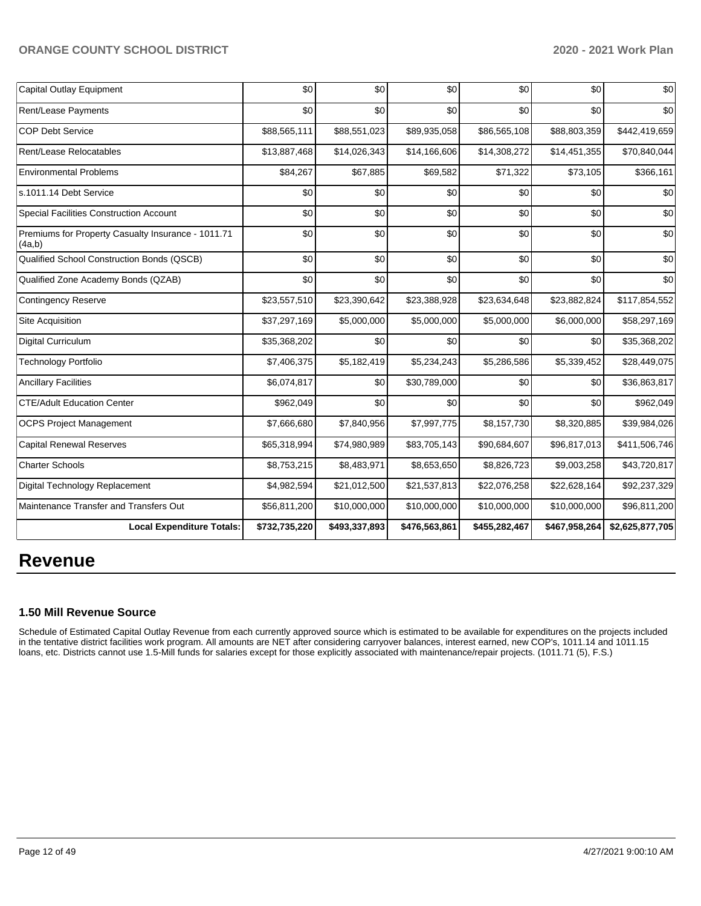| | | | | | | |
|---|---|---|---|---|---|---|
| Capital Outlay Equipment | $0 | $0 | $0 | $0 | $0 | $0 |
| Rent/Lease Payments | $0 | $0 | $0 | $0 | $0 | $0 |
| COP Debt Service | $88,565,111 | $88,551,023 | $89,935,058 | $86,565,108 | $88,803,359 | $442,419,659 |
| Rent/Lease Relocatables | $13,887,468 | $14,026,343 | $14,166,606 | $14,308,272 | $14,451,355 | $70,840,044 |
| Environmental Problems | $84,267 | $67,885 | $69,582 | $71,322 | $73,105 | $366,161 |
| s.1011.14 Debt Service | $0 | $0 | $0 | $0 | $0 | $0 |
| Special Facilities Construction Account | $0 | $0 | $0 | $0 | $0 | $0 |
| Premiums for Property Casualty Insurance - 1011.71 (4a,b) | $0 | $0 | $0 | $0 | $0 | $0 |
| Qualified School Construction Bonds (QSCB) | $0 | $0 | $0 | $0 | $0 | $0 |
| Qualified Zone Academy Bonds (QZAB) | $0 | $0 | $0 | $0 | $0 | $0 |
| Contingency Reserve | $23,557,510 | $23,390,642 | $23,388,928 | $23,634,648 | $23,882,824 | $117,854,552 |
| Site Acquisition | $37,297,169 | $5,000,000 | $5,000,000 | $5,000,000 | $6,000,000 | $58,297,169 |
| Digital Curriculum | $35,368,202 | $0 | $0 | $0 | $0 | $35,368,202 |
| Technology Portfolio | $7,406,375 | $5,182,419 | $5,234,243 | $5,286,586 | $5,339,452 | $28,449,075 |
| Ancillary Facilities | $6,074,817 | $0 | $30,789,000 | $0 | $0 | $36,863,817 |
| CTE/Adult Education Center | $962,049 | $0 | $0 | $0 | $0 | $962,049 |
| OCPS Project Management | $7,666,680 | $7,840,956 | $7,997,775 | $8,157,730 | $8,320,885 | $39,984,026 |
| Capital Renewal Reserves | $65,318,994 | $74,980,989 | $83,705,143 | $90,684,607 | $96,817,013 | $411,506,746 |
| Charter Schools | $8,753,215 | $8,483,971 | $8,653,650 | $8,826,723 | $9,003,258 | $43,720,817 |
| Digital Technology Replacement | $4,982,594 | $21,012,500 | $21,537,813 | $22,076,258 | $22,628,164 | $92,237,329 |
| Maintenance Transfer and Transfers Out | $56,811,200 | $10,000,000 | $10,000,000 | $10,000,000 | $10,000,000 | $96,811,200 |
| **Local Expenditure Totals:** | **$732,735,220** | **$493,337,893** | **$476,563,861** | **$455,282,467** | **$467,958,264** | **$2,625,877,705** |

# Revenue

### 1.50 Mill Revenue Source

Schedule of Estimated Capital Outlay Revenue from each currently approved source which is estimated to be available for expenditures on the projects included in the tentative district facilities work program. All amounts are NET after considering carryover balances, interest earned, new COP's, 1011.14 and 1011.15 loans, etc. Districts cannot use 1.5-Mill funds for salaries except for those explicitly associated with maintenance/repair projects. (1011.71 (5), F.S.)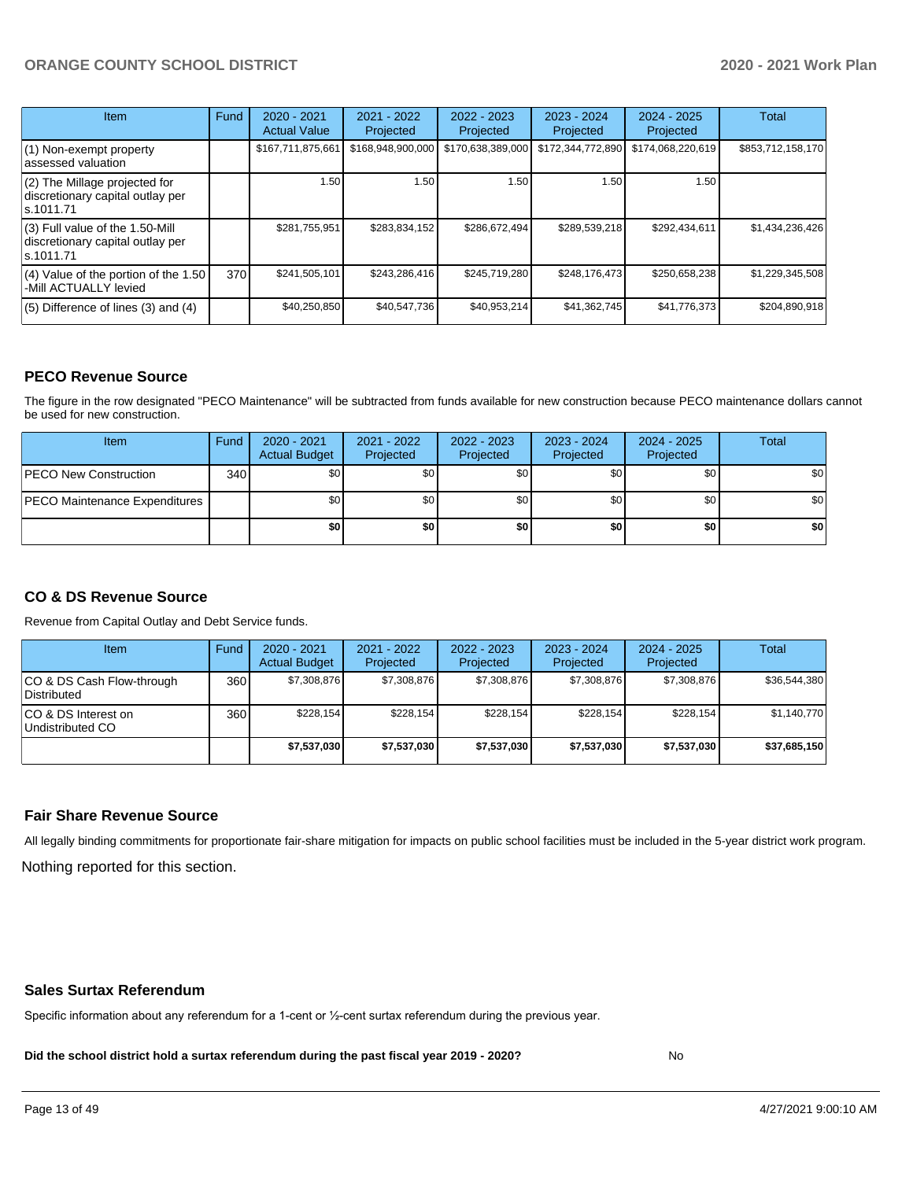| Item | Fund | 2020 - 2021 Actual Value | 2021 - 2022 Projected | 2022 - 2023 Projected | 2023 - 2024 Projected | 2024 - 2025 Projected | Total |
|---|---|---|---|---|---|---|---|
| (1) Non-exempt property assessed valuation | | $167,711,875,661 | $168,948,900,000 | $170,638,389,000 | $172,344,772,890 | $174,068,220,619 | $853,712,158,170 |
| (2) The Millage projected for discretionary capital outlay per s.1011.71 | | 1.50 | 1.50 | 1.50 | 1.50 | 1.50 | |
| (3) Full value of the 1.50-Mill discretionary capital outlay per s.1011.71 | | $281,755,951 | $283,834,152 | $286,672,494 | $289,539,218 | $292,434,611 | $1,434,236,426 |
| (4) Value of the portion of the 1.50 -Mill ACTUALLY levied | 370 | $241,505,101 | $243,286,416 | $245,719,280 | $248,176,473 | $250,658,238 | $1,229,345,508 |
| (5) Difference of lines (3) and (4) | | $40,250,850 | $40,547,736 | $40,953,214 | $41,362,745 | $41,776,373 | $204,890,918 |

## PECO Revenue Source

The figure in the row designated "PECO Maintenance" will be subtracted from funds available for new construction because PECO maintenance dollars cannot be used for new construction.

| Item | Fund | 2020 - 2021 Actual Budget | 2021 - 2022 Projected | 2022 - 2023 Projected | 2023 - 2024 Projected | 2024 - 2025 Projected | Total |
|---|---|---|---|---|---|---|---|
| PECO New Construction | 340 | $0 | $0 | $0 | $0 | $0 | $0 |
| PECO Maintenance Expenditures | | $0 | $0 | $0 | $0 | $0 | $0 |
| | | **$0** | **$0** | **$0** | **$0** | **$0** | **$0** |

## CO & DS Revenue Source

Revenue from Capital Outlay and Debt Service funds.

| Item | Fund | 2020 - 2021 Actual Budget | 2021 - 2022 Projected | 2022 - 2023 Projected | 2023 - 2024 Projected | 2024 - 2025 Projected | Total |
|---|---|---|---|---|---|---|---|
| CO & DS Cash Flow-through Distributed | 360 | $7,308,876 | $7,308,876 | $7,308,876 | $7,308,876 | $7,308,876 | $36,544,380 |
| CO & DS Interest on Undistributed CO | 360 | $228,154 | $228,154 | $228,154 | $228,154 | $228,154 | $1,140,770 |
| | | **$7,537,030** | **$7,537,030** | **$7,537,030** | **$7,537,030** | **$7,537,030** | **$37,685,150** |

## Fair Share Revenue Source

All legally binding commitments for proportionate fair-share mitigation for impacts on public school facilities must be included in the 5-year district work program.

Nothing reported for this section.

## Sales Surtax Referendum

Specific information about any referendum for a 1-cent or ½-cent surtax referendum during the previous year.

**Did the school district hold a surtax referendum during the past fiscal year 2019 - 2020?** No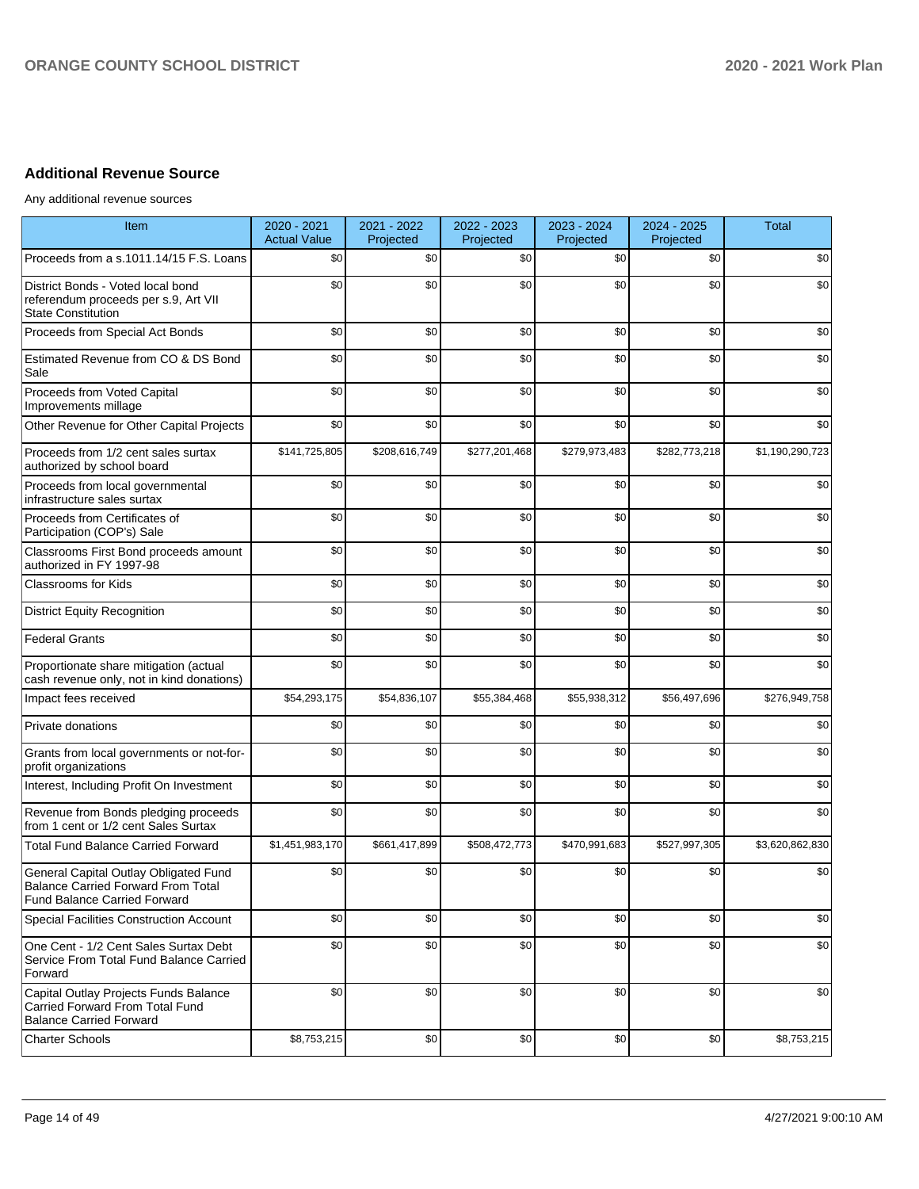## Additional Revenue Source

Any additional revenue sources

| Item | 2020 - 2021 Actual Value | 2021 - 2022 Projected | 2022 - 2023 Projected | 2023 - 2024 Projected | 2024 - 2025 Projected | Total |
|---|---|---|---|---|---|---|
| Proceeds from a s.1011.14/15 F.S. Loans | $0 | $0 | $0 | $0 | $0 | $0 |
| District Bonds - Voted local bond referendum proceeds per s.9, Art VII State Constitution | $0 | $0 | $0 | $0 | $0 | $0 |
| Proceeds from Special Act Bonds | $0 | $0 | $0 | $0 | $0 | $0 |
| Estimated Revenue from CO & DS Bond Sale | $0 | $0 | $0 | $0 | $0 | $0 |
| Proceeds from Voted Capital Improvements millage | $0 | $0 | $0 | $0 | $0 | $0 |
| Other Revenue for Other Capital Projects | $0 | $0 | $0 | $0 | $0 | $0 |
| Proceeds from 1/2 cent sales surtax authorized by school board | $141,725,805 | $208,616,749 | $277,201,468 | $279,973,483 | $282,773,218 | $1,190,290,723 |
| Proceeds from local governmental infrastructure sales surtax | $0 | $0 | $0 | $0 | $0 | $0 |
| Proceeds from Certificates of Participation (COP's) Sale | $0 | $0 | $0 | $0 | $0 | $0 |
| Classrooms First Bond proceeds amount authorized in FY 1997-98 | $0 | $0 | $0 | $0 | $0 | $0 |
| Classrooms for Kids | $0 | $0 | $0 | $0 | $0 | $0 |
| District Equity Recognition | $0 | $0 | $0 | $0 | $0 | $0 |
| Federal Grants | $0 | $0 | $0 | $0 | $0 | $0 |
| Proportionate share mitigation (actual cash revenue only, not in kind donations) | $0 | $0 | $0 | $0 | $0 | $0 |
| Impact fees received | $54,293,175 | $54,836,107 | $55,384,468 | $55,938,312 | $56,497,696 | $276,949,758 |
| Private donations | $0 | $0 | $0 | $0 | $0 | $0 |
| Grants from local governments or not-for-profit organizations | $0 | $0 | $0 | $0 | $0 | $0 |
| Interest, Including Profit On Investment | $0 | $0 | $0 | $0 | $0 | $0 |
| Revenue from Bonds pledging proceeds from 1 cent or 1/2 cent Sales Surtax | $0 | $0 | $0 | $0 | $0 | $0 |
| Total Fund Balance Carried Forward | $1,451,983,170 | $661,417,899 | $508,472,773 | $470,991,683 | $527,997,305 | $3,620,862,830 |
| General Capital Outlay Obligated Fund Balance Carried Forward From Total Fund Balance Carried Forward | $0 | $0 | $0 | $0 | $0 | $0 |
| Special Facilities Construction Account | $0 | $0 | $0 | $0 | $0 | $0 |
| One Cent - 1/2 Cent Sales Surtax Debt Service From Total Fund Balance Carried Forward | $0 | $0 | $0 | $0 | $0 | $0 |
| Capital Outlay Projects Funds Balance Carried Forward From Total Fund Balance Carried Forward | $0 | $0 | $0 | $0 | $0 | $0 |
| Charter Schools | $8,753,215 | $0 | $0 | $0 | $0 | $8,753,215 |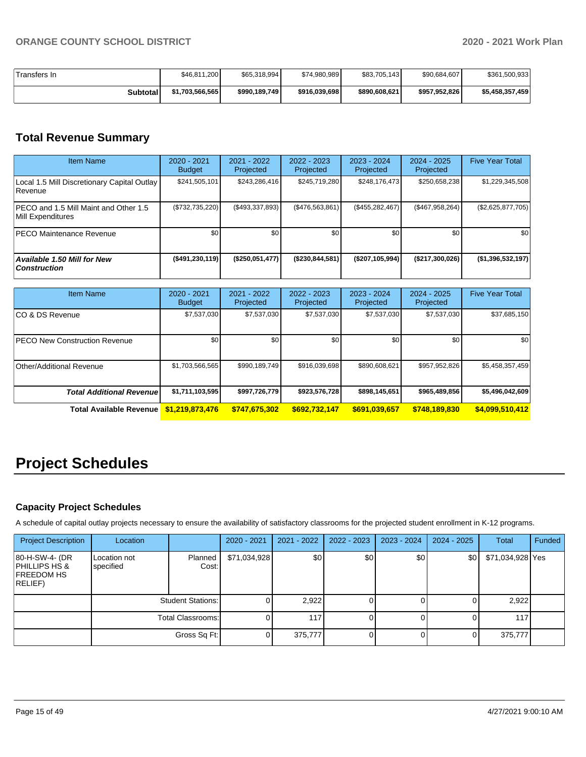| | | | | | | |
|---|---|---|---|---|---|---|
| Transfers In | $46,811,200 | $65,318,994 | $74,980,989 | $83,705,143 | $90,684,607 | $361,500,933 |
| **Subtotal** | **$1,703,566,565** | **$990,189,749** | **$916,039,698** | **$890,608,621** | **$957,952,826** | **$5,458,357,459** |

## Total Revenue Summary

| Item Name | 2020 - 2021 Budget | 2021 - 2022 Projected | 2022 - 2023 Projected | 2023 - 2024 Projected | 2024 - 2025 Projected | Five Year Total |
|---|---|---|---|---|---|---|
| Local 1.5 Mill Discretionary Capital Outlay Revenue | $241,505,101 | $243,286,416 | $245,719,280 | $248,176,473 | $250,658,238 | $1,229,345,508 |
| PECO and 1.5 Mill Maint and Other 1.5 Mill Expenditures | ($732,735,220) | ($493,337,893) | ($476,563,861) | ($455,282,467) | ($467,958,264) | ($2,625,877,705) |
| PECO Maintenance Revenue | $0 | $0 | $0 | $0 | $0 | $0 |
| ***Available 1.50 Mill for New Construction*** | **($491,230,119)** | **($250,051,477)** | **($230,844,581)** | **($207,105,994)** | **($217,300,026)** | **($1,396,532,197)** |

| Item Name | 2020 - 2021 Budget | 2021 - 2022 Projected | 2022 - 2023 Projected | 2023 - 2024 Projected | 2024 - 2025 Projected | Five Year Total |
|---|---|---|---|---|---|---|
| CO & DS Revenue | $7,537,030 | $7,537,030 | $7,537,030 | $7,537,030 | $7,537,030 | $37,685,150 |
| PECO New Construction Revenue | $0 | $0 | $0 | $0 | $0 | $0 |
| Other/Additional Revenue | $1,703,566,565 | $990,189,749 | $916,039,698 | $890,608,621 | $957,952,826 | $5,458,357,459 |
| ***Total Additional Revenue*** | **$1,711,103,595** | **$997,726,779** | **$923,576,728** | **$898,145,651** | **$965,489,856** | **$5,496,042,609** |
| **Total Available Revenue** | **$1,219,873,476** | **$747,675,302** | **$692,732,147** | **$691,039,657** | **$748,189,830** | **$4,099,510,412** |

# Project Schedules

### Capacity Project Schedules

A schedule of capital outlay projects necessary to ensure the availability of satisfactory classrooms for the projected student enrollment in K-12 programs.

| Project Description | Location | | 2020 - 2021 | 2021 - 2022 | 2022 - 2023 | 2023 - 2024 | 2024 - 2025 | Total | Funded |
|---|---|---|---|---|---|---|---|---|---|
| 80-H-SW-4- (DR PHILLIPS HS & FREEDOM HS RELIEF) | Location not specified | Planned Cost: | $71,034,928 | $0 | $0 | $0 | $0 | $71,034,928 | Yes |
| | | Student Stations: | 0 | 2,922 | 0 | 0 | 0 | 2,922 | |
| | | Total Classrooms: | 0 | 117 | 0 | 0 | 0 | 117 | |
| | | Gross Sq Ft: | 0 | 375,777 | 0 | 0 | 0 | 375,777 | |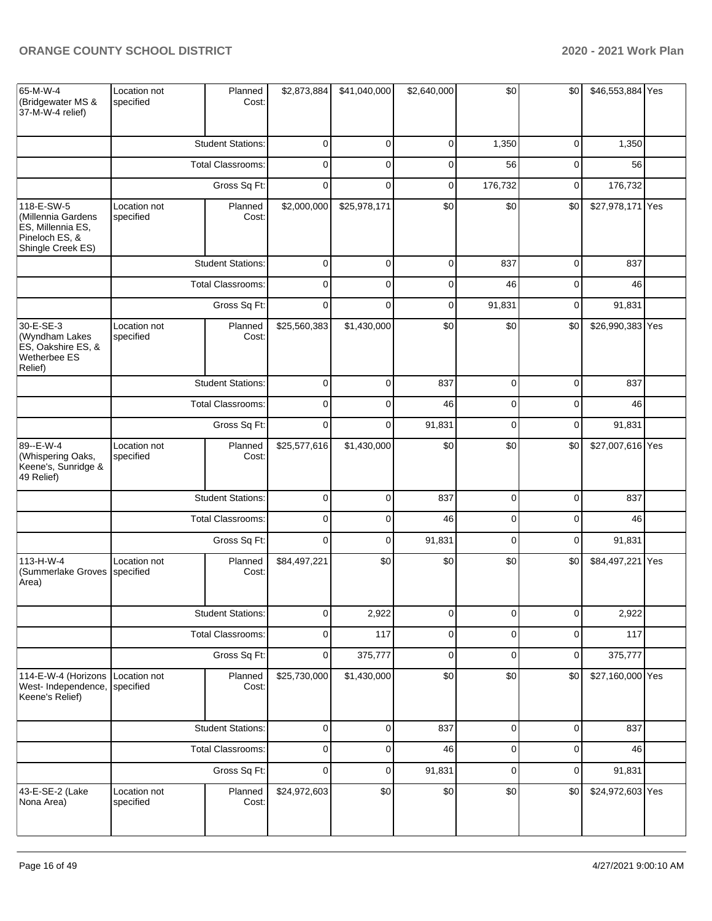| | | | | | | | | | |
|---|---|---|---|---|---|---|---|---|---|
| 65-M-W-4 (Bridgewater MS & 37-M-W-4 relief) | Location not specified | Planned Cost: | $2,873,884 | $41,040,000 | $2,640,000 | $0 | $0 | $46,553,884 | Yes |
| | | Student Stations: | 0 | 0 | 0 | 1,350 | 0 | 1,350 | |
| | | Total Classrooms: | 0 | 0 | 0 | 56 | 0 | 56 | |
| | | Gross Sq Ft: | 0 | 0 | 0 | 176,732 | 0 | 176,732 | |
| 118-E-SW-5 (Millennia Gardens ES, Millennia ES, Pineloch ES, & Shingle Creek ES) | Location not specified | Planned Cost: | $2,000,000 | $25,978,171 | $0 | $0 | $0 | $27,978,171 | Yes |
| | | Student Stations: | 0 | 0 | 0 | 837 | 0 | 837 | |
| | | Total Classrooms: | 0 | 0 | 0 | 46 | 0 | 46 | |
| | | Gross Sq Ft: | 0 | 0 | 0 | 91,831 | 0 | 91,831 | |
| 30-E-SE-3 (Wyndham Lakes ES, Oakshire ES, & Wetherbee ES Relief) | Location not specified | Planned Cost: | $25,560,383 | $1,430,000 | $0 | $0 | $0 | $26,990,383 | Yes |
| | | Student Stations: | 0 | 0 | 837 | 0 | 0 | 837 | |
| | | Total Classrooms: | 0 | 0 | 46 | 0 | 0 | 46 | |
| | | Gross Sq Ft: | 0 | 0 | 91,831 | 0 | 0 | 91,831 | |
| 89--E-W-4 (Whispering Oaks, Keene's, Sunridge & 49 Relief) | Location not specified | Planned Cost: | $25,577,616 | $1,430,000 | $0 | $0 | $0 | $27,007,616 | Yes |
| | | Student Stations: | 0 | 0 | 837 | 0 | 0 | 837 | |
| | | Total Classrooms: | 0 | 0 | 46 | 0 | 0 | 46 | |
| | | Gross Sq Ft: | 0 | 0 | 91,831 | 0 | 0 | 91,831 | |
| 113-H-W-4 (Summerlake Groves Area) | Location not specified | Planned Cost: | $84,497,221 | $0 | $0 | $0 | $0 | $84,497,221 | Yes |
| | | Student Stations: | 0 | 2,922 | 0 | 0 | 0 | 2,922 | |
| | | Total Classrooms: | 0 | 117 | 0 | 0 | 0 | 117 | |
| | | Gross Sq Ft: | 0 | 375,777 | 0 | 0 | 0 | 375,777 | |
| 114-E-W-4 (Horizons West- Independence, Keene's Relief) | Location not specified | Planned Cost: | $25,730,000 | $1,430,000 | $0 | $0 | $0 | $27,160,000 | Yes |
| | | Student Stations: | 0 | 0 | 837 | 0 | 0 | 837 | |
| | | Total Classrooms: | 0 | 0 | 46 | 0 | 0 | 46 | |
| | | Gross Sq Ft: | 0 | 0 | 91,831 | 0 | 0 | 91,831 | |
| 43-E-SE-2 (Lake Nona Area) | Location not specified | Planned Cost: | $24,972,603 | $0 | $0 | $0 | $0 | $24,972,603 | Yes |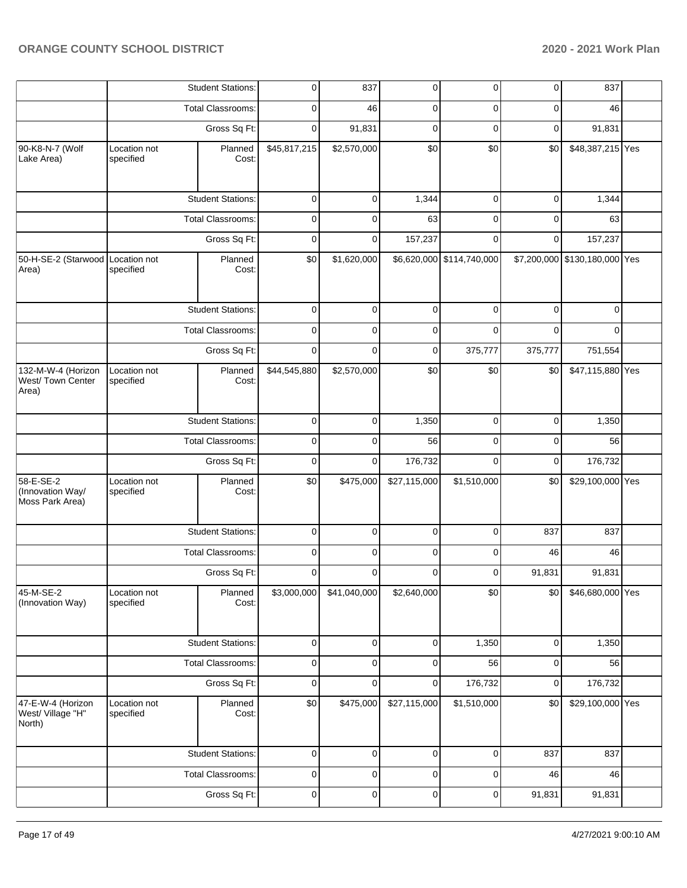| | | | | | | | | | |
|---|---|---|---|---|---|---|---|---|---|
| | | Student Stations: | 0 | 837 | 0 | 0 | 0 | 837 | |
| | | Total Classrooms: | 0 | 46 | 0 | 0 | 0 | 46 | |
| | | Gross Sq Ft: | 0 | 91,831 | 0 | 0 | 0 | 91,831 | |
| 90-K8-N-7 (Wolf Lake Area) | Location not specified | Planned Cost: | $45,817,215 | $2,570,000 | $0 | $0 | $0 | $48,387,215 | Yes |
| | | Student Stations: | 0 | 0 | 1,344 | 0 | 0 | 1,344 | |
| | | Total Classrooms: | 0 | 0 | 63 | 0 | 0 | 63 | |
| | | Gross Sq Ft: | 0 | 0 | 157,237 | 0 | 0 | 157,237 | |
| 50-H-SE-2 (Starwood Area) | Location not specified | Planned Cost: | $0 | $1,620,000 | $6,620,000 | $114,740,000 | $7,200,000 | $130,180,000 | Yes |
| | | Student Stations: | 0 | 0 | 0 | 0 | 0 | 0 | |
| | | Total Classrooms: | 0 | 0 | 0 | 0 | 0 | 0 | |
| | | Gross Sq Ft: | 0 | 0 | 0 | 375,777 | 375,777 | 751,554 | |
| 132-M-W-4 (Horizon West/ Town Center Area) | Location not specified | Planned Cost: | $44,545,880 | $2,570,000 | $0 | $0 | $0 | $47,115,880 | Yes |
| | | Student Stations: | 0 | 0 | 1,350 | 0 | 0 | 1,350 | |
| | | Total Classrooms: | 0 | 0 | 56 | 0 | 0 | 56 | |
| | | Gross Sq Ft: | 0 | 0 | 176,732 | 0 | 0 | 176,732 | |
| 58-E-SE-2 (Innovation Way/ Moss Park Area) | Location not specified | Planned Cost: | $0 | $475,000 | $27,115,000 | $1,510,000 | $0 | $29,100,000 | Yes |
| | | Student Stations: | 0 | 0 | 0 | 0 | 837 | 837 | |
| | | Total Classrooms: | 0 | 0 | 0 | 0 | 46 | 46 | |
| | | Gross Sq Ft: | 0 | 0 | 0 | 0 | 91,831 | 91,831 | |
| 45-M-SE-2 (Innovation Way) | Location not specified | Planned Cost: | $3,000,000 | $41,040,000 | $2,640,000 | $0 | $0 | $46,680,000 | Yes |
| | | Student Stations: | 0 | 0 | 0 | 1,350 | 0 | 1,350 | |
| | | Total Classrooms: | 0 | 0 | 0 | 56 | 0 | 56 | |
| | | Gross Sq Ft: | 0 | 0 | 0 | 176,732 | 0 | 176,732 | |
| 47-E-W-4 (Horizon West/ Village "H" North) | Location not specified | Planned Cost: | $0 | $475,000 | $27,115,000 | $1,510,000 | $0 | $29,100,000 | Yes |
| | | Student Stations: | 0 | 0 | 0 | 0 | 837 | 837 | |
| | | Total Classrooms: | 0 | 0 | 0 | 0 | 46 | 46 | |
| | | Gross Sq Ft: | 0 | 0 | 0 | 0 | 91,831 | 91,831 | |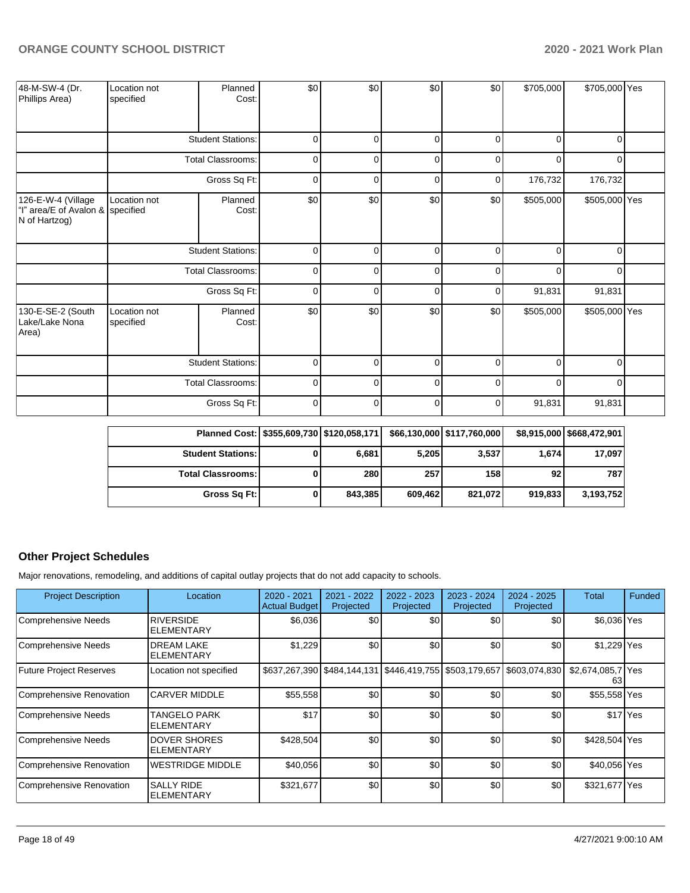| | | | | | | | | | |
|---|---|---|---|---|---|---|---|---|---|
| 48-M-SW-4 (Dr. Phillips Area) | Location not specified | Planned Cost: | $0 | $0 | $0 | $0 | $705,000 | $705,000 | Yes |
| | | Student Stations: | 0 | 0 | 0 | 0 | 0 | 0 | |
| | | Total Classrooms: | 0 | 0 | 0 | 0 | 0 | 0 | |
| | | Gross Sq Ft: | 0 | 0 | 0 | 0 | 176,732 | 176,732 | |
| 126-E-W-4 (Village "I" area/E of Avalon & N of Hartzog) | Location not specified | Planned Cost: | $0 | $0 | $0 | $0 | $505,000 | $505,000 | Yes |
| | | Student Stations: | 0 | 0 | 0 | 0 | 0 | 0 | |
| | | Total Classrooms: | 0 | 0 | 0 | 0 | 0 | 0 | |
| | | Gross Sq Ft: | 0 | 0 | 0 | 0 | 91,831 | 91,831 | |
| 130-E-SE-2 (South Lake/Lake Nona Area) | Location not specified | Planned Cost: | $0 | $0 | $0 | $0 | $505,000 | $505,000 | Yes |
| | | Student Stations: | 0 | 0 | 0 | 0 | 0 | 0 | |
| | | Total Classrooms: | 0 | 0 | 0 | 0 | 0 | 0 | |
| | | Gross Sq Ft: | 0 | 0 | 0 | 0 | 91,831 | 91,831 | |

| | | | | | | |
|---|---|---|---|---|---|---|
| **Planned Cost:** | **$355,609,730** | **$120,058,171** | **$66,130,000** | **$117,760,000** | **$8,915,000** | **$668,472,901** |
| **Student Stations:** | **0** | **6,681** | **5,205** | **3,537** | **1,674** | **17,097** |
| **Total Classrooms:** | **0** | **280** | **257** | **158** | **92** | **787** |
| **Gross Sq Ft:** | **0** | **843,385** | **609,462** | **821,072** | **919,833** | **3,193,752** |

## Other Project Schedules

Major renovations, remodeling, and additions of capital outlay projects that do not add capacity to schools.

| Project Description | Location | 2020 - 2021 Actual Budget | 2021 - 2022 Projected | 2022 - 2023 Projected | 2023 - 2024 Projected | 2024 - 2025 Projected | Total | Funded |
|---|---|---|---|---|---|---|---|---|
| Comprehensive Needs | RIVERSIDE ELEMENTARY | $6,036 | $0 | $0 | $0 | $0 | $6,036 | Yes |
| Comprehensive Needs | DREAM LAKE ELEMENTARY | $1,229 | $0 | $0 | $0 | $0 | $1,229 | Yes |
| Future Project Reserves | Location not specified | $637,267,390 | $484,144,131 | $446,419,755 | $503,179,657 | $603,074,830 | $2,674,085,763 | Yes |
| Comprehensive Renovation | CARVER MIDDLE | $55,558 | $0 | $0 | $0 | $0 | $55,558 | Yes |
| Comprehensive Needs | TANGELO PARK ELEMENTARY | $17 | $0 | $0 | $0 | $0 | $17 | Yes |
| Comprehensive Needs | DOVER SHORES ELEMENTARY | $428,504 | $0 | $0 | $0 | $0 | $428,504 | Yes |
| Comprehensive Renovation | WESTRIDGE MIDDLE | $40,056 | $0 | $0 | $0 | $0 | $40,056 | Yes |
| Comprehensive Renovation | SALLY RIDE ELEMENTARY | $321,677 | $0 | $0 | $0 | $0 | $321,677 | Yes |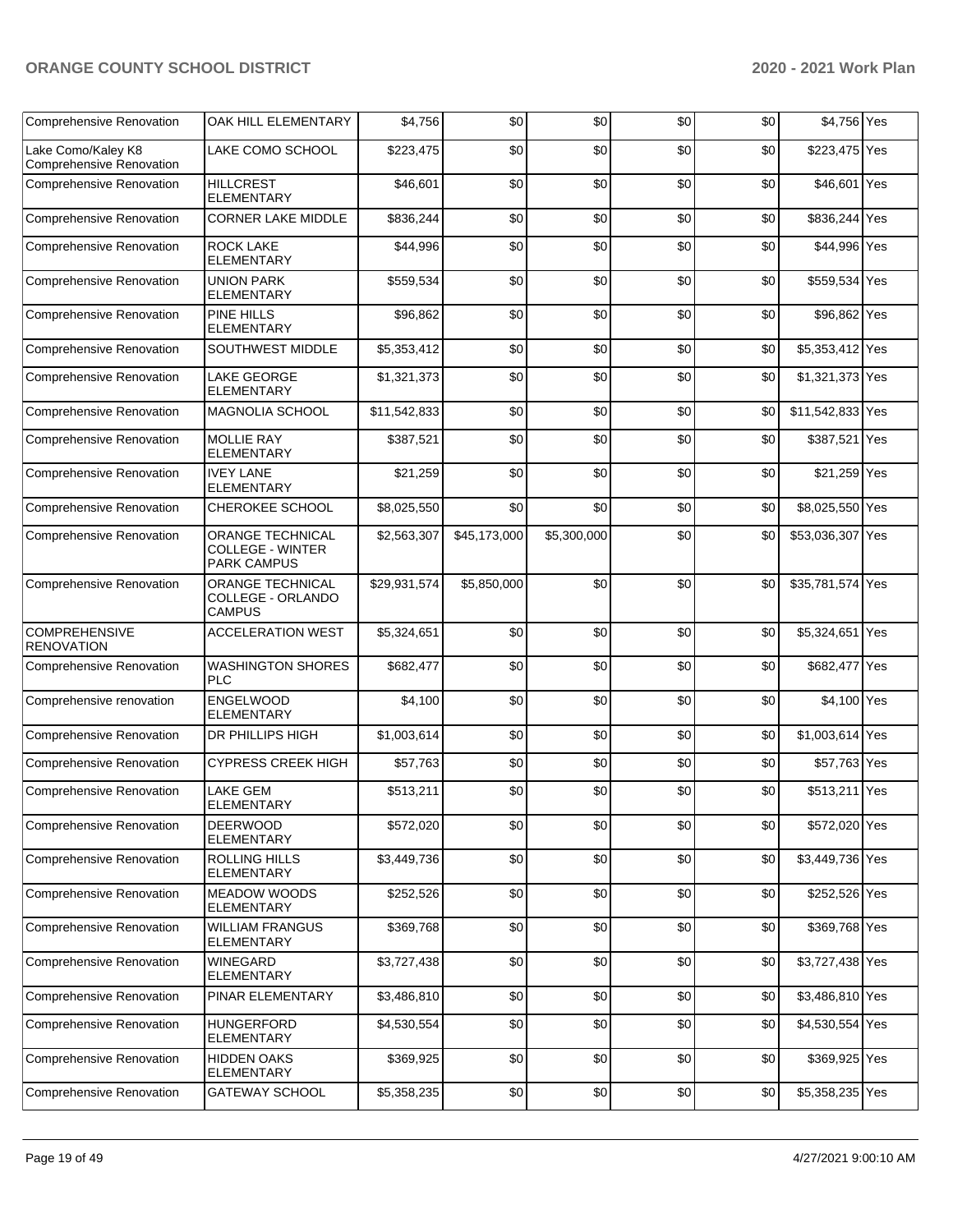| | | | | | | | | |
|---|---|---|---|---|---|---|---|---|
| Comprehensive Renovation | OAK HILL ELEMENTARY | $4,756 | $0 | $0 | $0 | $0 | $4,756 | Yes |
| Lake Como/Kaley K8 Comprehensive Renovation | LAKE COMO SCHOOL | $223,475 | $0 | $0 | $0 | $0 | $223,475 | Yes |
| Comprehensive Renovation | HILLCREST ELEMENTARY | $46,601 | $0 | $0 | $0 | $0 | $46,601 | Yes |
| Comprehensive Renovation | CORNER LAKE MIDDLE | $836,244 | $0 | $0 | $0 | $0 | $836,244 | Yes |
| Comprehensive Renovation | ROCK LAKE ELEMENTARY | $44,996 | $0 | $0 | $0 | $0 | $44,996 | Yes |
| Comprehensive Renovation | UNION PARK ELEMENTARY | $559,534 | $0 | $0 | $0 | $0 | $559,534 | Yes |
| Comprehensive Renovation | PINE HILLS ELEMENTARY | $96,862 | $0 | $0 | $0 | $0 | $96,862 | Yes |
| Comprehensive Renovation | SOUTHWEST MIDDLE | $5,353,412 | $0 | $0 | $0 | $0 | $5,353,412 | Yes |
| Comprehensive Renovation | LAKE GEORGE ELEMENTARY | $1,321,373 | $0 | $0 | $0 | $0 | $1,321,373 | Yes |
| Comprehensive Renovation | MAGNOLIA SCHOOL | $11,542,833 | $0 | $0 | $0 | $0 | $11,542,833 | Yes |
| Comprehensive Renovation | MOLLIE RAY ELEMENTARY | $387,521 | $0 | $0 | $0 | $0 | $387,521 | Yes |
| Comprehensive Renovation | IVEY LANE ELEMENTARY | $21,259 | $0 | $0 | $0 | $0 | $21,259 | Yes |
| Comprehensive Renovation | CHEROKEE SCHOOL | $8,025,550 | $0 | $0 | $0 | $0 | $8,025,550 | Yes |
| Comprehensive Renovation | ORANGE TECHNICAL COLLEGE - WINTER PARK CAMPUS | $2,563,307 | $45,173,000 | $5,300,000 | $0 | $0 | $53,036,307 | Yes |
| Comprehensive Renovation | ORANGE TECHNICAL COLLEGE - ORLANDO CAMPUS | $29,931,574 | $5,850,000 | $0 | $0 | $0 | $35,781,574 | Yes |
| COMPREHENSIVE RENOVATION | ACCELERATION WEST | $5,324,651 | $0 | $0 | $0 | $0 | $5,324,651 | Yes |
| Comprehensive Renovation | WASHINGTON SHORES PLC | $682,477 | $0 | $0 | $0 | $0 | $682,477 | Yes |
| Comprehensive renovation | ENGELWOOD ELEMENTARY | $4,100 | $0 | $0 | $0 | $0 | $4,100 | Yes |
| Comprehensive Renovation | DR PHILLIPS HIGH | $1,003,614 | $0 | $0 | $0 | $0 | $1,003,614 | Yes |
| Comprehensive Renovation | CYPRESS CREEK HIGH | $57,763 | $0 | $0 | $0 | $0 | $57,763 | Yes |
| Comprehensive Renovation | LAKE GEM ELEMENTARY | $513,211 | $0 | $0 | $0 | $0 | $513,211 | Yes |
| Comprehensive Renovation | DEERWOOD ELEMENTARY | $572,020 | $0 | $0 | $0 | $0 | $572,020 | Yes |
| Comprehensive Renovation | ROLLING HILLS ELEMENTARY | $3,449,736 | $0 | $0 | $0 | $0 | $3,449,736 | Yes |
| Comprehensive Renovation | MEADOW WOODS ELEMENTARY | $252,526 | $0 | $0 | $0 | $0 | $252,526 | Yes |
| Comprehensive Renovation | WILLIAM FRANGUS ELEMENTARY | $369,768 | $0 | $0 | $0 | $0 | $369,768 | Yes |
| Comprehensive Renovation | WINEGARD ELEMENTARY | $3,727,438 | $0 | $0 | $0 | $0 | $3,727,438 | Yes |
| Comprehensive Renovation | PINAR ELEMENTARY | $3,486,810 | $0 | $0 | $0 | $0 | $3,486,810 | Yes |
| Comprehensive Renovation | HUNGERFORD ELEMENTARY | $4,530,554 | $0 | $0 | $0 | $0 | $4,530,554 | Yes |
| Comprehensive Renovation | HIDDEN OAKS ELEMENTARY | $369,925 | $0 | $0 | $0 | $0 | $369,925 | Yes |
| Comprehensive Renovation | GATEWAY SCHOOL | $5,358,235 | $0 | $0 | $0 | $0 | $5,358,235 | Yes |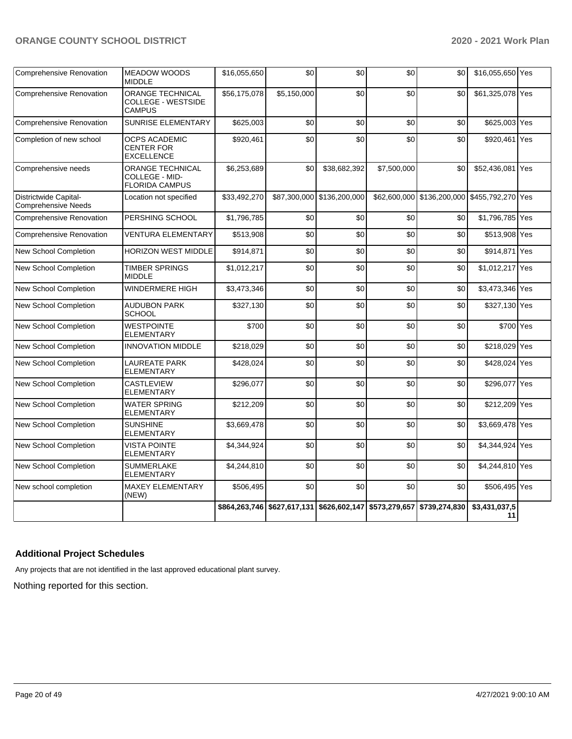| Comprehensive Renovation | MEADOW WOODS MIDDLE | $16,055,650 | $0 | $0 | $0 | $0 | $16,055,650 | Yes |
|---|---|---|---|---|---|---|---|---|
| Comprehensive Renovation | ORANGE TECHNICAL COLLEGE - WESTSIDE CAMPUS | $56,175,078 | $5,150,000 | $0 | $0 | $0 | $61,325,078 | Yes |
| Comprehensive Renovation | SUNRISE ELEMENTARY | $625,003 | $0 | $0 | $0 | $0 | $625,003 | Yes |
| Completion of new school | OCPS ACADEMIC CENTER FOR EXCELLENCE | $920,461 | $0 | $0 | $0 | $0 | $920,461 | Yes |
| Comprehensive needs | ORANGE TECHNICAL COLLEGE - MID-FLORIDA CAMPUS | $6,253,689 | $0 | $38,682,392 | $7,500,000 | $0 | $52,436,081 | Yes |
| Districtwide Capital-Comprehensive Needs | Location not specified | $33,492,270 | $87,300,000 | $136,200,000 | $62,600,000 | $136,200,000 | $455,792,270 | Yes |
| Comprehensive Renovation | PERSHING SCHOOL | $1,796,785 | $0 | $0 | $0 | $0 | $1,796,785 | Yes |
| Comprehensive Renovation | VENTURA ELEMENTARY | $513,908 | $0 | $0 | $0 | $0 | $513,908 | Yes |
| New School Completion | HORIZON WEST MIDDLE | $914,871 | $0 | $0 | $0 | $0 | $914,871 | Yes |
| New School Completion | TIMBER SPRINGS MIDDLE | $1,012,217 | $0 | $0 | $0 | $0 | $1,012,217 | Yes |
| New School Completion | WINDERMERE HIGH | $3,473,346 | $0 | $0 | $0 | $0 | $3,473,346 | Yes |
| New School Completion | AUDUBON PARK SCHOOL | $327,130 | $0 | $0 | $0 | $0 | $327,130 | Yes |
| New School Completion | WESTPOINTE ELEMENTARY | $700 | $0 | $0 | $0 | $0 | $700 | Yes |
| New School Completion | INNOVATION MIDDLE | $218,029 | $0 | $0 | $0 | $0 | $218,029 | Yes |
| New School Completion | LAUREATE PARK ELEMENTARY | $428,024 | $0 | $0 | $0 | $0 | $428,024 | Yes |
| New School Completion | CASTLEVIEW ELEMENTARY | $296,077 | $0 | $0 | $0 | $0 | $296,077 | Yes |
| New School Completion | WATER SPRING ELEMENTARY | $212,209 | $0 | $0 | $0 | $0 | $212,209 | Yes |
| New School Completion | SUNSHINE ELEMENTARY | $3,669,478 | $0 | $0 | $0 | $0 | $3,669,478 | Yes |
| New School Completion | VISTA POINTE ELEMENTARY | $4,344,924 | $0 | $0 | $0 | $0 | $4,344,924 | Yes |
| New School Completion | SUMMERLAKE ELEMENTARY | $4,244,810 | $0 | $0 | $0 | $0 | $4,244,810 | Yes |
| New school completion | MAXEY ELEMENTARY (NEW) | $506,495 | $0 | $0 | $0 | $0 | $506,495 | Yes |
| | | **$864,263,746** | **$627,617,131** | **$626,602,147** | **$573,279,657** | **$739,274,830** | **$3,431,037,511** | |

## Additional Project Schedules

Any projects that are not identified in the last approved educational plant survey.

Nothing reported for this section.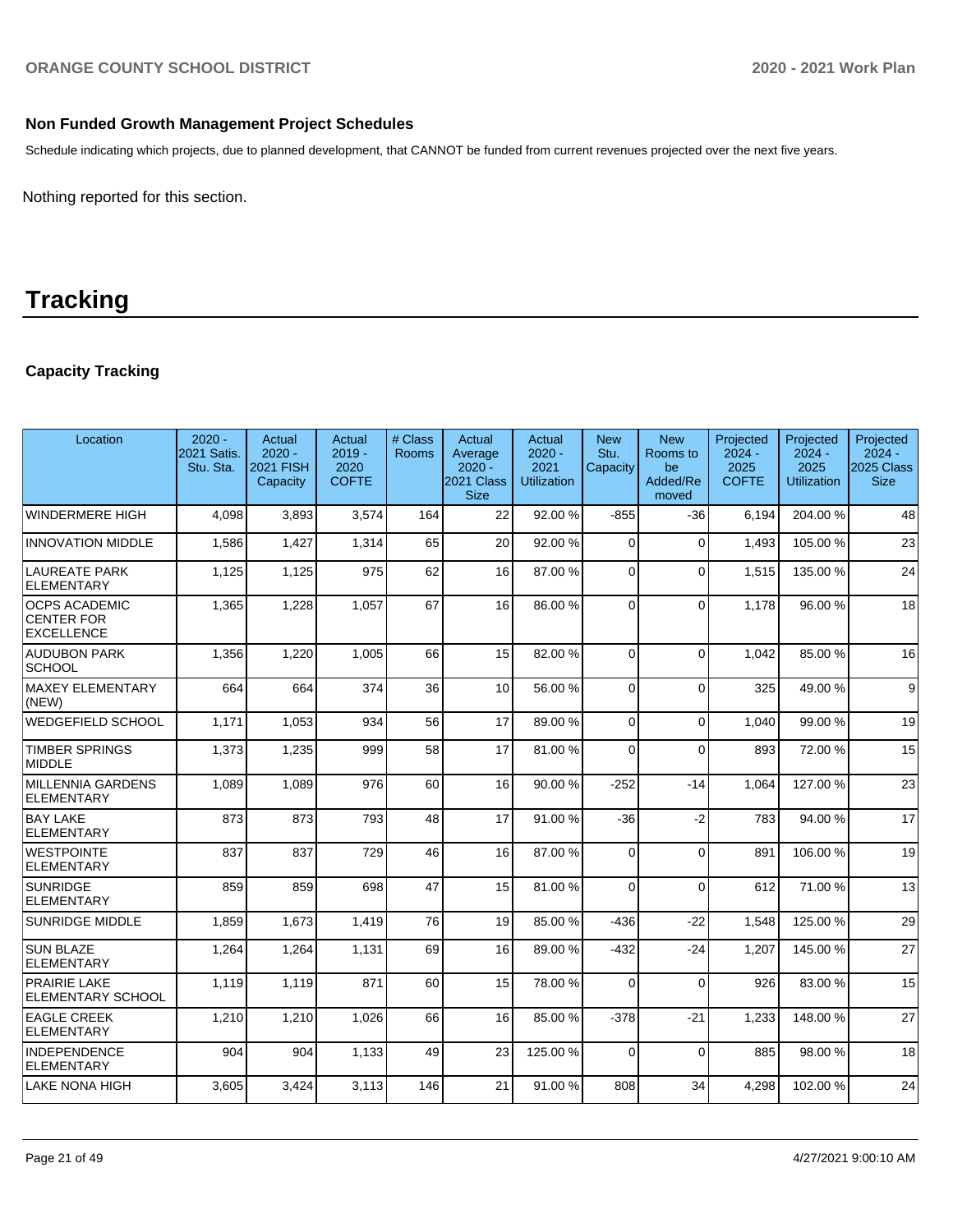### Non Funded Growth Management Project Schedules

Schedule indicating which projects, due to planned development, that CANNOT be funded from current revenues projected over the next five years.

Nothing reported for this section.

# Tracking

### Capacity Tracking

| Location | 2020 - 2021 Satis. Stu. Sta. | Actual 2020 - 2021 FISH Capacity | Actual 2019 - 2020 COFTE | # Class Rooms | Actual Average 2020 - 2021 Class Size | Actual 2020 - 2021 Utilization | New Stu. Capacity | New Rooms to be Added/Removed | Projected 2024 - 2025 COFTE | Projected 2024 - 2025 Utilization | Projected 2024 - 2025 Class Size |
|---|---|---|---|---|---|---|---|---|---|---|---|
| WINDERMERE HIGH | 4,098 | 3,893 | 3,574 | 164 | 22 | 92.00 % | -855 | -36 | 6,194 | 204.00 % | 48 |
| INNOVATION MIDDLE | 1,586 | 1,427 | 1,314 | 65 | 20 | 92.00 % | 0 | 0 | 1,493 | 105.00 % | 23 |
| LAUREATE PARK ELEMENTARY | 1,125 | 1,125 | 975 | 62 | 16 | 87.00 % | 0 | 0 | 1,515 | 135.00 % | 24 |
| OCPS ACADEMIC CENTER FOR EXCELLENCE | 1,365 | 1,228 | 1,057 | 67 | 16 | 86.00 % | 0 | 0 | 1,178 | 96.00 % | 18 |
| AUDUBON PARK SCHOOL | 1,356 | 1,220 | 1,005 | 66 | 15 | 82.00 % | 0 | 0 | 1,042 | 85.00 % | 16 |
| MAXEY ELEMENTARY (NEW) | 664 | 664 | 374 | 36 | 10 | 56.00 % | 0 | 0 | 325 | 49.00 % | 9 |
| WEDGEFIELD SCHOOL | 1,171 | 1,053 | 934 | 56 | 17 | 89.00 % | 0 | 0 | 1,040 | 99.00 % | 19 |
| TIMBER SPRINGS MIDDLE | 1,373 | 1,235 | 999 | 58 | 17 | 81.00 % | 0 | 0 | 893 | 72.00 % | 15 |
| MILLENNIA GARDENS ELEMENTARY | 1,089 | 1,089 | 976 | 60 | 16 | 90.00 % | -252 | -14 | 1,064 | 127.00 % | 23 |
| BAY LAKE ELEMENTARY | 873 | 873 | 793 | 48 | 17 | 91.00 % | -36 | -2 | 783 | 94.00 % | 17 |
| WESTPOINTE ELEMENTARY | 837 | 837 | 729 | 46 | 16 | 87.00 % | 0 | 0 | 891 | 106.00 % | 19 |
| SUNRIDGE ELEMENTARY | 859 | 859 | 698 | 47 | 15 | 81.00 % | 0 | 0 | 612 | 71.00 % | 13 |
| SUNRIDGE MIDDLE | 1,859 | 1,673 | 1,419 | 76 | 19 | 85.00 % | -436 | -22 | 1,548 | 125.00 % | 29 |
| SUN BLAZE ELEMENTARY | 1,264 | 1,264 | 1,131 | 69 | 16 | 89.00 % | -432 | -24 | 1,207 | 145.00 % | 27 |
| PRAIRIE LAKE ELEMENTARY SCHOOL | 1,119 | 1,119 | 871 | 60 | 15 | 78.00 % | 0 | 0 | 926 | 83.00 % | 15 |
| EAGLE CREEK ELEMENTARY | 1,210 | 1,210 | 1,026 | 66 | 16 | 85.00 % | -378 | -21 | 1,233 | 148.00 % | 27 |
| INDEPENDENCE ELEMENTARY | 904 | 904 | 1,133 | 49 | 23 | 125.00 % | 0 | 0 | 885 | 98.00 % | 18 |
| LAKE NONA HIGH | 3,605 | 3,424 | 3,113 | 146 | 21 | 91.00 % | 808 | 34 | 4,298 | 102.00 % | 24 |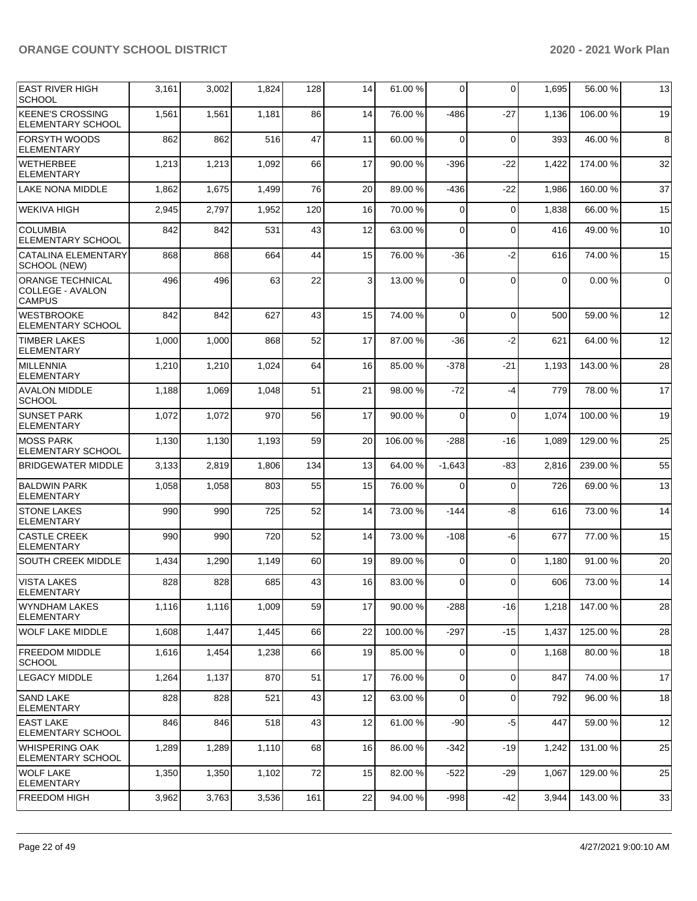| | | | | | | | | | | |
|---|---|---|---|---|---|---|---|---|---|---|
| EAST RIVER HIGH SCHOOL | 3,161 | 3,002 | 1,824 | 128 | 14 | 61.00 % | 0 | 0 | 1,695 | 56.00 % | 13 |
| KEENE'S CROSSING ELEMENTARY SCHOOL | 1,561 | 1,561 | 1,181 | 86 | 14 | 76.00 % | -486 | -27 | 1,136 | 106.00 % | 19 |
| FORSYTH WOODS ELEMENTARY | 862 | 862 | 516 | 47 | 11 | 60.00 % | 0 | 0 | 393 | 46.00 % | 8 |
| WETHERBEE ELEMENTARY | 1,213 | 1,213 | 1,092 | 66 | 17 | 90.00 % | -396 | -22 | 1,422 | 174.00 % | 32 |
| LAKE NONA MIDDLE | 1,862 | 1,675 | 1,499 | 76 | 20 | 89.00 % | -436 | -22 | 1,986 | 160.00 % | 37 |
| WEKIVA HIGH | 2,945 | 2,797 | 1,952 | 120 | 16 | 70.00 % | 0 | 0 | 1,838 | 66.00 % | 15 |
| COLUMBIA ELEMENTARY SCHOOL | 842 | 842 | 531 | 43 | 12 | 63.00 % | 0 | 0 | 416 | 49.00 % | 10 |
| CATALINA ELEMENTARY SCHOOL (NEW) | 868 | 868 | 664 | 44 | 15 | 76.00 % | -36 | -2 | 616 | 74.00 % | 15 |
| ORANGE TECHNICAL COLLEGE - AVALON CAMPUS | 496 | 496 | 63 | 22 | 3 | 13.00 % | 0 | 0 | 0 | 0.00 % | 0 |
| WESTBROOKE ELEMENTARY SCHOOL | 842 | 842 | 627 | 43 | 15 | 74.00 % | 0 | 0 | 500 | 59.00 % | 12 |
| TIMBER LAKES ELEMENTARY | 1,000 | 1,000 | 868 | 52 | 17 | 87.00 % | -36 | -2 | 621 | 64.00 % | 12 |
| MILLENNIA ELEMENTARY | 1,210 | 1,210 | 1,024 | 64 | 16 | 85.00 % | -378 | -21 | 1,193 | 143.00 % | 28 |
| AVALON MIDDLE SCHOOL | 1,188 | 1,069 | 1,048 | 51 | 21 | 98.00 % | -72 | -4 | 779 | 78.00 % | 17 |
| SUNSET PARK ELEMENTARY | 1,072 | 1,072 | 970 | 56 | 17 | 90.00 % | 0 | 0 | 1,074 | 100.00 % | 19 |
| MOSS PARK ELEMENTARY SCHOOL | 1,130 | 1,130 | 1,193 | 59 | 20 | 106.00 % | -288 | -16 | 1,089 | 129.00 % | 25 |
| BRIDGEWATER MIDDLE | 3,133 | 2,819 | 1,806 | 134 | 13 | 64.00 % | -1,643 | -83 | 2,816 | 239.00 % | 55 |
| BALDWIN PARK ELEMENTARY | 1,058 | 1,058 | 803 | 55 | 15 | 76.00 % | 0 | 0 | 726 | 69.00 % | 13 |
| STONE LAKES ELEMENTARY | 990 | 990 | 725 | 52 | 14 | 73.00 % | -144 | -8 | 616 | 73.00 % | 14 |
| CASTLE CREEK ELEMENTARY | 990 | 990 | 720 | 52 | 14 | 73.00 % | -108 | -6 | 677 | 77.00 % | 15 |
| SOUTH CREEK MIDDLE | 1,434 | 1,290 | 1,149 | 60 | 19 | 89.00 % | 0 | 0 | 1,180 | 91.00 % | 20 |
| VISTA LAKES ELEMENTARY | 828 | 828 | 685 | 43 | 16 | 83.00 % | 0 | 0 | 606 | 73.00 % | 14 |
| WYNDHAM LAKES ELEMENTARY | 1,116 | 1,116 | 1,009 | 59 | 17 | 90.00 % | -288 | -16 | 1,218 | 147.00 % | 28 |
| WOLF LAKE MIDDLE | 1,608 | 1,447 | 1,445 | 66 | 22 | 100.00 % | -297 | -15 | 1,437 | 125.00 % | 28 |
| FREEDOM MIDDLE SCHOOL | 1,616 | 1,454 | 1,238 | 66 | 19 | 85.00 % | 0 | 0 | 1,168 | 80.00 % | 18 |
| LEGACY MIDDLE | 1,264 | 1,137 | 870 | 51 | 17 | 76.00 % | 0 | 0 | 847 | 74.00 % | 17 |
| SAND LAKE ELEMENTARY | 828 | 828 | 521 | 43 | 12 | 63.00 % | 0 | 0 | 792 | 96.00 % | 18 |
| EAST LAKE ELEMENTARY SCHOOL | 846 | 846 | 518 | 43 | 12 | 61.00 % | -90 | -5 | 447 | 59.00 % | 12 |
| WHISPERING OAK ELEMENTARY SCHOOL | 1,289 | 1,289 | 1,110 | 68 | 16 | 86.00 % | -342 | -19 | 1,242 | 131.00 % | 25 |
| WOLF LAKE ELEMENTARY | 1,350 | 1,350 | 1,102 | 72 | 15 | 82.00 % | -522 | -29 | 1,067 | 129.00 % | 25 |
| FREEDOM HIGH | 3,962 | 3,763 | 3,536 | 161 | 22 | 94.00 % | -998 | -42 | 3,944 | 143.00 % | 33 |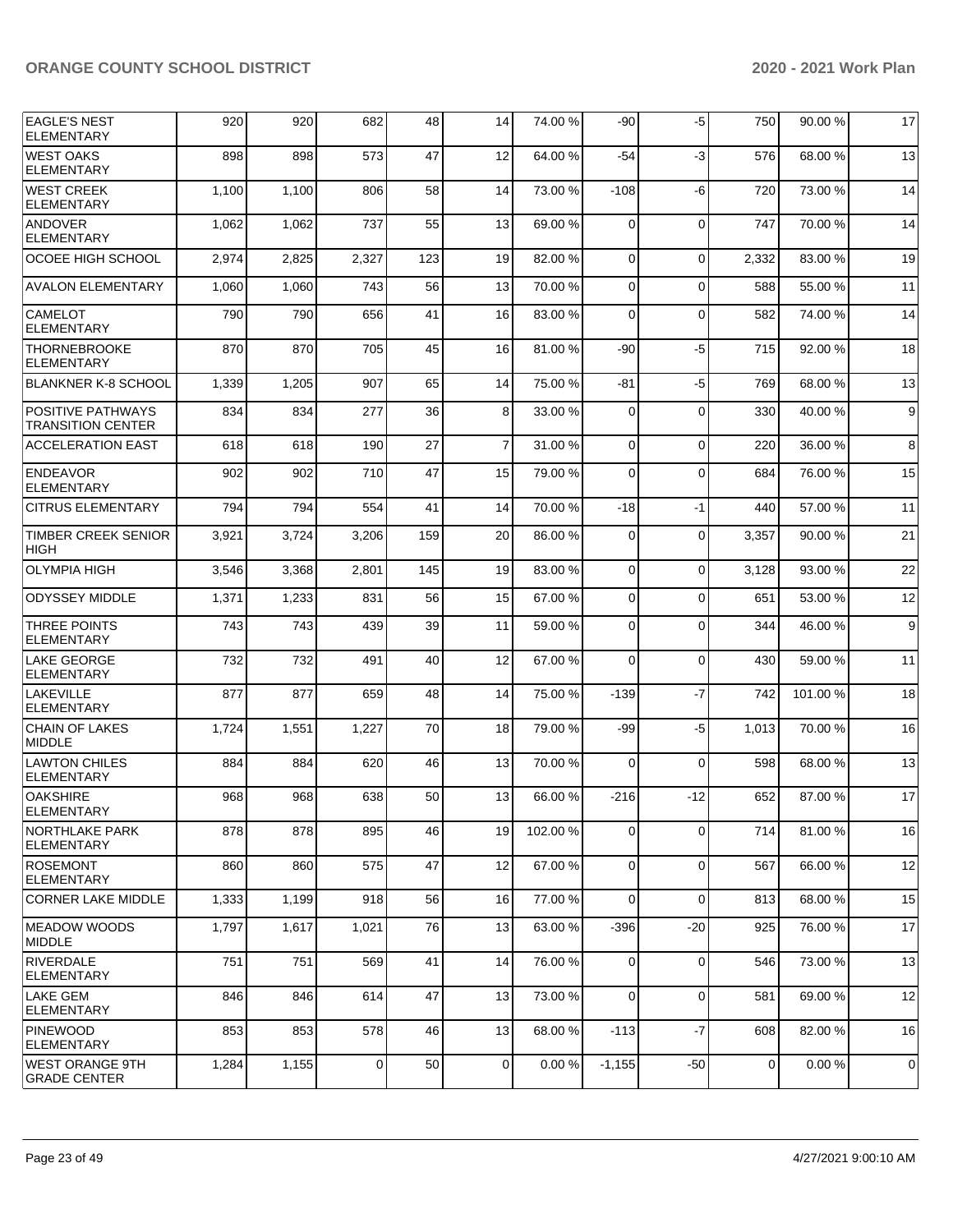| | | | | | | | | | | |
|---|---|---|---|---|---|---|---|---|---|---|
| EAGLE'S NEST ELEMENTARY | 920 | 920 | 682 | 48 | 14 | 74.00 % | -90 | -5 | 750 | 90.00 % | 17 |
| WEST OAKS ELEMENTARY | 898 | 898 | 573 | 47 | 12 | 64.00 % | -54 | -3 | 576 | 68.00 % | 13 |
| WEST CREEK ELEMENTARY | 1,100 | 1,100 | 806 | 58 | 14 | 73.00 % | -108 | -6 | 720 | 73.00 % | 14 |
| ANDOVER ELEMENTARY | 1,062 | 1,062 | 737 | 55 | 13 | 69.00 % | 0 | 0 | 747 | 70.00 % | 14 |
| OCOEE HIGH SCHOOL | 2,974 | 2,825 | 2,327 | 123 | 19 | 82.00 % | 0 | 0 | 2,332 | 83.00 % | 19 |
| AVALON ELEMENTARY | 1,060 | 1,060 | 743 | 56 | 13 | 70.00 % | 0 | 0 | 588 | 55.00 % | 11 |
| CAMELOT ELEMENTARY | 790 | 790 | 656 | 41 | 16 | 83.00 % | 0 | 0 | 582 | 74.00 % | 14 |
| THORNEBROOKE ELEMENTARY | 870 | 870 | 705 | 45 | 16 | 81.00 % | -90 | -5 | 715 | 92.00 % | 18 |
| BLANKNER K-8 SCHOOL | 1,339 | 1,205 | 907 | 65 | 14 | 75.00 % | -81 | -5 | 769 | 68.00 % | 13 |
| POSITIVE PATHWAYS TRANSITION CENTER | 834 | 834 | 277 | 36 | 8 | 33.00 % | 0 | 0 | 330 | 40.00 % | 9 |
| ACCELERATION EAST | 618 | 618 | 190 | 27 | 7 | 31.00 % | 0 | 0 | 220 | 36.00 % | 8 |
| ENDEAVOR ELEMENTARY | 902 | 902 | 710 | 47 | 15 | 79.00 % | 0 | 0 | 684 | 76.00 % | 15 |
| CITRUS ELEMENTARY | 794 | 794 | 554 | 41 | 14 | 70.00 % | -18 | -1 | 440 | 57.00 % | 11 |
| TIMBER CREEK SENIOR HIGH | 3,921 | 3,724 | 3,206 | 159 | 20 | 86.00 % | 0 | 0 | 3,357 | 90.00 % | 21 |
| OLYMPIA HIGH | 3,546 | 3,368 | 2,801 | 145 | 19 | 83.00 % | 0 | 0 | 3,128 | 93.00 % | 22 |
| ODYSSEY MIDDLE | 1,371 | 1,233 | 831 | 56 | 15 | 67.00 % | 0 | 0 | 651 | 53.00 % | 12 |
| THREE POINTS ELEMENTARY | 743 | 743 | 439 | 39 | 11 | 59.00 % | 0 | 0 | 344 | 46.00 % | 9 |
| LAKE GEORGE ELEMENTARY | 732 | 732 | 491 | 40 | 12 | 67.00 % | 0 | 0 | 430 | 59.00 % | 11 |
| LAKEVILLE ELEMENTARY | 877 | 877 | 659 | 48 | 14 | 75.00 % | -139 | -7 | 742 | 101.00 % | 18 |
| CHAIN OF LAKES MIDDLE | 1,724 | 1,551 | 1,227 | 70 | 18 | 79.00 % | -99 | -5 | 1,013 | 70.00 % | 16 |
| LAWTON CHILES ELEMENTARY | 884 | 884 | 620 | 46 | 13 | 70.00 % | 0 | 0 | 598 | 68.00 % | 13 |
| OAKSHIRE ELEMENTARY | 968 | 968 | 638 | 50 | 13 | 66.00 % | -216 | -12 | 652 | 87.00 % | 17 |
| NORTHLAKE PARK ELEMENTARY | 878 | 878 | 895 | 46 | 19 | 102.00 % | 0 | 0 | 714 | 81.00 % | 16 |
| ROSEMONT ELEMENTARY | 860 | 860 | 575 | 47 | 12 | 67.00 % | 0 | 0 | 567 | 66.00 % | 12 |
| CORNER LAKE MIDDLE | 1,333 | 1,199 | 918 | 56 | 16 | 77.00 % | 0 | 0 | 813 | 68.00 % | 15 |
| MEADOW WOODS MIDDLE | 1,797 | 1,617 | 1,021 | 76 | 13 | 63.00 % | -396 | -20 | 925 | 76.00 % | 17 |
| RIVERDALE ELEMENTARY | 751 | 751 | 569 | 41 | 14 | 76.00 % | 0 | 0 | 546 | 73.00 % | 13 |
| LAKE GEM ELEMENTARY | 846 | 846 | 614 | 47 | 13 | 73.00 % | 0 | 0 | 581 | 69.00 % | 12 |
| PINEWOOD ELEMENTARY | 853 | 853 | 578 | 46 | 13 | 68.00 % | -113 | -7 | 608 | 82.00 % | 16 |
| WEST ORANGE 9TH GRADE CENTER | 1,284 | 1,155 | 0 | 50 | 0 | 0.00 % | -1,155 | -50 | 0 | 0.00 % | 0 |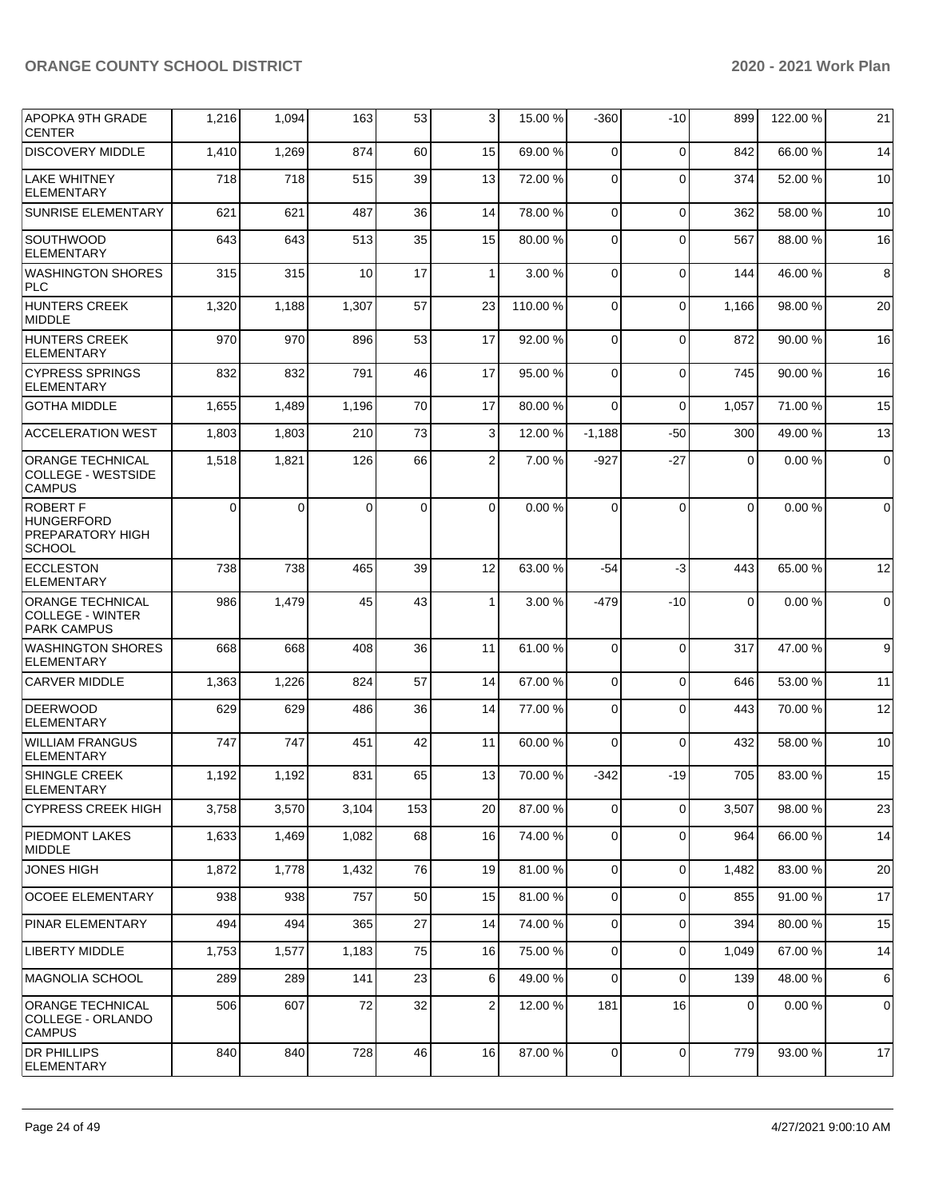| APOPKA 9TH GRADE CENTER | 1,216 | 1,094 | 163 | 53 | 3 | 15.00 % | -360 | -10 | 899 | 122.00 % | 21 |
|---|---|---|---|---|---|---|---|---|---|---|---|
| DISCOVERY MIDDLE | 1,410 | 1,269 | 874 | 60 | 15 | 69.00 % | 0 | 0 | 842 | 66.00 % | 14 |
| LAKE WHITNEY ELEMENTARY | 718 | 718 | 515 | 39 | 13 | 72.00 % | 0 | 0 | 374 | 52.00 % | 10 |
| SUNRISE ELEMENTARY | 621 | 621 | 487 | 36 | 14 | 78.00 % | 0 | 0 | 362 | 58.00 % | 10 |
| SOUTHWOOD ELEMENTARY | 643 | 643 | 513 | 35 | 15 | 80.00 % | 0 | 0 | 567 | 88.00 % | 16 |
| WASHINGTON SHORES PLC | 315 | 315 | 10 | 17 | 1 | 3.00 % | 0 | 0 | 144 | 46.00 % | 8 |
| HUNTERS CREEK MIDDLE | 1,320 | 1,188 | 1,307 | 57 | 23 | 110.00 % | 0 | 0 | 1,166 | 98.00 % | 20 |
| HUNTERS CREEK ELEMENTARY | 970 | 970 | 896 | 53 | 17 | 92.00 % | 0 | 0 | 872 | 90.00 % | 16 |
| CYPRESS SPRINGS ELEMENTARY | 832 | 832 | 791 | 46 | 17 | 95.00 % | 0 | 0 | 745 | 90.00 % | 16 |
| GOTHA MIDDLE | 1,655 | 1,489 | 1,196 | 70 | 17 | 80.00 % | 0 | 0 | 1,057 | 71.00 % | 15 |
| ACCELERATION WEST | 1,803 | 1,803 | 210 | 73 | 3 | 12.00 % | -1,188 | -50 | 300 | 49.00 % | 13 |
| ORANGE TECHNICAL COLLEGE - WESTSIDE CAMPUS | 1,518 | 1,821 | 126 | 66 | 2 | 7.00 % | -927 | -27 | 0 | 0.00 % | 0 |
| ROBERT F HUNGERFORD PREPARATORY HIGH SCHOOL | 0 | 0 | 0 | 0 | 0 | 0.00 % | 0 | 0 | 0 | 0.00 % | 0 |
| ECCLESTON ELEMENTARY | 738 | 738 | 465 | 39 | 12 | 63.00 % | -54 | -3 | 443 | 65.00 % | 12 |
| ORANGE TECHNICAL COLLEGE - WINTER PARK CAMPUS | 986 | 1,479 | 45 | 43 | 1 | 3.00 % | -479 | -10 | 0 | 0.00 % | 0 |
| WASHINGTON SHORES ELEMENTARY | 668 | 668 | 408 | 36 | 11 | 61.00 % | 0 | 0 | 317 | 47.00 % | 9 |
| CARVER MIDDLE | 1,363 | 1,226 | 824 | 57 | 14 | 67.00 % | 0 | 0 | 646 | 53.00 % | 11 |
| DEERWOOD ELEMENTARY | 629 | 629 | 486 | 36 | 14 | 77.00 % | 0 | 0 | 443 | 70.00 % | 12 |
| WILLIAM FRANGUS ELEMENTARY | 747 | 747 | 451 | 42 | 11 | 60.00 % | 0 | 0 | 432 | 58.00 % | 10 |
| SHINGLE CREEK ELEMENTARY | 1,192 | 1,192 | 831 | 65 | 13 | 70.00 % | -342 | -19 | 705 | 83.00 % | 15 |
| CYPRESS CREEK HIGH | 3,758 | 3,570 | 3,104 | 153 | 20 | 87.00 % | 0 | 0 | 3,507 | 98.00 % | 23 |
| PIEDMONT LAKES MIDDLE | 1,633 | 1,469 | 1,082 | 68 | 16 | 74.00 % | 0 | 0 | 964 | 66.00 % | 14 |
| JONES HIGH | 1,872 | 1,778 | 1,432 | 76 | 19 | 81.00 % | 0 | 0 | 1,482 | 83.00 % | 20 |
| OCOEE ELEMENTARY | 938 | 938 | 757 | 50 | 15 | 81.00 % | 0 | 0 | 855 | 91.00 % | 17 |
| PINAR ELEMENTARY | 494 | 494 | 365 | 27 | 14 | 74.00 % | 0 | 0 | 394 | 80.00 % | 15 |
| LIBERTY MIDDLE | 1,753 | 1,577 | 1,183 | 75 | 16 | 75.00 % | 0 | 0 | 1,049 | 67.00 % | 14 |
| MAGNOLIA SCHOOL | 289 | 289 | 141 | 23 | 6 | 49.00 % | 0 | 0 | 139 | 48.00 % | 6 |
| ORANGE TECHNICAL COLLEGE - ORLANDO CAMPUS | 506 | 607 | 72 | 32 | 2 | 12.00 % | 181 | 16 | 0 | 0.00 % | 0 |
| DR PHILLIPS ELEMENTARY | 840 | 840 | 728 | 46 | 16 | 87.00 % | 0 | 0 | 779 | 93.00 % | 17 |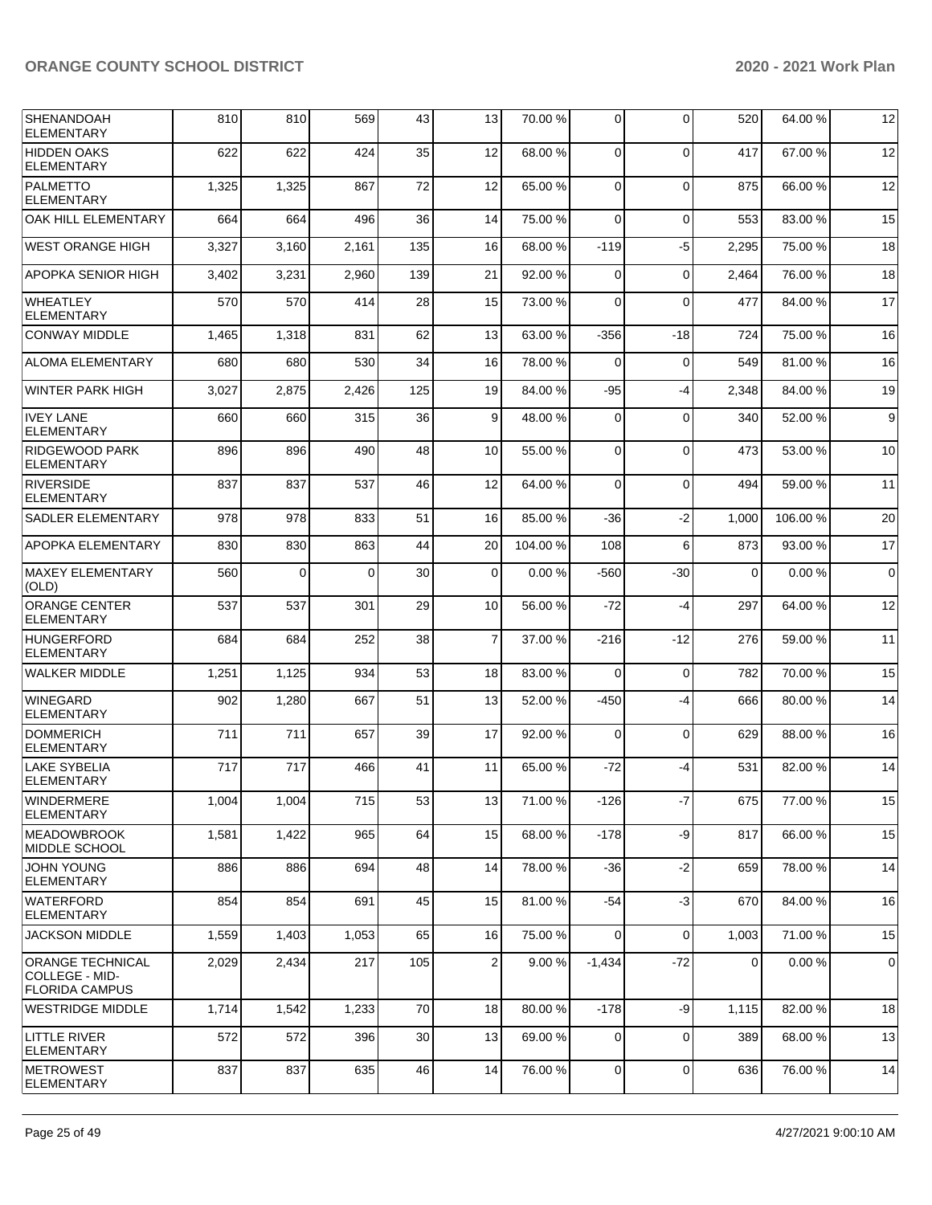| | | | | | | | | | | |
|---|---|---|---|---|---|---|---|---|---|---|
| SHENANDOAH ELEMENTARY | 810 | 810 | 569 | 43 | 13 | 70.00 % | 0 | 0 | 520 | 64.00 % | 12 |
| HIDDEN OAKS ELEMENTARY | 622 | 622 | 424 | 35 | 12 | 68.00 % | 0 | 0 | 417 | 67.00 % | 12 |
| PALMETTO ELEMENTARY | 1,325 | 1,325 | 867 | 72 | 12 | 65.00 % | 0 | 0 | 875 | 66.00 % | 12 |
| OAK HILL ELEMENTARY | 664 | 664 | 496 | 36 | 14 | 75.00 % | 0 | 0 | 553 | 83.00 % | 15 |
| WEST ORANGE HIGH | 3,327 | 3,160 | 2,161 | 135 | 16 | 68.00 % | -119 | -5 | 2,295 | 75.00 % | 18 |
| APOPKA SENIOR HIGH | 3,402 | 3,231 | 2,960 | 139 | 21 | 92.00 % | 0 | 0 | 2,464 | 76.00 % | 18 |
| WHEATLEY ELEMENTARY | 570 | 570 | 414 | 28 | 15 | 73.00 % | 0 | 0 | 477 | 84.00 % | 17 |
| CONWAY MIDDLE | 1,465 | 1,318 | 831 | 62 | 13 | 63.00 % | -356 | -18 | 724 | 75.00 % | 16 |
| ALOMA ELEMENTARY | 680 | 680 | 530 | 34 | 16 | 78.00 % | 0 | 0 | 549 | 81.00 % | 16 |
| WINTER PARK HIGH | 3,027 | 2,875 | 2,426 | 125 | 19 | 84.00 % | -95 | -4 | 2,348 | 84.00 % | 19 |
| IVEY LANE ELEMENTARY | 660 | 660 | 315 | 36 | 9 | 48.00 % | 0 | 0 | 340 | 52.00 % | 9 |
| RIDGEWOOD PARK ELEMENTARY | 896 | 896 | 490 | 48 | 10 | 55.00 % | 0 | 0 | 473 | 53.00 % | 10 |
| RIVERSIDE ELEMENTARY | 837 | 837 | 537 | 46 | 12 | 64.00 % | 0 | 0 | 494 | 59.00 % | 11 |
| SADLER ELEMENTARY | 978 | 978 | 833 | 51 | 16 | 85.00 % | -36 | -2 | 1,000 | 106.00 % | 20 |
| APOPKA ELEMENTARY | 830 | 830 | 863 | 44 | 20 | 104.00 % | 108 | 6 | 873 | 93.00 % | 17 |
| MAXEY ELEMENTARY (OLD) | 560 | 0 | 0 | 30 | 0 | 0.00 % | -560 | -30 | 0 | 0.00 % | 0 |
| ORANGE CENTER ELEMENTARY | 537 | 537 | 301 | 29 | 10 | 56.00 % | -72 | -4 | 297 | 64.00 % | 12 |
| HUNGERFORD ELEMENTARY | 684 | 684 | 252 | 38 | 7 | 37.00 % | -216 | -12 | 276 | 59.00 % | 11 |
| WALKER MIDDLE | 1,251 | 1,125 | 934 | 53 | 18 | 83.00 % | 0 | 0 | 782 | 70.00 % | 15 |
| WINEGARD ELEMENTARY | 902 | 1,280 | 667 | 51 | 13 | 52.00 % | -450 | -4 | 666 | 80.00 % | 14 |
| DOMMERICH ELEMENTARY | 711 | 711 | 657 | 39 | 17 | 92.00 % | 0 | 0 | 629 | 88.00 % | 16 |
| LAKE SYBELIA ELEMENTARY | 717 | 717 | 466 | 41 | 11 | 65.00 % | -72 | -4 | 531 | 82.00 % | 14 |
| WINDERMERE ELEMENTARY | 1,004 | 1,004 | 715 | 53 | 13 | 71.00 % | -126 | -7 | 675 | 77.00 % | 15 |
| MEADOWBROOK MIDDLE SCHOOL | 1,581 | 1,422 | 965 | 64 | 15 | 68.00 % | -178 | -9 | 817 | 66.00 % | 15 |
| JOHN YOUNG ELEMENTARY | 886 | 886 | 694 | 48 | 14 | 78.00 % | -36 | -2 | 659 | 78.00 % | 14 |
| WATERFORD ELEMENTARY | 854 | 854 | 691 | 45 | 15 | 81.00 % | -54 | -3 | 670 | 84.00 % | 16 |
| JACKSON MIDDLE | 1,559 | 1,403 | 1,053 | 65 | 16 | 75.00 % | 0 | 0 | 1,003 | 71.00 % | 15 |
| ORANGE TECHNICAL COLLEGE - MID-FLORIDA CAMPUS | 2,029 | 2,434 | 217 | 105 | 2 | 9.00 % | -1,434 | -72 | 0 | 0.00 % | 0 |
| WESTRIDGE MIDDLE | 1,714 | 1,542 | 1,233 | 70 | 18 | 80.00 % | -178 | -9 | 1,115 | 82.00 % | 18 |
| LITTLE RIVER ELEMENTARY | 572 | 572 | 396 | 30 | 13 | 69.00 % | 0 | 0 | 389 | 68.00 % | 13 |
| METROWEST ELEMENTARY | 837 | 837 | 635 | 46 | 14 | 76.00 % | 0 | 0 | 636 | 76.00 % | 14 |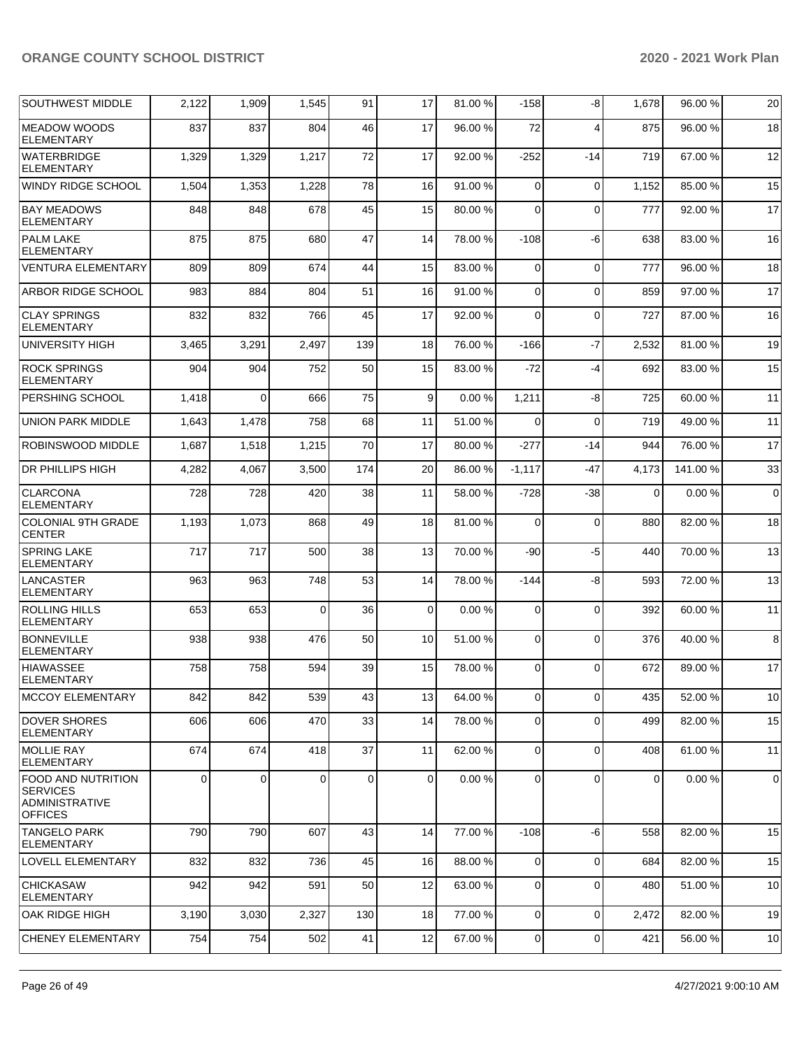| SOUTHWEST MIDDLE | 2,122 | 1,909 | 1,545 | 91 | 17 | 81.00 % | -158 | -8 | 1,678 | 96.00 % | 20 |
|---|---|---|---|---|---|---|---|---|---|---|---|
| MEADOW WOODS ELEMENTARY | 837 | 837 | 804 | 46 | 17 | 96.00 % | 72 | 4 | 875 | 96.00 % | 18 |
| WATERBRIDGE ELEMENTARY | 1,329 | 1,329 | 1,217 | 72 | 17 | 92.00 % | -252 | -14 | 719 | 67.00 % | 12 |
| WINDY RIDGE SCHOOL | 1,504 | 1,353 | 1,228 | 78 | 16 | 91.00 % | 0 | 0 | 1,152 | 85.00 % | 15 |
| BAY MEADOWS ELEMENTARY | 848 | 848 | 678 | 45 | 15 | 80.00 % | 0 | 0 | 777 | 92.00 % | 17 |
| PALM LAKE ELEMENTARY | 875 | 875 | 680 | 47 | 14 | 78.00 % | -108 | -6 | 638 | 83.00 % | 16 |
| VENTURA ELEMENTARY | 809 | 809 | 674 | 44 | 15 | 83.00 % | 0 | 0 | 777 | 96.00 % | 18 |
| ARBOR RIDGE SCHOOL | 983 | 884 | 804 | 51 | 16 | 91.00 % | 0 | 0 | 859 | 97.00 % | 17 |
| CLAY SPRINGS ELEMENTARY | 832 | 832 | 766 | 45 | 17 | 92.00 % | 0 | 0 | 727 | 87.00 % | 16 |
| UNIVERSITY HIGH | 3,465 | 3,291 | 2,497 | 139 | 18 | 76.00 % | -166 | -7 | 2,532 | 81.00 % | 19 |
| ROCK SPRINGS ELEMENTARY | 904 | 904 | 752 | 50 | 15 | 83.00 % | -72 | -4 | 692 | 83.00 % | 15 |
| PERSHING SCHOOL | 1,418 | 0 | 666 | 75 | 9 | 0.00 % | 1,211 | -8 | 725 | 60.00 % | 11 |
| UNION PARK MIDDLE | 1,643 | 1,478 | 758 | 68 | 11 | 51.00 % | 0 | 0 | 719 | 49.00 % | 11 |
| ROBINSWOOD MIDDLE | 1,687 | 1,518 | 1,215 | 70 | 17 | 80.00 % | -277 | -14 | 944 | 76.00 % | 17 |
| DR PHILLIPS HIGH | 4,282 | 4,067 | 3,500 | 174 | 20 | 86.00 % | -1,117 | -47 | 4,173 | 141.00 % | 33 |
| CLARCONA ELEMENTARY | 728 | 728 | 420 | 38 | 11 | 58.00 % | -728 | -38 | 0 | 0.00 % | 0 |
| COLONIAL 9TH GRADE CENTER | 1,193 | 1,073 | 868 | 49 | 18 | 81.00 % | 0 | 0 | 880 | 82.00 % | 18 |
| SPRING LAKE ELEMENTARY | 717 | 717 | 500 | 38 | 13 | 70.00 % | -90 | -5 | 440 | 70.00 % | 13 |
| LANCASTER ELEMENTARY | 963 | 963 | 748 | 53 | 14 | 78.00 % | -144 | -8 | 593 | 72.00 % | 13 |
| ROLLING HILLS ELEMENTARY | 653 | 653 | 0 | 36 | 0 | 0.00 % | 0 | 0 | 392 | 60.00 % | 11 |
| BONNEVILLE ELEMENTARY | 938 | 938 | 476 | 50 | 10 | 51.00 % | 0 | 0 | 376 | 40.00 % | 8 |
| HIAWASSEE ELEMENTARY | 758 | 758 | 594 | 39 | 15 | 78.00 % | 0 | 0 | 672 | 89.00 % | 17 |
| MCCOY ELEMENTARY | 842 | 842 | 539 | 43 | 13 | 64.00 % | 0 | 0 | 435 | 52.00 % | 10 |
| DOVER SHORES ELEMENTARY | 606 | 606 | 470 | 33 | 14 | 78.00 % | 0 | 0 | 499 | 82.00 % | 15 |
| MOLLIE RAY ELEMENTARY | 674 | 674 | 418 | 37 | 11 | 62.00 % | 0 | 0 | 408 | 61.00 % | 11 |
| FOOD AND NUTRITION SERVICES ADMINISTRATIVE OFFICES | 0 | 0 | 0 | 0 | 0 | 0.00 % | 0 | 0 | 0 | 0.00 % | 0 |
| TANGELO PARK ELEMENTARY | 790 | 790 | 607 | 43 | 14 | 77.00 % | -108 | -6 | 558 | 82.00 % | 15 |
| LOVELL ELEMENTARY | 832 | 832 | 736 | 45 | 16 | 88.00 % | 0 | 0 | 684 | 82.00 % | 15 |
| CHICKASAW ELEMENTARY | 942 | 942 | 591 | 50 | 12 | 63.00 % | 0 | 0 | 480 | 51.00 % | 10 |
| OAK RIDGE HIGH | 3,190 | 3,030 | 2,327 | 130 | 18 | 77.00 % | 0 | 0 | 2,472 | 82.00 % | 19 |
| CHENEY ELEMENTARY | 754 | 754 | 502 | 41 | 12 | 67.00 % | 0 | 0 | 421 | 56.00 % | 10 |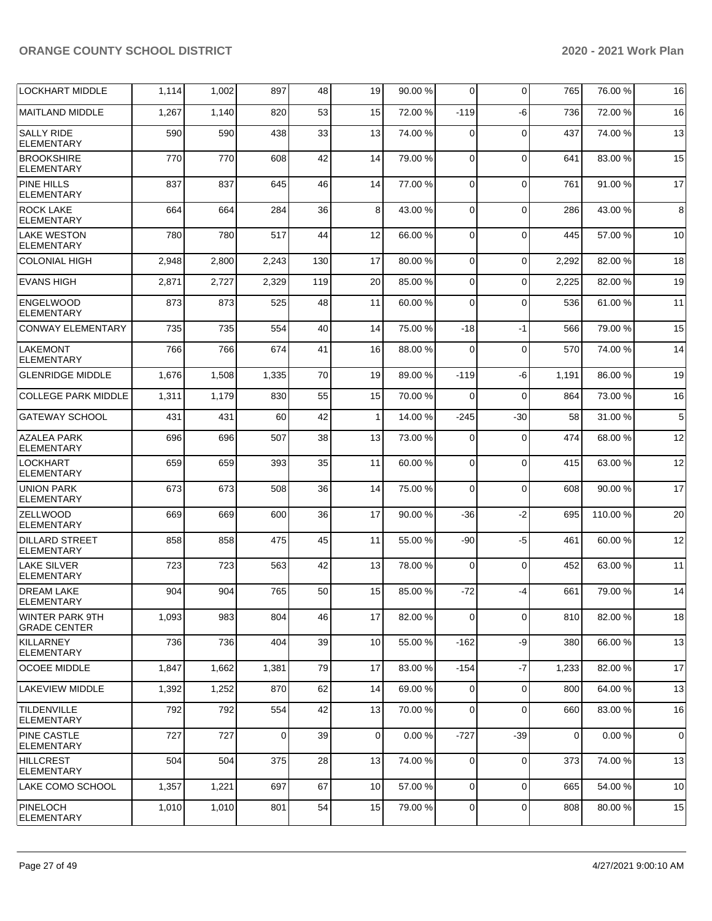| | | | | | | | | | | |
|---|---|---|---|---|---|---|---|---|---|---|
| LOCKHART MIDDLE | 1,114 | 1,002 | 897 | 48 | 19 | 90.00 % | 0 | 0 | 765 | 76.00 % | 16 |
| MAITLAND MIDDLE | 1,267 | 1,140 | 820 | 53 | 15 | 72.00 % | -119 | -6 | 736 | 72.00 % | 16 |
| SALLY RIDE ELEMENTARY | 590 | 590 | 438 | 33 | 13 | 74.00 % | 0 | 0 | 437 | 74.00 % | 13 |
| BROOKSHIRE ELEMENTARY | 770 | 770 | 608 | 42 | 14 | 79.00 % | 0 | 0 | 641 | 83.00 % | 15 |
| PINE HILLS ELEMENTARY | 837 | 837 | 645 | 46 | 14 | 77.00 % | 0 | 0 | 761 | 91.00 % | 17 |
| ROCK LAKE ELEMENTARY | 664 | 664 | 284 | 36 | 8 | 43.00 % | 0 | 0 | 286 | 43.00 % | 8 |
| LAKE WESTON ELEMENTARY | 780 | 780 | 517 | 44 | 12 | 66.00 % | 0 | 0 | 445 | 57.00 % | 10 |
| COLONIAL HIGH | 2,948 | 2,800 | 2,243 | 130 | 17 | 80.00 % | 0 | 0 | 2,292 | 82.00 % | 18 |
| EVANS HIGH | 2,871 | 2,727 | 2,329 | 119 | 20 | 85.00 % | 0 | 0 | 2,225 | 82.00 % | 19 |
| ENGELWOOD ELEMENTARY | 873 | 873 | 525 | 48 | 11 | 60.00 % | 0 | 0 | 536 | 61.00 % | 11 |
| CONWAY ELEMENTARY | 735 | 735 | 554 | 40 | 14 | 75.00 % | -18 | -1 | 566 | 79.00 % | 15 |
| LAKEMONT ELEMENTARY | 766 | 766 | 674 | 41 | 16 | 88.00 % | 0 | 0 | 570 | 74.00 % | 14 |
| GLENRIDGE MIDDLE | 1,676 | 1,508 | 1,335 | 70 | 19 | 89.00 % | -119 | -6 | 1,191 | 86.00 % | 19 |
| COLLEGE PARK MIDDLE | 1,311 | 1,179 | 830 | 55 | 15 | 70.00 % | 0 | 0 | 864 | 73.00 % | 16 |
| GATEWAY SCHOOL | 431 | 431 | 60 | 42 | 1 | 14.00 % | -245 | -30 | 58 | 31.00 % | 5 |
| AZALEA PARK ELEMENTARY | 696 | 696 | 507 | 38 | 13 | 73.00 % | 0 | 0 | 474 | 68.00 % | 12 |
| LOCKHART ELEMENTARY | 659 | 659 | 393 | 35 | 11 | 60.00 % | 0 | 0 | 415 | 63.00 % | 12 |
| UNION PARK ELEMENTARY | 673 | 673 | 508 | 36 | 14 | 75.00 % | 0 | 0 | 608 | 90.00 % | 17 |
| ZELLWOOD ELEMENTARY | 669 | 669 | 600 | 36 | 17 | 90.00 % | -36 | -2 | 695 | 110.00 % | 20 |
| DILLARD STREET ELEMENTARY | 858 | 858 | 475 | 45 | 11 | 55.00 % | -90 | -5 | 461 | 60.00 % | 12 |
| LAKE SILVER ELEMENTARY | 723 | 723 | 563 | 42 | 13 | 78.00 % | 0 | 0 | 452 | 63.00 % | 11 |
| DREAM LAKE ELEMENTARY | 904 | 904 | 765 | 50 | 15 | 85.00 % | -72 | -4 | 661 | 79.00 % | 14 |
| WINTER PARK 9TH GRADE CENTER | 1,093 | 983 | 804 | 46 | 17 | 82.00 % | 0 | 0 | 810 | 82.00 % | 18 |
| KILLARNEY ELEMENTARY | 736 | 736 | 404 | 39 | 10 | 55.00 % | -162 | -9 | 380 | 66.00 % | 13 |
| OCOEE MIDDLE | 1,847 | 1,662 | 1,381 | 79 | 17 | 83.00 % | -154 | -7 | 1,233 | 82.00 % | 17 |
| LAKEVIEW MIDDLE | 1,392 | 1,252 | 870 | 62 | 14 | 69.00 % | 0 | 0 | 800 | 64.00 % | 13 |
| TILDENVILLE ELEMENTARY | 792 | 792 | 554 | 42 | 13 | 70.00 % | 0 | 0 | 660 | 83.00 % | 16 |
| PINE CASTLE ELEMENTARY | 727 | 727 | 0 | 39 | 0 | 0.00 % | -727 | -39 | 0 | 0.00 % | 0 |
| HILLCREST ELEMENTARY | 504 | 504 | 375 | 28 | 13 | 74.00 % | 0 | 0 | 373 | 74.00 % | 13 |
| LAKE COMO SCHOOL | 1,357 | 1,221 | 697 | 67 | 10 | 57.00 % | 0 | 0 | 665 | 54.00 % | 10 |
| PINELOCH ELEMENTARY | 1,010 | 1,010 | 801 | 54 | 15 | 79.00 % | 0 | 0 | 808 | 80.00 % | 15 |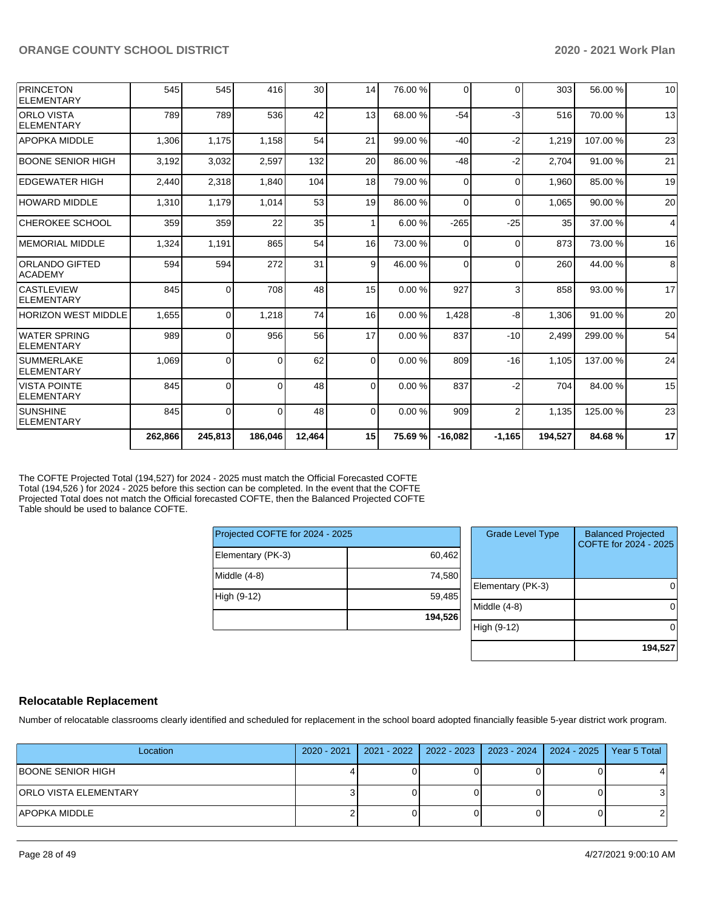| | | | | | | | | | | | |
|---|---|---|---|---|---|---|---|---|---|---|---|
| PRINCETON ELEMENTARY | 545 | 545 | 416 | 30 | 14 | 76.00 % | 0 | 0 | 303 | 56.00 % | 10 |
| ORLO VISTA ELEMENTARY | 789 | 789 | 536 | 42 | 13 | 68.00 % | -54 | -3 | 516 | 70.00 % | 13 |
| APOPKA MIDDLE | 1,306 | 1,175 | 1,158 | 54 | 21 | 99.00 % | -40 | -2 | 1,219 | 107.00 % | 23 |
| BOONE SENIOR HIGH | 3,192 | 3,032 | 2,597 | 132 | 20 | 86.00 % | -48 | -2 | 2,704 | 91.00 % | 21 |
| EDGEWATER HIGH | 2,440 | 2,318 | 1,840 | 104 | 18 | 79.00 % | 0 | 0 | 1,960 | 85.00 % | 19 |
| HOWARD MIDDLE | 1,310 | 1,179 | 1,014 | 53 | 19 | 86.00 % | 0 | 0 | 1,065 | 90.00 % | 20 |
| CHEROKEE SCHOOL | 359 | 359 | 22 | 35 | 1 | 6.00 % | -265 | -25 | 35 | 37.00 % | 4 |
| MEMORIAL MIDDLE | 1,324 | 1,191 | 865 | 54 | 16 | 73.00 % | 0 | 0 | 873 | 73.00 % | 16 |
| ORLANDO GIFTED ACADEMY | 594 | 594 | 272 | 31 | 9 | 46.00 % | 0 | 0 | 260 | 44.00 % | 8 |
| CASTLEVIEW ELEMENTARY | 845 | 0 | 708 | 48 | 15 | 0.00 % | 927 | 3 | 858 | 93.00 % | 17 |
| HORIZON WEST MIDDLE | 1,655 | 0 | 1,218 | 74 | 16 | 0.00 % | 1,428 | -8 | 1,306 | 91.00 % | 20 |
| WATER SPRING ELEMENTARY | 989 | 0 | 956 | 56 | 17 | 0.00 % | 837 | -10 | 2,499 | 299.00 % | 54 |
| SUMMERLAKE ELEMENTARY | 1,069 | 0 | 0 | 62 | 0 | 0.00 % | 809 | -16 | 1,105 | 137.00 % | 24 |
| VISTA POINTE ELEMENTARY | 845 | 0 | 0 | 48 | 0 | 0.00 % | 837 | -2 | 704 | 84.00 % | 15 |
| SUNSHINE ELEMENTARY | 845 | 0 | 0 | 48 | 0 | 0.00 % | 909 | 2 | 1,135 | 125.00 % | 23 |
| | **262,866** | **245,813** | **186,046** | **12,464** | **15** | **75.69 %** | **-16,082** | **-1,165** | **194,527** | **84.68 %** | **17** |

The COFTE Projected Total (194,527) for 2024 - 2025 must match the Official Forecasted COFTE Total (194,526 ) for 2024 - 2025 before this section can be completed. In the event that the COFTE Projected Total does not match the Official forecasted COFTE, then the Balanced Projected COFTE Table should be used to balance COFTE.

| Projected COFTE for 2024 - 2025 | |
|---|---|
| Elementary (PK-3) | 60,462 |
| Middle (4-8) | 74,580 |
| High (9-12) | 59,485 |
| | **194,526** |

| Grade Level Type | Balanced Projected COFTE for 2024 - 2025 |
|---|---|
| Elementary (PK-3) | 0 |
| Middle (4-8) | 0 |
| High (9-12) | 0 |
| | **194,527** |

## Relocatable Replacement

Number of relocatable classrooms clearly identified and scheduled for replacement in the school board adopted financially feasible 5-year district work program.

| Location | 2020 - 2021 | 2021 - 2022 | 2022 - 2023 | 2023 - 2024 | 2024 - 2025 | Year 5 Total |
|---|---|---|---|---|---|---|
| BOONE SENIOR HIGH | 4 | 0 | 0 | 0 | 0 | 4 |
| ORLO VISTA ELEMENTARY | 3 | 0 | 0 | 0 | 0 | 3 |
| APOPKA MIDDLE | 2 | 0 | 0 | 0 | 0 | 2 |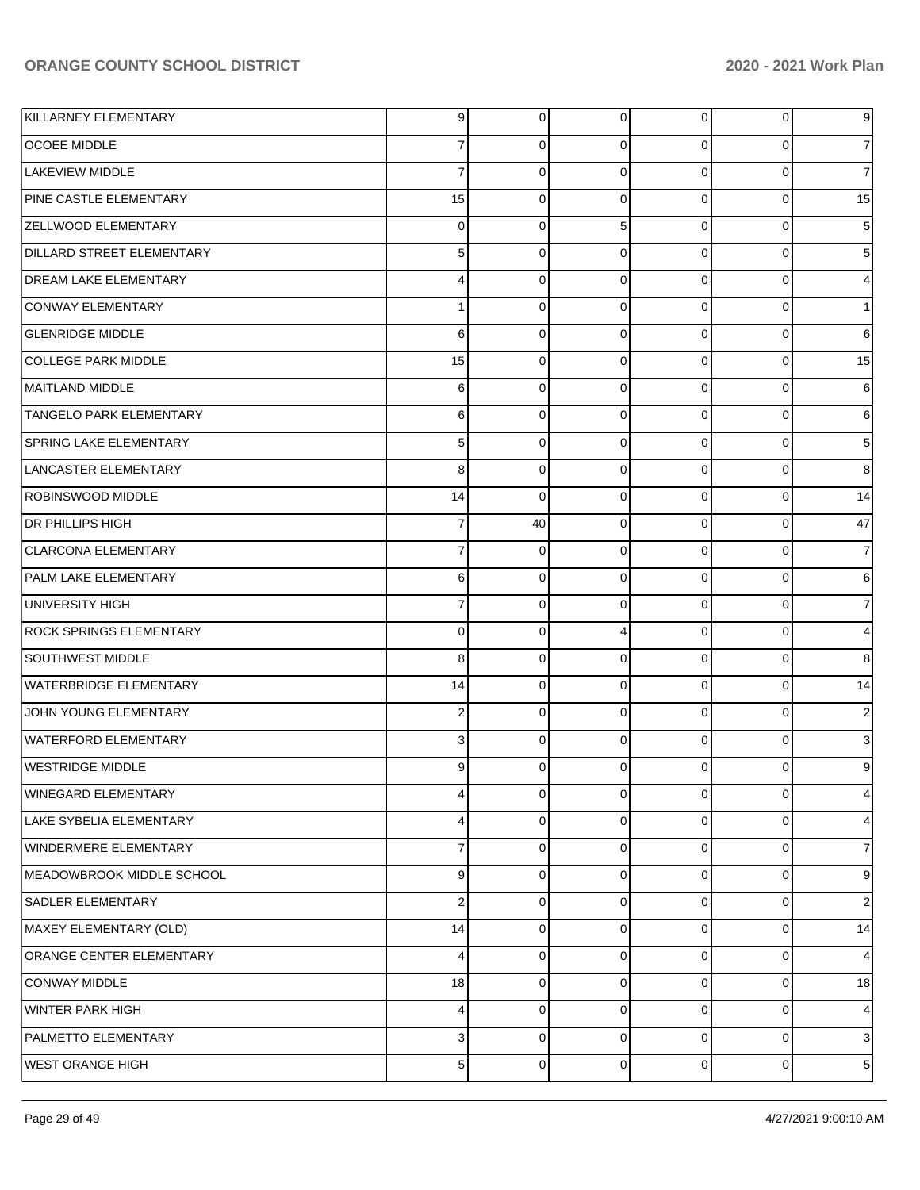| | | | | | | |
|---|---|---|---|---|---|---|
| KILLARNEY ELEMENTARY | 9 | 0 | 0 | 0 | 0 | 9 |
| OCOEE MIDDLE | 7 | 0 | 0 | 0 | 0 | 7 |
| LAKEVIEW MIDDLE | 7 | 0 | 0 | 0 | 0 | 7 |
| PINE CASTLE ELEMENTARY | 15 | 0 | 0 | 0 | 0 | 15 |
| ZELLWOOD ELEMENTARY | 0 | 0 | 5 | 0 | 0 | 5 |
| DILLARD STREET ELEMENTARY | 5 | 0 | 0 | 0 | 0 | 5 |
| DREAM LAKE ELEMENTARY | 4 | 0 | 0 | 0 | 0 | 4 |
| CONWAY ELEMENTARY | 1 | 0 | 0 | 0 | 0 | 1 |
| GLENRIDGE MIDDLE | 6 | 0 | 0 | 0 | 0 | 6 |
| COLLEGE PARK MIDDLE | 15 | 0 | 0 | 0 | 0 | 15 |
| MAITLAND MIDDLE | 6 | 0 | 0 | 0 | 0 | 6 |
| TANGELO PARK ELEMENTARY | 6 | 0 | 0 | 0 | 0 | 6 |
| SPRING LAKE ELEMENTARY | 5 | 0 | 0 | 0 | 0 | 5 |
| LANCASTER ELEMENTARY | 8 | 0 | 0 | 0 | 0 | 8 |
| ROBINSWOOD MIDDLE | 14 | 0 | 0 | 0 | 0 | 14 |
| DR PHILLIPS HIGH | 7 | 40 | 0 | 0 | 0 | 47 |
| CLARCONA ELEMENTARY | 7 | 0 | 0 | 0 | 0 | 7 |
| PALM LAKE ELEMENTARY | 6 | 0 | 0 | 0 | 0 | 6 |
| UNIVERSITY HIGH | 7 | 0 | 0 | 0 | 0 | 7 |
| ROCK SPRINGS ELEMENTARY | 0 | 0 | 4 | 0 | 0 | 4 |
| SOUTHWEST MIDDLE | 8 | 0 | 0 | 0 | 0 | 8 |
| WATERBRIDGE ELEMENTARY | 14 | 0 | 0 | 0 | 0 | 14 |
| JOHN YOUNG ELEMENTARY | 2 | 0 | 0 | 0 | 0 | 2 |
| WATERFORD ELEMENTARY | 3 | 0 | 0 | 0 | 0 | 3 |
| WESTRIDGE MIDDLE | 9 | 0 | 0 | 0 | 0 | 9 |
| WINEGARD ELEMENTARY | 4 | 0 | 0 | 0 | 0 | 4 |
| LAKE SYBELIA ELEMENTARY | 4 | 0 | 0 | 0 | 0 | 4 |
| WINDERMERE ELEMENTARY | 7 | 0 | 0 | 0 | 0 | 7 |
| MEADOWBROOK MIDDLE SCHOOL | 9 | 0 | 0 | 0 | 0 | 9 |
| SADLER ELEMENTARY | 2 | 0 | 0 | 0 | 0 | 2 |
| MAXEY ELEMENTARY (OLD) | 14 | 0 | 0 | 0 | 0 | 14 |
| ORANGE CENTER ELEMENTARY | 4 | 0 | 0 | 0 | 0 | 4 |
| CONWAY MIDDLE | 18 | 0 | 0 | 0 | 0 | 18 |
| WINTER PARK HIGH | 4 | 0 | 0 | 0 | 0 | 4 |
| PALMETTO ELEMENTARY | 3 | 0 | 0 | 0 | 0 | 3 |
| WEST ORANGE HIGH | 5 | 0 | 0 | 0 | 0 | 5 |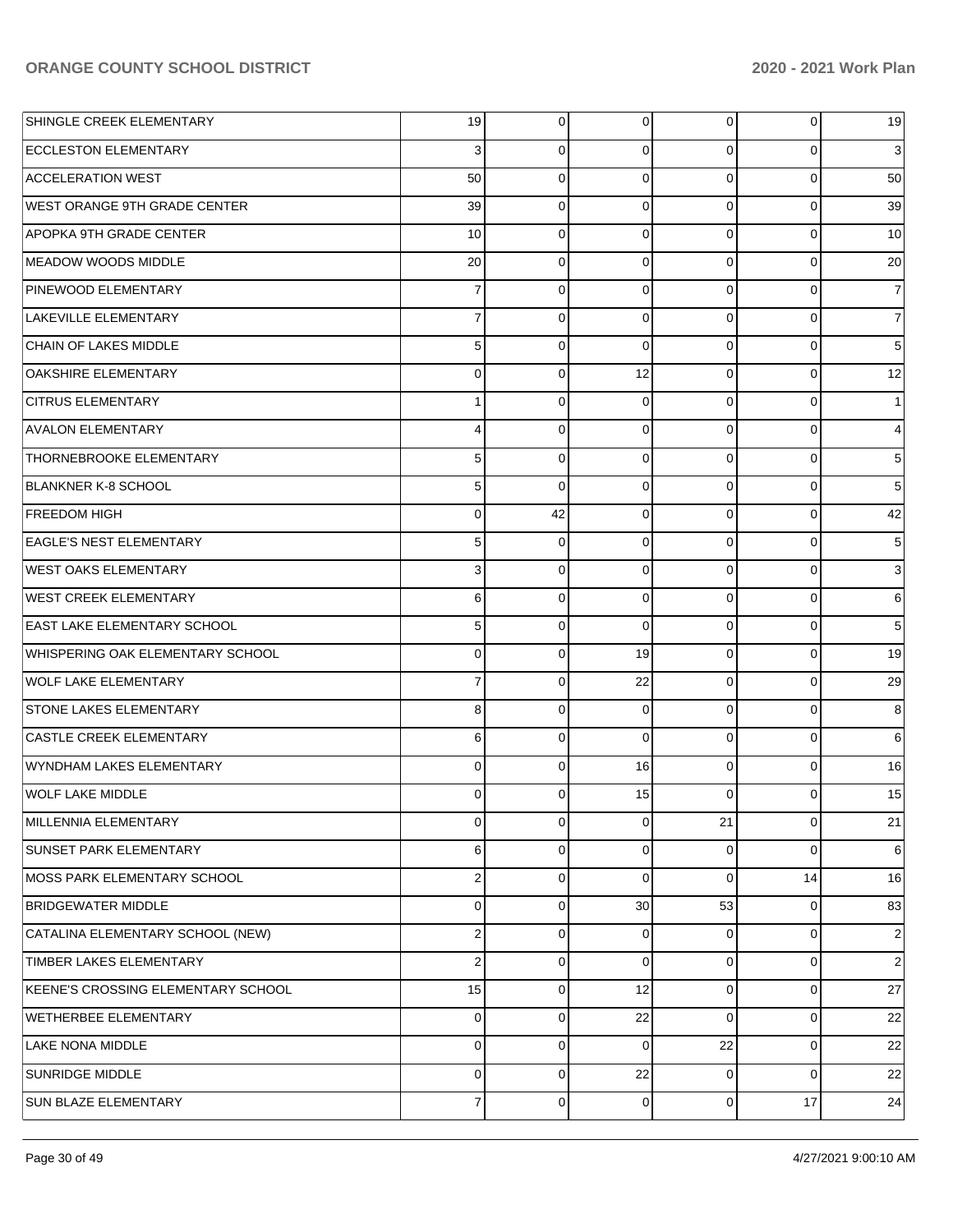| | | | | | | |
|---|---|---|---|---|---|---|
| SHINGLE CREEK ELEMENTARY | 19 | 0 | 0 | 0 | 0 | 19 |
| ECCLESTON ELEMENTARY | 3 | 0 | 0 | 0 | 0 | 3 |
| ACCELERATION WEST | 50 | 0 | 0 | 0 | 0 | 50 |
| WEST ORANGE 9TH GRADE CENTER | 39 | 0 | 0 | 0 | 0 | 39 |
| APOPKA 9TH GRADE CENTER | 10 | 0 | 0 | 0 | 0 | 10 |
| MEADOW WOODS MIDDLE | 20 | 0 | 0 | 0 | 0 | 20 |
| PINEWOOD ELEMENTARY | 7 | 0 | 0 | 0 | 0 | 7 |
| LAKEVILLE ELEMENTARY | 7 | 0 | 0 | 0 | 0 | 7 |
| CHAIN OF LAKES MIDDLE | 5 | 0 | 0 | 0 | 0 | 5 |
| OAKSHIRE ELEMENTARY | 0 | 0 | 12 | 0 | 0 | 12 |
| CITRUS ELEMENTARY | 1 | 0 | 0 | 0 | 0 | 1 |
| AVALON ELEMENTARY | 4 | 0 | 0 | 0 | 0 | 4 |
| THORNEBROOKE ELEMENTARY | 5 | 0 | 0 | 0 | 0 | 5 |
| BLANKNER K-8 SCHOOL | 5 | 0 | 0 | 0 | 0 | 5 |
| FREEDOM HIGH | 0 | 42 | 0 | 0 | 0 | 42 |
| EAGLE'S NEST ELEMENTARY | 5 | 0 | 0 | 0 | 0 | 5 |
| WEST OAKS ELEMENTARY | 3 | 0 | 0 | 0 | 0 | 3 |
| WEST CREEK ELEMENTARY | 6 | 0 | 0 | 0 | 0 | 6 |
| EAST LAKE ELEMENTARY SCHOOL | 5 | 0 | 0 | 0 | 0 | 5 |
| WHISPERING OAK ELEMENTARY SCHOOL | 0 | 0 | 19 | 0 | 0 | 19 |
| WOLF LAKE ELEMENTARY | 7 | 0 | 22 | 0 | 0 | 29 |
| STONE LAKES ELEMENTARY | 8 | 0 | 0 | 0 | 0 | 8 |
| CASTLE CREEK ELEMENTARY | 6 | 0 | 0 | 0 | 0 | 6 |
| WYNDHAM LAKES ELEMENTARY | 0 | 0 | 16 | 0 | 0 | 16 |
| WOLF LAKE MIDDLE | 0 | 0 | 15 | 0 | 0 | 15 |
| MILLENNIA ELEMENTARY | 0 | 0 | 0 | 21 | 0 | 21 |
| SUNSET PARK ELEMENTARY | 6 | 0 | 0 | 0 | 0 | 6 |
| MOSS PARK ELEMENTARY SCHOOL | 2 | 0 | 0 | 0 | 14 | 16 |
| BRIDGEWATER MIDDLE | 0 | 0 | 30 | 53 | 0 | 83 |
| CATALINA ELEMENTARY SCHOOL (NEW) | 2 | 0 | 0 | 0 | 0 | 2 |
| TIMBER LAKES ELEMENTARY | 2 | 0 | 0 | 0 | 0 | 2 |
| KEENE'S CROSSING ELEMENTARY SCHOOL | 15 | 0 | 12 | 0 | 0 | 27 |
| WETHERBEE ELEMENTARY | 0 | 0 | 22 | 0 | 0 | 22 |
| LAKE NONA MIDDLE | 0 | 0 | 0 | 22 | 0 | 22 |
| SUNRIDGE MIDDLE | 0 | 0 | 22 | 0 | 0 | 22 |
| SUN BLAZE ELEMENTARY | 7 | 0 | 0 | 0 | 17 | 24 |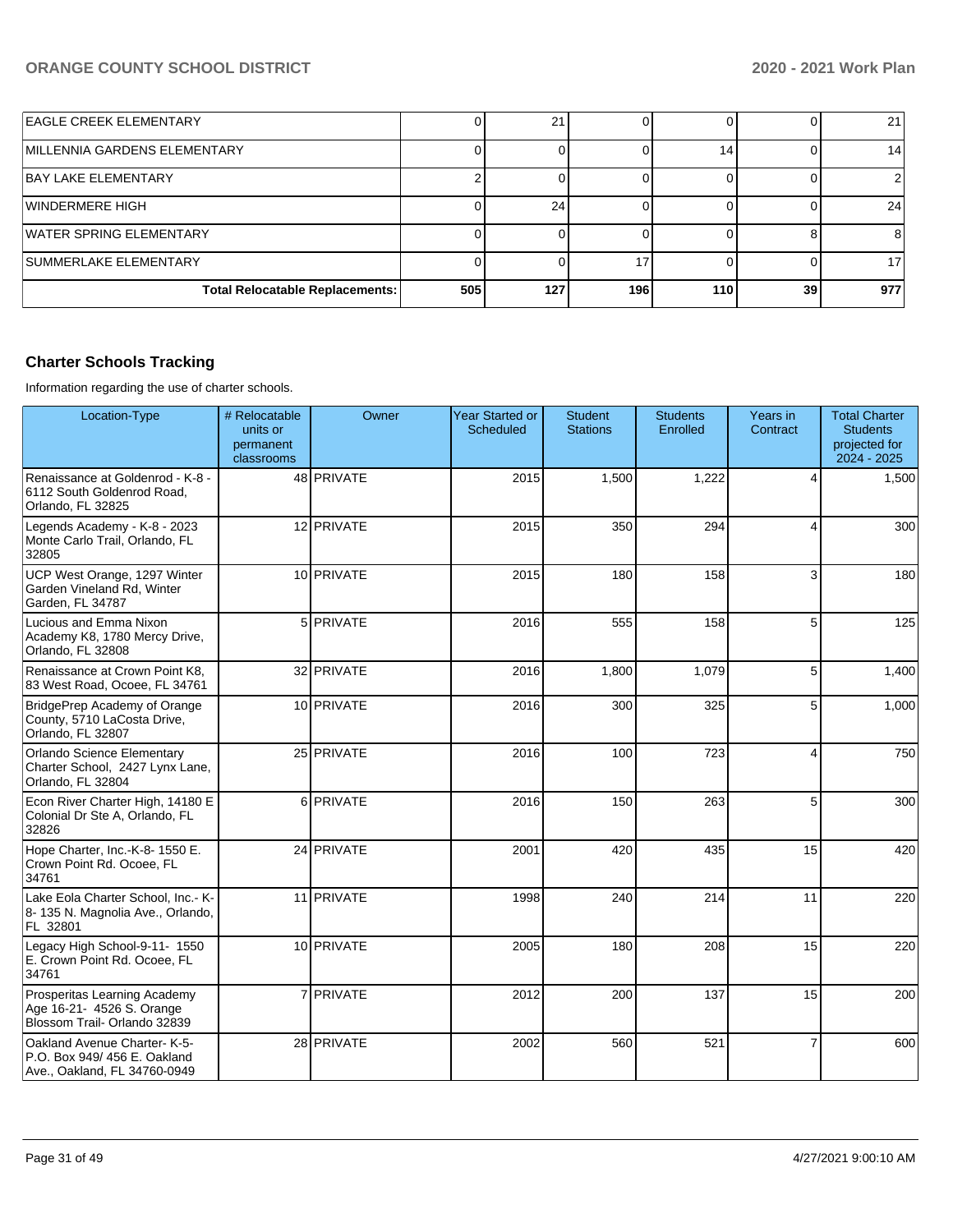| | | | | | | |
|---|---|---|---|---|---|---|
| EAGLE CREEK ELEMENTARY | 0 | 21 | 0 | 0 | 0 | 21 |
| MILLENNIA GARDENS ELEMENTARY | 0 | 0 | 0 | 14 | 0 | 14 |
| BAY LAKE ELEMENTARY | 2 | 0 | 0 | 0 | 0 | 2 |
| WINDERMERE HIGH | 0 | 24 | 0 | 0 | 0 | 24 |
| WATER SPRING ELEMENTARY | 0 | 0 | 0 | 0 | 8 | 8 |
| SUMMERLAKE ELEMENTARY | 0 | 0 | 17 | 0 | 0 | 17 |
| **Total Relocatable Replacements:** | **505** | **127** | **196** | **110** | **39** | **977** |

## Charter Schools Tracking

Information regarding the use of charter schools.

| Location-Type | # Relocatable units or permanent classrooms | Owner | Year Started or Scheduled | Student Stations | Students Enrolled | Years in Contract | Total Charter Students projected for 2024 - 2025 |
|---|---|---|---|---|---|---|---|
| Renaissance at Goldenrod - K-8 - 6112 South Goldenrod Road, Orlando, FL 32825 | 48 | PRIVATE | 2015 | 1,500 | 1,222 | 4 | 1,500 |
| Legends Academy - K-8 - 2023 Monte Carlo Trail, Orlando, FL 32805 | 12 | PRIVATE | 2015 | 350 | 294 | 4 | 300 |
| UCP West Orange, 1297 Winter Garden Vineland Rd, Winter Garden, FL 34787 | 10 | PRIVATE | 2015 | 180 | 158 | 3 | 180 |
| Lucious and Emma Nixon Academy K8, 1780 Mercy Drive, Orlando, FL 32808 | 5 | PRIVATE | 2016 | 555 | 158 | 5 | 125 |
| Renaissance at Crown Point K8, 83 West Road, Ocoee, FL 34761 | 32 | PRIVATE | 2016 | 1,800 | 1,079 | 5 | 1,400 |
| BridgePrep Academy of Orange County, 5710 LaCosta Drive, Orlando, FL 32807 | 10 | PRIVATE | 2016 | 300 | 325 | 5 | 1,000 |
| Orlando Science Elementary Charter School, 2427 Lynx Lane, Orlando, FL 32804 | 25 | PRIVATE | 2016 | 100 | 723 | 4 | 750 |
| Econ River Charter High, 14180 E Colonial Dr Ste A, Orlando, FL 32826 | 6 | PRIVATE | 2016 | 150 | 263 | 5 | 300 |
| Hope Charter, Inc.-K-8- 1550 E. Crown Point Rd. Ocoee, FL 34761 | 24 | PRIVATE | 2001 | 420 | 435 | 15 | 420 |
| Lake Eola Charter School, Inc.- K-8- 135 N. Magnolia Ave., Orlando, FL 32801 | 11 | PRIVATE | 1998 | 240 | 214 | 11 | 220 |
| Legacy High School-9-11- 1550 E. Crown Point Rd. Ocoee, FL 34761 | 10 | PRIVATE | 2005 | 180 | 208 | 15 | 220 |
| Prosperitas Learning Academy Age 16-21- 4526 S. Orange Blossom Trail- Orlando 32839 | 7 | PRIVATE | 2012 | 200 | 137 | 15 | 200 |
| Oakland Avenue Charter- K-5- P.O. Box 949/ 456 E. Oakland Ave., Oakland, FL 34760-0949 | 28 | PRIVATE | 2002 | 560 | 521 | 7 | 600 |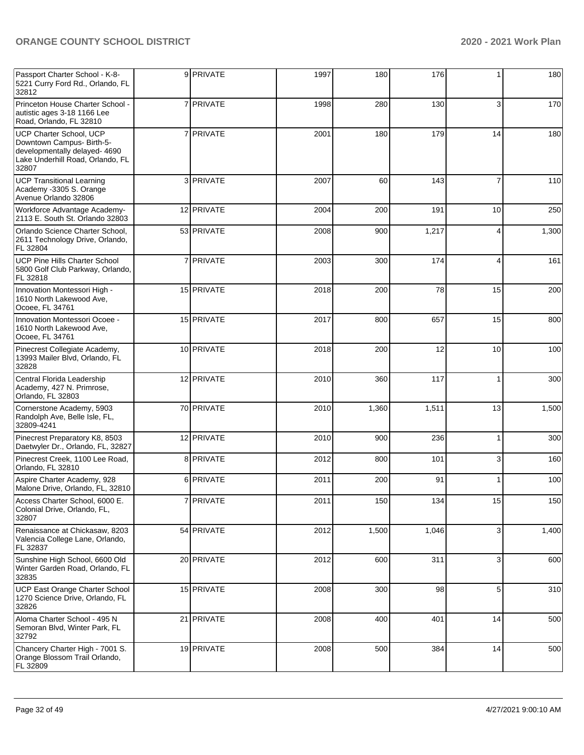| | | | | | | | |
|---|---|---|---|---|---|---|---|
| Passport Charter School - K-8- 5221 Curry Ford Rd., Orlando, FL 32812 | 9 | PRIVATE | 1997 | 180 | 176 | 1 | 180 |
| Princeton House Charter School - autistic ages 3-18 1166 Lee Road, Orlando, FL 32810 | 7 | PRIVATE | 1998 | 280 | 130 | 3 | 170 |
| UCP Charter School, UCP Downtown Campus- Birth-5- developmentally delayed- 4690 Lake Underhill Road, Orlando, FL 32807 | 7 | PRIVATE | 2001 | 180 | 179 | 14 | 180 |
| UCP Transitional Learning Academy -3305 S. Orange Avenue Orlando 32806 | 3 | PRIVATE | 2007 | 60 | 143 | 7 | 110 |
| Workforce Advantage Academy- 2113 E. South St. Orlando 32803 | 12 | PRIVATE | 2004 | 200 | 191 | 10 | 250 |
| Orlando Science Charter School, 2611 Technology Drive, Orlando, FL 32804 | 53 | PRIVATE | 2008 | 900 | 1,217 | 4 | 1,300 |
| UCP Pine Hills Charter School 5800 Golf Club Parkway, Orlando, FL 32818 | 7 | PRIVATE | 2003 | 300 | 174 | 4 | 161 |
| Innovation Montessori High - 1610 North Lakewood Ave, Ocoee, FL 34761 | 15 | PRIVATE | 2018 | 200 | 78 | 15 | 200 |
| Innovation Montessori Ocoee - 1610 North Lakewood Ave, Ocoee, FL 34761 | 15 | PRIVATE | 2017 | 800 | 657 | 15 | 800 |
| Pinecrest Collegiate Academy, 13993 Mailer Blvd, Orlando, FL 32828 | 10 | PRIVATE | 2018 | 200 | 12 | 10 | 100 |
| Central Florida Leadership Academy, 427 N. Primrose, Orlando, FL 32803 | 12 | PRIVATE | 2010 | 360 | 117 | 1 | 300 |
| Cornerstone Academy, 5903 Randolph Ave, Belle Isle, FL, 32809-4241 | 70 | PRIVATE | 2010 | 1,360 | 1,511 | 13 | 1,500 |
| Pinecrest Preparatory K8, 8503 Daetwyler Dr., Orlando, FL, 32827 | 12 | PRIVATE | 2010 | 900 | 236 | 1 | 300 |
| Pinecrest Creek, 1100 Lee Road, Orlando, FL 32810 | 8 | PRIVATE | 2012 | 800 | 101 | 3 | 160 |
| Aspire Charter Academy, 928 Malone Drive, Orlando, FL, 32810 | 6 | PRIVATE | 2011 | 200 | 91 | 1 | 100 |
| Access Charter School, 6000 E. Colonial Drive, Orlando, FL, 32807 | 7 | PRIVATE | 2011 | 150 | 134 | 15 | 150 |
| Renaissance at Chickasaw, 8203 Valencia College Lane, Orlando, FL 32837 | 54 | PRIVATE | 2012 | 1,500 | 1,046 | 3 | 1,400 |
| Sunshine High School, 6600 Old Winter Garden Road, Orlando, FL 32835 | 20 | PRIVATE | 2012 | 600 | 311 | 3 | 600 |
| UCP East Orange Charter School 1270 Science Drive, Orlando, FL 32826 | 15 | PRIVATE | 2008 | 300 | 98 | 5 | 310 |
| Aloma Charter School - 495 N Semoran Blvd, Winter Park, FL 32792 | 21 | PRIVATE | 2008 | 400 | 401 | 14 | 500 |
| Chancery Charter High - 7001 S. Orange Blossom Trail Orlando, FL 32809 | 19 | PRIVATE | 2008 | 500 | 384 | 14 | 500 |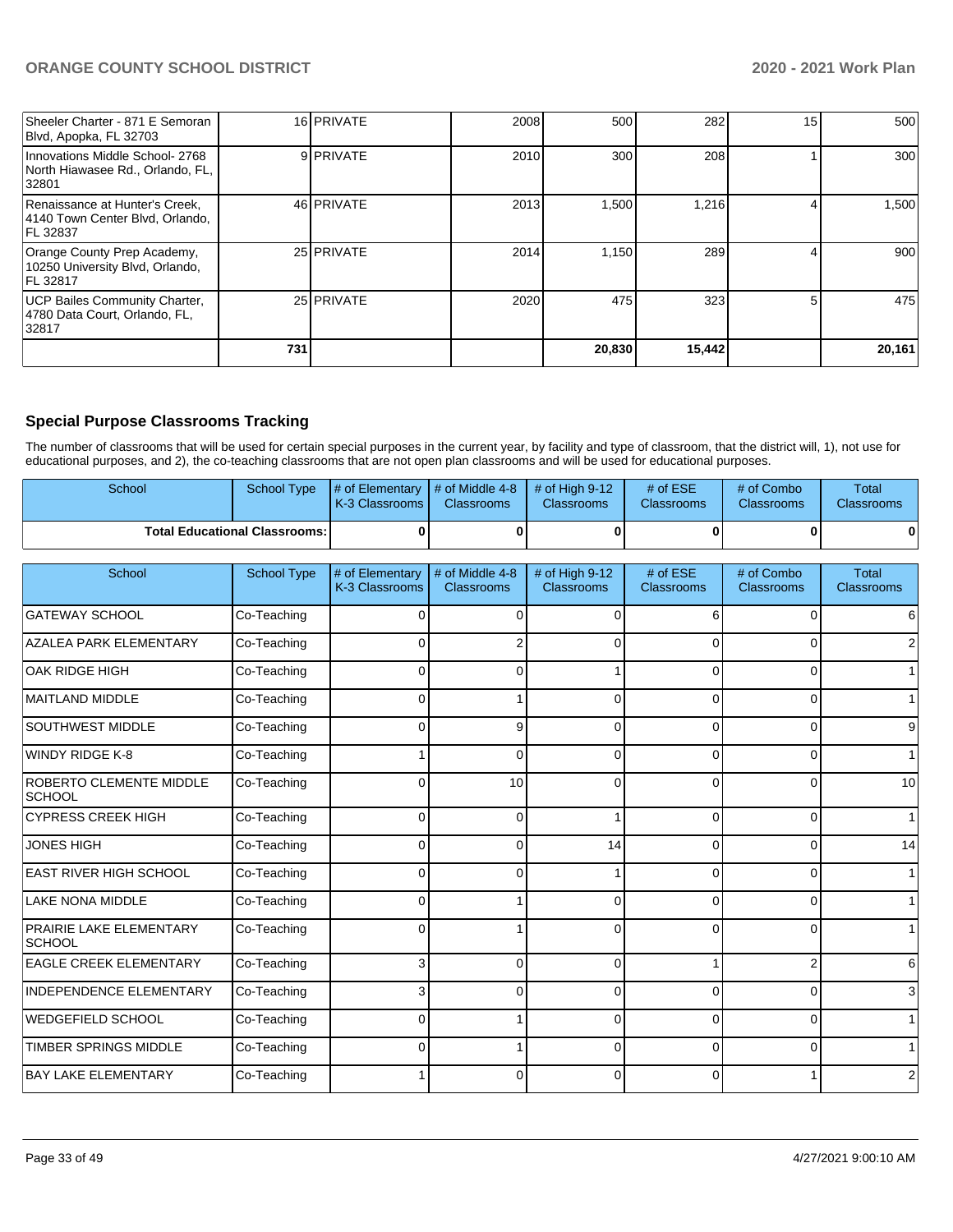| | | | | | | | |
|---|---|---|---|---|---|---|---|
| Sheeler Charter - 871 E Semoran Blvd, Apopka, FL 32703 | 16 | PRIVATE | 2008 | 500 | 282 | 15 | 500 |
| Innovations Middle School- 2768 North Hiawasee Rd., Orlando, FL, 32801 | 9 | PRIVATE | 2010 | 300 | 208 | 1 | 300 |
| Renaissance at Hunter's Creek, 4140 Town Center Blvd, Orlando, FL 32837 | 46 | PRIVATE | 2013 | 1,500 | 1,216 | 4 | 1,500 |
| Orange County Prep Academy, 10250 University Blvd, Orlando, FL 32817 | 25 | PRIVATE | 2014 | 1,150 | 289 | 4 | 900 |
| UCP Bailes Community Charter, 4780 Data Court, Orlando, FL, 32817 | 25 | PRIVATE | 2020 | 475 | 323 | 5 | 475 |
| | 731 | | | 20,830 | 15,442 | | 20,161 |

### Special Purpose Classrooms Tracking

The number of classrooms that will be used for certain special purposes in the current year, by facility and type of classroom, that the district will, 1), not use for educational purposes, and 2), the co-teaching classrooms that are not open plan classrooms and will be used for educational purposes.

| School | School Type | # of Elementary K-3 Classrooms | # of Middle 4-8 Classrooms | # of High 9-12 Classrooms | # of ESE Classrooms | # of Combo Classrooms | Total Classrooms |
|---|---|---|---|---|---|---|---|
| **Total Educational Classrooms:** | | 0 | 0 | 0 | 0 | 0 | 0 |

| School | School Type | # of Elementary K-3 Classrooms | # of Middle 4-8 Classrooms | # of High 9-12 Classrooms | # of ESE Classrooms | # of Combo Classrooms | Total Classrooms |
|---|---|---|---|---|---|---|---|
| GATEWAY SCHOOL | Co-Teaching | 0 | 0 | 0 | 6 | 0 | 6 |
| AZALEA PARK ELEMENTARY | Co-Teaching | 0 | 2 | 0 | 0 | 0 | 2 |
| OAK RIDGE HIGH | Co-Teaching | 0 | 0 | 1 | 0 | 0 | 1 |
| MAITLAND MIDDLE | Co-Teaching | 0 | 1 | 0 | 0 | 0 | 1 |
| SOUTHWEST MIDDLE | Co-Teaching | 0 | 9 | 0 | 0 | 0 | 9 |
| WINDY RIDGE K-8 | Co-Teaching | 1 | 0 | 0 | 0 | 0 | 1 |
| ROBERTO CLEMENTE MIDDLE SCHOOL | Co-Teaching | 0 | 10 | 0 | 0 | 0 | 10 |
| CYPRESS CREEK HIGH | Co-Teaching | 0 | 0 | 1 | 0 | 0 | 1 |
| JONES HIGH | Co-Teaching | 0 | 0 | 14 | 0 | 0 | 14 |
| EAST RIVER HIGH SCHOOL | Co-Teaching | 0 | 0 | 1 | 0 | 0 | 1 |
| LAKE NONA MIDDLE | Co-Teaching | 0 | 1 | 0 | 0 | 0 | 1 |
| PRAIRIE LAKE ELEMENTARY SCHOOL | Co-Teaching | 0 | 1 | 0 | 0 | 0 | 1 |
| EAGLE CREEK ELEMENTARY | Co-Teaching | 3 | 0 | 0 | 1 | 2 | 6 |
| INDEPENDENCE ELEMENTARY | Co-Teaching | 3 | 0 | 0 | 0 | 0 | 3 |
| WEDGEFIELD SCHOOL | Co-Teaching | 0 | 1 | 0 | 0 | 0 | 1 |
| TIMBER SPRINGS MIDDLE | Co-Teaching | 0 | 1 | 0 | 0 | 0 | 1 |
| BAY LAKE ELEMENTARY | Co-Teaching | 1 | 0 | 0 | 0 | 1 | 2 |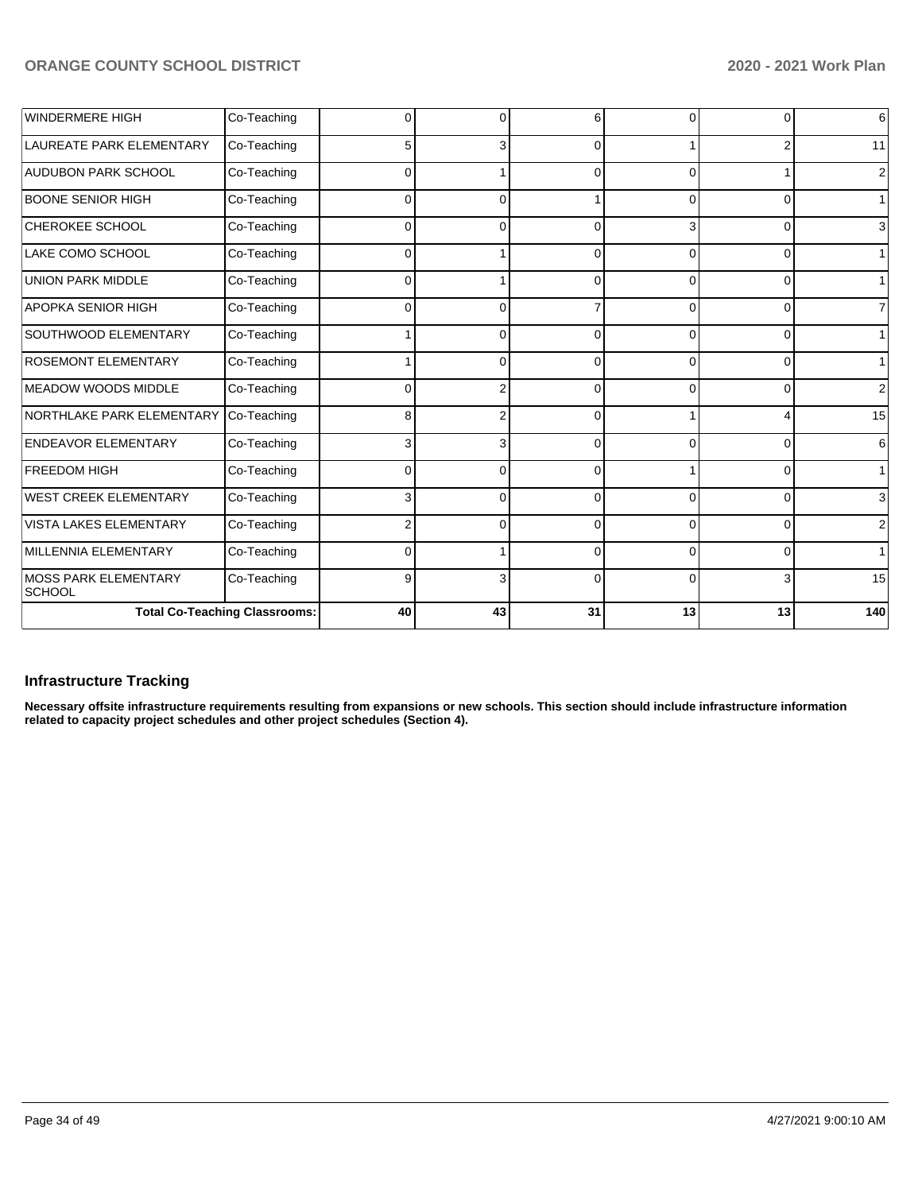| | | | | | | | |
|---|---|---|---|---|---|---|---|
| WINDERMERE HIGH | Co-Teaching | 0 | 0 | 6 | 0 | 0 | 6 |
| LAUREATE PARK ELEMENTARY | Co-Teaching | 5 | 3 | 0 | 1 | 2 | 11 |
| AUDUBON PARK SCHOOL | Co-Teaching | 0 | 1 | 0 | 0 | 1 | 2 |
| BOONE SENIOR HIGH | Co-Teaching | 0 | 0 | 1 | 0 | 0 | 1 |
| CHEROKEE SCHOOL | Co-Teaching | 0 | 0 | 0 | 3 | 0 | 3 |
| LAKE COMO SCHOOL | Co-Teaching | 0 | 1 | 0 | 0 | 0 | 1 |
| UNION PARK MIDDLE | Co-Teaching | 0 | 1 | 0 | 0 | 0 | 1 |
| APOPKA SENIOR HIGH | Co-Teaching | 0 | 0 | 7 | 0 | 0 | 7 |
| SOUTHWOOD ELEMENTARY | Co-Teaching | 1 | 0 | 0 | 0 | 0 | 1 |
| ROSEMONT ELEMENTARY | Co-Teaching | 1 | 0 | 0 | 0 | 0 | 1 |
| MEADOW WOODS MIDDLE | Co-Teaching | 0 | 2 | 0 | 0 | 0 | 2 |
| NORTHLAKE PARK ELEMENTARY | Co-Teaching | 8 | 2 | 0 | 1 | 4 | 15 |
| ENDEAVOR ELEMENTARY | Co-Teaching | 3 | 3 | 0 | 0 | 0 | 6 |
| FREEDOM HIGH | Co-Teaching | 0 | 0 | 0 | 1 | 0 | 1 |
| WEST CREEK ELEMENTARY | Co-Teaching | 3 | 0 | 0 | 0 | 0 | 3 |
| VISTA LAKES ELEMENTARY | Co-Teaching | 2 | 0 | 0 | 0 | 0 | 2 |
| MILLENNIA ELEMENTARY | Co-Teaching | 0 | 1 | 0 | 0 | 0 | 1 |
| MOSS PARK ELEMENTARY SCHOOL | Co-Teaching | 9 | 3 | 0 | 0 | 3 | 15 |
| **Total Co-Teaching Classrooms:** | | **40** | **43** | **31** | **13** | **13** | **140** |

## Infrastructure Tracking

**Necessary offsite infrastructure requirements resulting from expansions or new schools. This section should include infrastructure information related to capacity project schedules and other project schedules (Section 4).**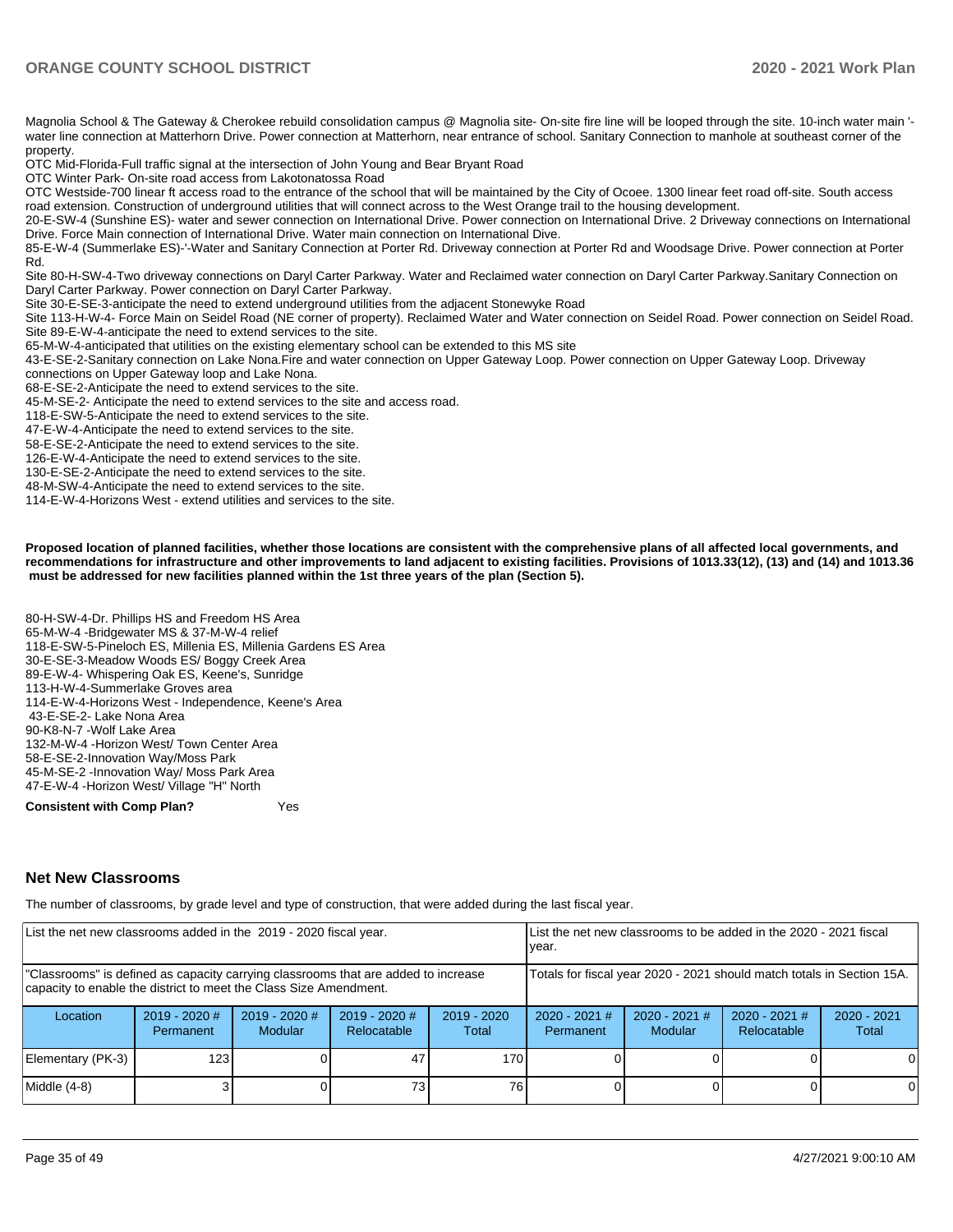Magnolia School & The Gateway & Cherokee rebuild consolidation campus @ Magnolia site- On-site fire line will be looped through the site. 10-inch water main '-water line connection at Matterhorn Drive. Power connection at Matterhorn, near entrance of school. Sanitary Connection to manhole at southeast corner of the property.

OTC Mid-Florida-Full traffic signal at the intersection of John Young and Bear Bryant Road

OTC Winter Park- On-site road access from Lakotonatossa Road

OTC Westside-700 linear ft access road to the entrance of the school that will be maintained by the City of Ocoee. 1300 linear feet road off-site. South access road extension. Construction of underground utilities that will connect across to the West Orange trail to the housing development.

20-E-SW-4 (Sunshine ES)- water and sewer connection on International Drive. Power connection on International Drive. 2 Driveway connections on International Drive. Force Main connection of International Drive. Water main connection on International Dive.

85-E-W-4 (Summerlake ES)-'-Water and Sanitary Connection at Porter Rd. Driveway connection at Porter Rd and Woodsage Drive. Power connection at Porter Rd.

Site 80-H-SW-4-Two driveway connections on Daryl Carter Parkway. Water and Reclaimed water connection on Daryl Carter Parkway.Sanitary Connection on Daryl Carter Parkway. Power connection on Daryl Carter Parkway.

Site 30-E-SE-3-anticipate the need to extend underground utilities from the adjacent Stonewyke Road

Site 113-H-W-4- Force Main on Seidel Road (NE corner of property). Reclaimed Water and Water connection on Seidel Road. Power connection on Seidel Road.

Site 89-E-W-4-anticipate the need to extend services to the site.

65-M-W-4-anticipated that utilities on the existing elementary school can be extended to this MS site

43-E-SE-2-Sanitary connection on Lake Nona.Fire and water connection on Upper Gateway Loop. Power connection on Upper Gateway Loop. Driveway connections on Upper Gateway loop and Lake Nona.

68-E-SE-2-Anticipate the need to extend services to the site.

45-M-SE-2- Anticipate the need to extend services to the site and access road.

118-E-SW-5-Anticipate the need to extend services to the site.

47-E-W-4-Anticipate the need to extend services to the site.

58-E-SE-2-Anticipate the need to extend services to the site.

126-E-W-4-Anticipate the need to extend services to the site.

130-E-SE-2-Anticipate the need to extend services to the site.

48-M-SW-4-Anticipate the need to extend services to the site.

114-E-W-4-Horizons West - extend utilities and services to the site.

**Proposed location of planned facilities, whether those locations are consistent with the comprehensive plans of all affected local governments, and recommendations for infrastructure and other improvements to land adjacent to existing facilities. Provisions of 1013.33(12), (13) and (14) and 1013.36 must be addressed for new facilities planned within the 1st three years of the plan (Section 5).**

80-H-SW-4-Dr. Phillips HS and Freedom HS Area
65-M-W-4 -Bridgewater MS & 37-M-W-4 relief
118-E-SW-5-Pineloch ES, Millenia ES, Millenia Gardens ES Area
30-E-SE-3-Meadow Woods ES/ Boggy Creek Area
89-E-W-4- Whispering Oak ES, Keene's, Sunridge
113-H-W-4-Summerlake Groves area
114-E-W-4-Horizons West - Independence, Keene's Area
43-E-SE-2- Lake Nona Area
90-K8-N-7 -Wolf Lake Area
132-M-W-4 -Horizon West/ Town Center Area
58-E-SE-2-Innovation Way/Moss Park
45-M-SE-2 -Innovation Way/ Moss Park Area
47-E-W-4 -Horizon West/ Village "H" North

**Consistent with Comp Plan?** Yes

## Net New Classrooms

The number of classrooms, by grade level and type of construction, that were added during the last fiscal year.

| List the net new classrooms added in the 2019 - 2020 fiscal year. | | | | | List the net new classrooms to be added in the 2020 - 2021 fiscal year. | | | |
|---|---|---|---|---|---|---|---|---|
| "Classrooms" is defined as capacity carrying classrooms that are added to increase capacity to enable the district to meet the Class Size Amendment. | | | | | Totals for fiscal year 2020 - 2021 should match totals in Section 15A. | | | |
| Location | 2019 - 2020 # Permanent | 2019 - 2020 # Modular | 2019 - 2020 # Relocatable | 2019 - 2020 Total | 2020 - 2021 # Permanent | 2020 - 2021 # Modular | 2020 - 2021 # Relocatable | 2020 - 2021 Total |
| Elementary (PK-3) | 123 | 0 | 47 | 170 | 0 | 0 | 0 | 0 |
| Middle (4-8) | 3 | 0 | 73 | 76 | 0 | 0 | 0 | 0 |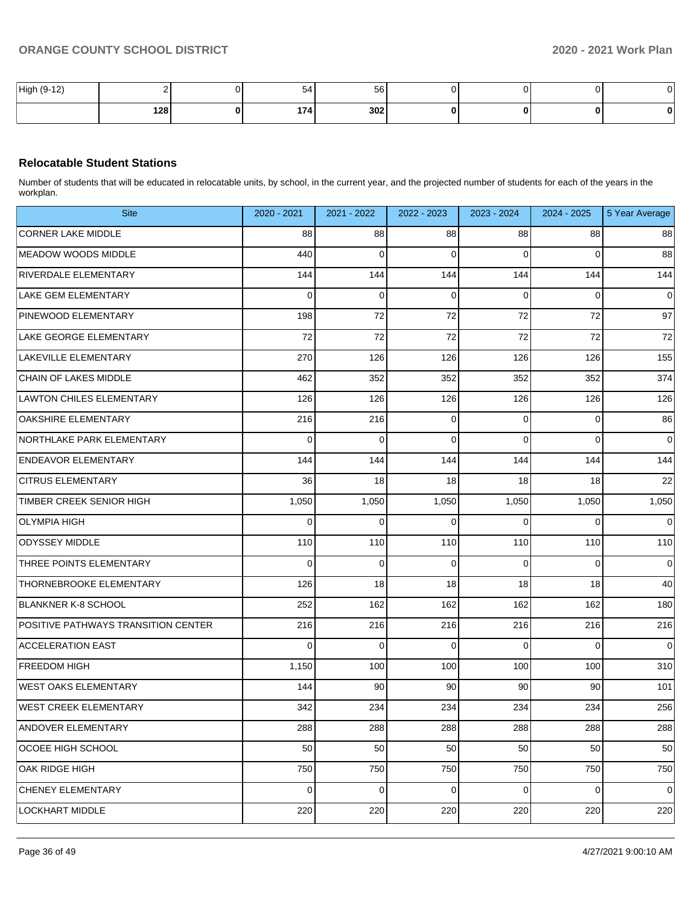| High (9-12) | 2 | 0 | 54 | 56 | 0 | 0 | 0 | 0 |
|---|---|---|---|---|---|---|---|---|
| | **128** | **0** | **174** | **302** | **0** | **0** | **0** | **0** |

### Relocatable Student Stations

Number of students that will be educated in relocatable units, by school, in the current year, and the projected number of students for each of the years in the workplan.

| Site | 2020 - 2021 | 2021 - 2022 | 2022 - 2023 | 2023 - 2024 | 2024 - 2025 | 5 Year Average |
|---|---|---|---|---|---|---|
| CORNER LAKE MIDDLE | 88 | 88 | 88 | 88 | 88 | 88 |
| MEADOW WOODS MIDDLE | 440 | 0 | 0 | 0 | 0 | 88 |
| RIVERDALE ELEMENTARY | 144 | 144 | 144 | 144 | 144 | 144 |
| LAKE GEM ELEMENTARY | 0 | 0 | 0 | 0 | 0 | 0 |
| PINEWOOD ELEMENTARY | 198 | 72 | 72 | 72 | 72 | 97 |
| LAKE GEORGE ELEMENTARY | 72 | 72 | 72 | 72 | 72 | 72 |
| LAKEVILLE ELEMENTARY | 270 | 126 | 126 | 126 | 126 | 155 |
| CHAIN OF LAKES MIDDLE | 462 | 352 | 352 | 352 | 352 | 374 |
| LAWTON CHILES ELEMENTARY | 126 | 126 | 126 | 126 | 126 | 126 |
| OAKSHIRE ELEMENTARY | 216 | 216 | 0 | 0 | 0 | 86 |
| NORTHLAKE PARK ELEMENTARY | 0 | 0 | 0 | 0 | 0 | 0 |
| ENDEAVOR ELEMENTARY | 144 | 144 | 144 | 144 | 144 | 144 |
| CITRUS ELEMENTARY | 36 | 18 | 18 | 18 | 18 | 22 |
| TIMBER CREEK SENIOR HIGH | 1,050 | 1,050 | 1,050 | 1,050 | 1,050 | 1,050 |
| OLYMPIA HIGH | 0 | 0 | 0 | 0 | 0 | 0 |
| ODYSSEY MIDDLE | 110 | 110 | 110 | 110 | 110 | 110 |
| THREE POINTS ELEMENTARY | 0 | 0 | 0 | 0 | 0 | 0 |
| THORNEBROOKE ELEMENTARY | 126 | 18 | 18 | 18 | 18 | 40 |
| BLANKNER K-8 SCHOOL | 252 | 162 | 162 | 162 | 162 | 180 |
| POSITIVE PATHWAYS TRANSITION CENTER | 216 | 216 | 216 | 216 | 216 | 216 |
| ACCELERATION EAST | 0 | 0 | 0 | 0 | 0 | 0 |
| FREEDOM HIGH | 1,150 | 100 | 100 | 100 | 100 | 310 |
| WEST OAKS ELEMENTARY | 144 | 90 | 90 | 90 | 90 | 101 |
| WEST CREEK ELEMENTARY | 342 | 234 | 234 | 234 | 234 | 256 |
| ANDOVER ELEMENTARY | 288 | 288 | 288 | 288 | 288 | 288 |
| OCOEE HIGH SCHOOL | 50 | 50 | 50 | 50 | 50 | 50 |
| OAK RIDGE HIGH | 750 | 750 | 750 | 750 | 750 | 750 |
| CHENEY ELEMENTARY | 0 | 0 | 0 | 0 | 0 | 0 |
| LOCKHART MIDDLE | 220 | 220 | 220 | 220 | 220 | 220 |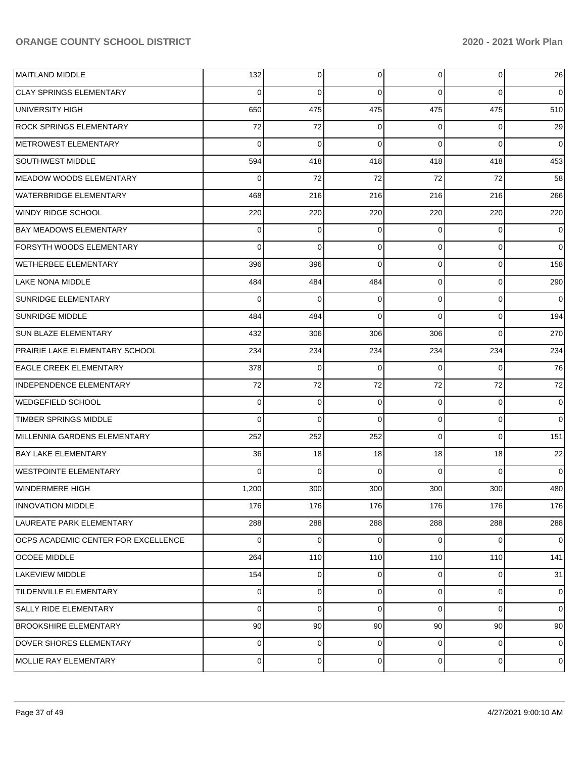| | | | | | | |
|---|---|---|---|---|---|---|
| MAITLAND MIDDLE | 132 | 0 | 0 | 0 | 0 | 26 |
| CLAY SPRINGS ELEMENTARY | 0 | 0 | 0 | 0 | 0 | 0 |
| UNIVERSITY HIGH | 650 | 475 | 475 | 475 | 475 | 510 |
| ROCK SPRINGS ELEMENTARY | 72 | 72 | 0 | 0 | 0 | 29 |
| METROWEST ELEMENTARY | 0 | 0 | 0 | 0 | 0 | 0 |
| SOUTHWEST MIDDLE | 594 | 418 | 418 | 418 | 418 | 453 |
| MEADOW WOODS ELEMENTARY | 0 | 72 | 72 | 72 | 72 | 58 |
| WATERBRIDGE ELEMENTARY | 468 | 216 | 216 | 216 | 216 | 266 |
| WINDY RIDGE SCHOOL | 220 | 220 | 220 | 220 | 220 | 220 |
| BAY MEADOWS ELEMENTARY | 0 | 0 | 0 | 0 | 0 | 0 |
| FORSYTH WOODS ELEMENTARY | 0 | 0 | 0 | 0 | 0 | 0 |
| WETHERBEE ELEMENTARY | 396 | 396 | 0 | 0 | 0 | 158 |
| LAKE NONA MIDDLE | 484 | 484 | 484 | 0 | 0 | 290 |
| SUNRIDGE ELEMENTARY | 0 | 0 | 0 | 0 | 0 | 0 |
| SUNRIDGE MIDDLE | 484 | 484 | 0 | 0 | 0 | 194 |
| SUN BLAZE ELEMENTARY | 432 | 306 | 306 | 306 | 0 | 270 |
| PRAIRIE LAKE ELEMENTARY SCHOOL | 234 | 234 | 234 | 234 | 234 | 234 |
| EAGLE CREEK ELEMENTARY | 378 | 0 | 0 | 0 | 0 | 76 |
| INDEPENDENCE ELEMENTARY | 72 | 72 | 72 | 72 | 72 | 72 |
| WEDGEFIELD SCHOOL | 0 | 0 | 0 | 0 | 0 | 0 |
| TIMBER SPRINGS MIDDLE | 0 | 0 | 0 | 0 | 0 | 0 |
| MILLENNIA GARDENS ELEMENTARY | 252 | 252 | 252 | 0 | 0 | 151 |
| BAY LAKE ELEMENTARY | 36 | 18 | 18 | 18 | 18 | 22 |
| WESTPOINTE ELEMENTARY | 0 | 0 | 0 | 0 | 0 | 0 |
| WINDERMERE HIGH | 1,200 | 300 | 300 | 300 | 300 | 480 |
| INNOVATION MIDDLE | 176 | 176 | 176 | 176 | 176 | 176 |
| LAUREATE PARK ELEMENTARY | 288 | 288 | 288 | 288 | 288 | 288 |
| OCPS ACADEMIC CENTER FOR EXCELLENCE | 0 | 0 | 0 | 0 | 0 | 0 |
| OCOEE MIDDLE | 264 | 110 | 110 | 110 | 110 | 141 |
| LAKEVIEW MIDDLE | 154 | 0 | 0 | 0 | 0 | 31 |
| TILDENVILLE ELEMENTARY | 0 | 0 | 0 | 0 | 0 | 0 |
| SALLY RIDE ELEMENTARY | 0 | 0 | 0 | 0 | 0 | 0 |
| BROOKSHIRE ELEMENTARY | 90 | 90 | 90 | 90 | 90 | 90 |
| DOVER SHORES ELEMENTARY | 0 | 0 | 0 | 0 | 0 | 0 |
| MOLLIE RAY ELEMENTARY | 0 | 0 | 0 | 0 | 0 | 0 |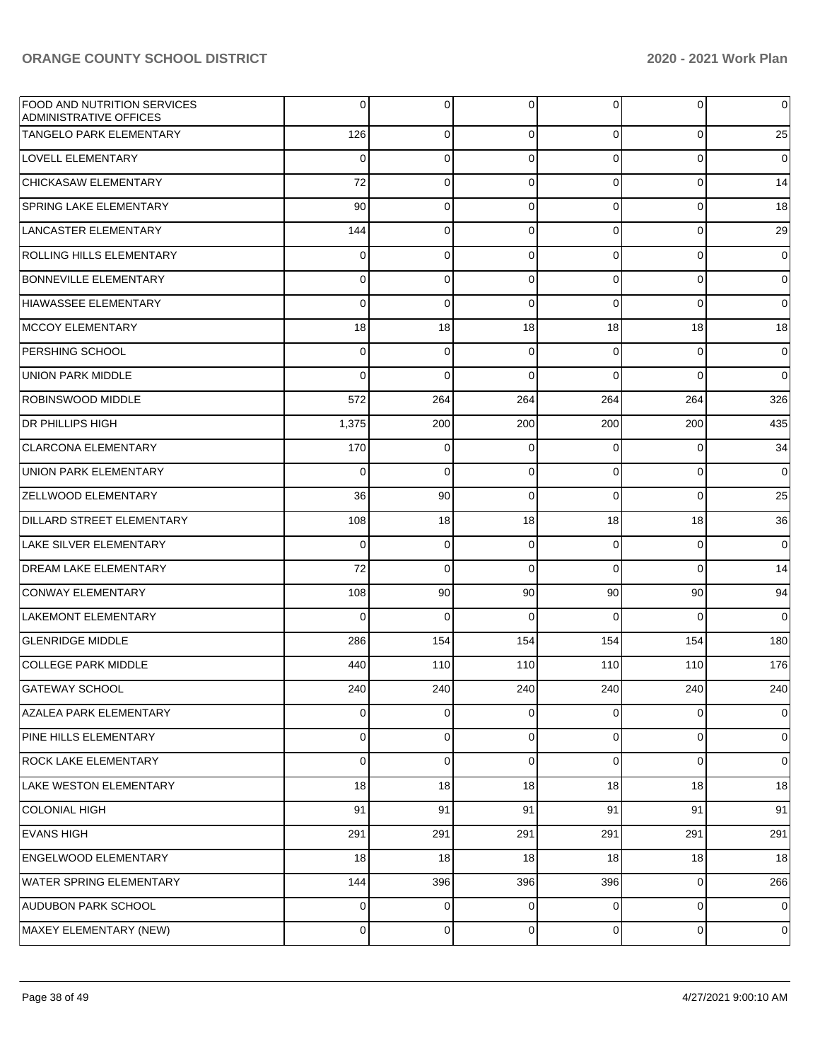| | | | | | | |
|---|---|---|---|---|---|---|
| FOOD AND NUTRITION SERVICES ADMINISTRATIVE OFFICES | 0 | 0 | 0 | 0 | 0 | 0 |
| TANGELO PARK ELEMENTARY | 126 | 0 | 0 | 0 | 0 | 25 |
| LOVELL ELEMENTARY | 0 | 0 | 0 | 0 | 0 | 0 |
| CHICKASAW ELEMENTARY | 72 | 0 | 0 | 0 | 0 | 14 |
| SPRING LAKE ELEMENTARY | 90 | 0 | 0 | 0 | 0 | 18 |
| LANCASTER ELEMENTARY | 144 | 0 | 0 | 0 | 0 | 29 |
| ROLLING HILLS ELEMENTARY | 0 | 0 | 0 | 0 | 0 | 0 |
| BONNEVILLE ELEMENTARY | 0 | 0 | 0 | 0 | 0 | 0 |
| HIAWASSEE ELEMENTARY | 0 | 0 | 0 | 0 | 0 | 0 |
| MCCOY ELEMENTARY | 18 | 18 | 18 | 18 | 18 | 18 |
| PERSHING SCHOOL | 0 | 0 | 0 | 0 | 0 | 0 |
| UNION PARK MIDDLE | 0 | 0 | 0 | 0 | 0 | 0 |
| ROBINSWOOD MIDDLE | 572 | 264 | 264 | 264 | 264 | 326 |
| DR PHILLIPS HIGH | 1,375 | 200 | 200 | 200 | 200 | 435 |
| CLARCONA ELEMENTARY | 170 | 0 | 0 | 0 | 0 | 34 |
| UNION PARK ELEMENTARY | 0 | 0 | 0 | 0 | 0 | 0 |
| ZELLWOOD ELEMENTARY | 36 | 90 | 0 | 0 | 0 | 25 |
| DILLARD STREET ELEMENTARY | 108 | 18 | 18 | 18 | 18 | 36 |
| LAKE SILVER ELEMENTARY | 0 | 0 | 0 | 0 | 0 | 0 |
| DREAM LAKE ELEMENTARY | 72 | 0 | 0 | 0 | 0 | 14 |
| CONWAY ELEMENTARY | 108 | 90 | 90 | 90 | 90 | 94 |
| LAKEMONT ELEMENTARY | 0 | 0 | 0 | 0 | 0 | 0 |
| GLENRIDGE MIDDLE | 286 | 154 | 154 | 154 | 154 | 180 |
| COLLEGE PARK MIDDLE | 440 | 110 | 110 | 110 | 110 | 176 |
| GATEWAY SCHOOL | 240 | 240 | 240 | 240 | 240 | 240 |
| AZALEA PARK ELEMENTARY | 0 | 0 | 0 | 0 | 0 | 0 |
| PINE HILLS ELEMENTARY | 0 | 0 | 0 | 0 | 0 | 0 |
| ROCK LAKE ELEMENTARY | 0 | 0 | 0 | 0 | 0 | 0 |
| LAKE WESTON ELEMENTARY | 18 | 18 | 18 | 18 | 18 | 18 |
| COLONIAL HIGH | 91 | 91 | 91 | 91 | 91 | 91 |
| EVANS HIGH | 291 | 291 | 291 | 291 | 291 | 291 |
| ENGELWOOD ELEMENTARY | 18 | 18 | 18 | 18 | 18 | 18 |
| WATER SPRING ELEMENTARY | 144 | 396 | 396 | 396 | 0 | 266 |
| AUDUBON PARK SCHOOL | 0 | 0 | 0 | 0 | 0 | 0 |
| MAXEY ELEMENTARY (NEW) | 0 | 0 | 0 | 0 | 0 | 0 |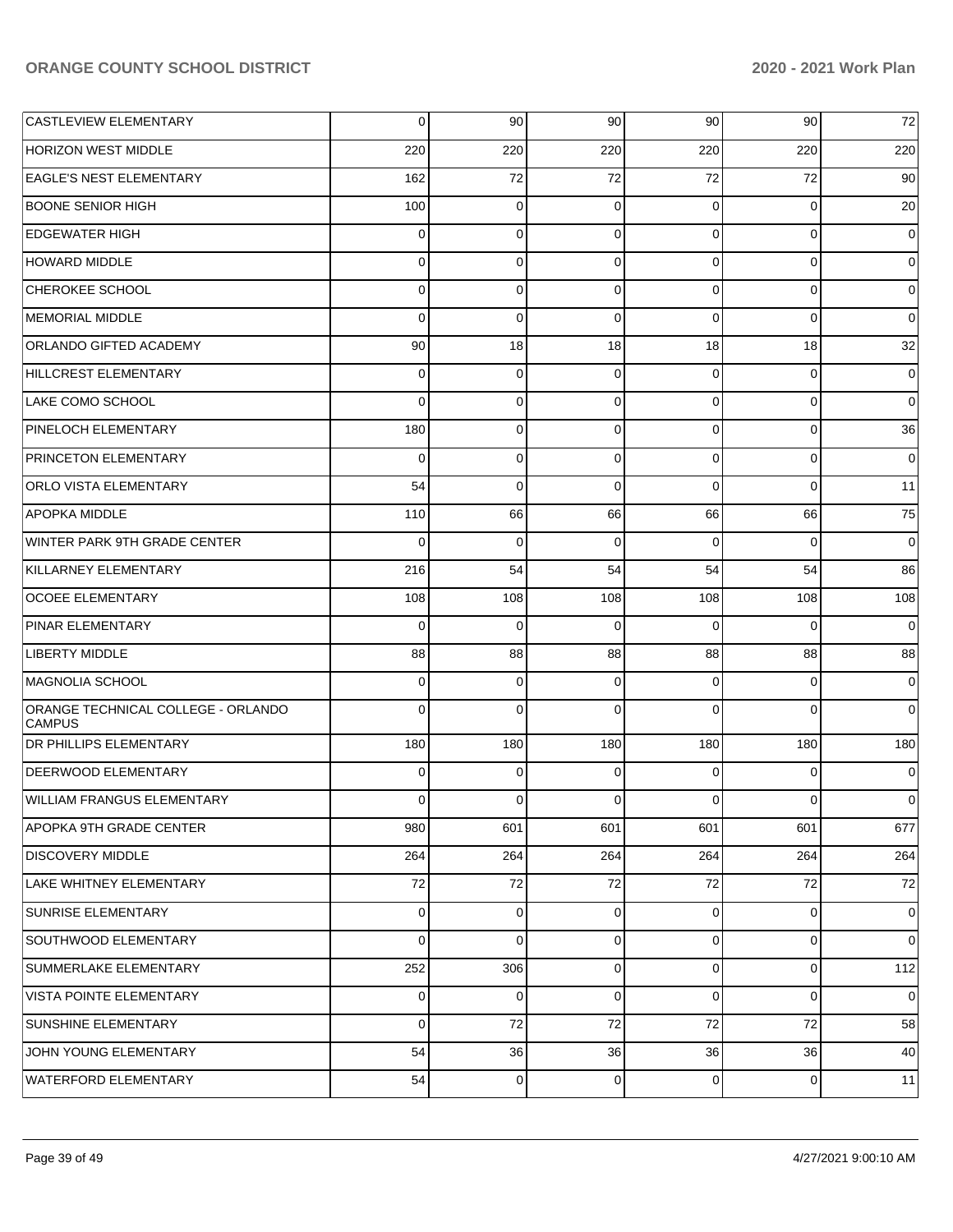| | | | | | | |
|---|---|---|---|---|---|---|
| CASTLEVIEW ELEMENTARY | 0 | 90 | 90 | 90 | 90 | 72 |
| HORIZON WEST MIDDLE | 220 | 220 | 220 | 220 | 220 | 220 |
| EAGLE'S NEST ELEMENTARY | 162 | 72 | 72 | 72 | 72 | 90 |
| BOONE SENIOR HIGH | 100 | 0 | 0 | 0 | 0 | 20 |
| EDGEWATER HIGH | 0 | 0 | 0 | 0 | 0 | 0 |
| HOWARD MIDDLE | 0 | 0 | 0 | 0 | 0 | 0 |
| CHEROKEE SCHOOL | 0 | 0 | 0 | 0 | 0 | 0 |
| MEMORIAL MIDDLE | 0 | 0 | 0 | 0 | 0 | 0 |
| ORLANDO GIFTED ACADEMY | 90 | 18 | 18 | 18 | 18 | 32 |
| HILLCREST ELEMENTARY | 0 | 0 | 0 | 0 | 0 | 0 |
| LAKE COMO SCHOOL | 0 | 0 | 0 | 0 | 0 | 0 |
| PINELOCH ELEMENTARY | 180 | 0 | 0 | 0 | 0 | 36 |
| PRINCETON ELEMENTARY | 0 | 0 | 0 | 0 | 0 | 0 |
| ORLO VISTA ELEMENTARY | 54 | 0 | 0 | 0 | 0 | 11 |
| APOPKA MIDDLE | 110 | 66 | 66 | 66 | 66 | 75 |
| WINTER PARK 9TH GRADE CENTER | 0 | 0 | 0 | 0 | 0 | 0 |
| KILLARNEY ELEMENTARY | 216 | 54 | 54 | 54 | 54 | 86 |
| OCOEE ELEMENTARY | 108 | 108 | 108 | 108 | 108 | 108 |
| PINAR ELEMENTARY | 0 | 0 | 0 | 0 | 0 | 0 |
| LIBERTY MIDDLE | 88 | 88 | 88 | 88 | 88 | 88 |
| MAGNOLIA SCHOOL | 0 | 0 | 0 | 0 | 0 | 0 |
| ORANGE TECHNICAL COLLEGE - ORLANDO CAMPUS | 0 | 0 | 0 | 0 | 0 | 0 |
| DR PHILLIPS ELEMENTARY | 180 | 180 | 180 | 180 | 180 | 180 |
| DEERWOOD ELEMENTARY | 0 | 0 | 0 | 0 | 0 | 0 |
| WILLIAM FRANGUS ELEMENTARY | 0 | 0 | 0 | 0 | 0 | 0 |
| APOPKA 9TH GRADE CENTER | 980 | 601 | 601 | 601 | 601 | 677 |
| DISCOVERY MIDDLE | 264 | 264 | 264 | 264 | 264 | 264 |
| LAKE WHITNEY ELEMENTARY | 72 | 72 | 72 | 72 | 72 | 72 |
| SUNRISE ELEMENTARY | 0 | 0 | 0 | 0 | 0 | 0 |
| SOUTHWOOD ELEMENTARY | 0 | 0 | 0 | 0 | 0 | 0 |
| SUMMERLAKE ELEMENTARY | 252 | 306 | 0 | 0 | 0 | 112 |
| VISTA POINTE ELEMENTARY | 0 | 0 | 0 | 0 | 0 | 0 |
| SUNSHINE ELEMENTARY | 0 | 72 | 72 | 72 | 72 | 58 |
| JOHN YOUNG ELEMENTARY | 54 | 36 | 36 | 36 | 36 | 40 |
| WATERFORD ELEMENTARY | 54 | 0 | 0 | 0 | 0 | 11 |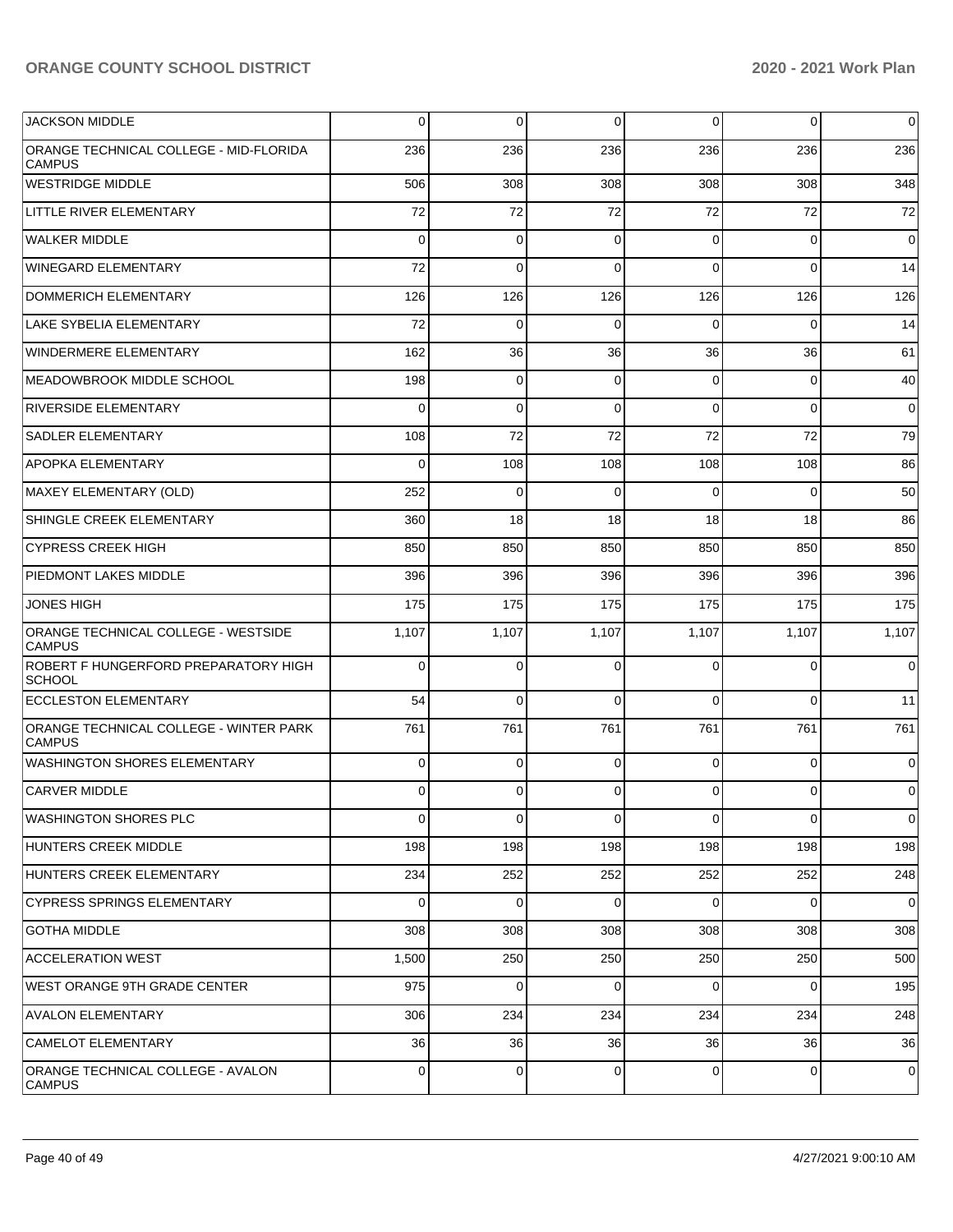| | | | | | | |
|---|---|---|---|---|---|---|
| JACKSON MIDDLE | 0 | 0 | 0 | 0 | 0 | 0 |
| ORANGE TECHNICAL COLLEGE - MID-FLORIDA CAMPUS | 236 | 236 | 236 | 236 | 236 | 236 |
| WESTRIDGE MIDDLE | 506 | 308 | 308 | 308 | 308 | 348 |
| LITTLE RIVER ELEMENTARY | 72 | 72 | 72 | 72 | 72 | 72 |
| WALKER MIDDLE | 0 | 0 | 0 | 0 | 0 | 0 |
| WINEGARD ELEMENTARY | 72 | 0 | 0 | 0 | 0 | 14 |
| DOMMERICH ELEMENTARY | 126 | 126 | 126 | 126 | 126 | 126 |
| LAKE SYBELIA ELEMENTARY | 72 | 0 | 0 | 0 | 0 | 14 |
| WINDERMERE ELEMENTARY | 162 | 36 | 36 | 36 | 36 | 61 |
| MEADOWBROOK MIDDLE SCHOOL | 198 | 0 | 0 | 0 | 0 | 40 |
| RIVERSIDE ELEMENTARY | 0 | 0 | 0 | 0 | 0 | 0 |
| SADLER ELEMENTARY | 108 | 72 | 72 | 72 | 72 | 79 |
| APOPKA ELEMENTARY | 0 | 108 | 108 | 108 | 108 | 86 |
| MAXEY ELEMENTARY (OLD) | 252 | 0 | 0 | 0 | 0 | 50 |
| SHINGLE CREEK ELEMENTARY | 360 | 18 | 18 | 18 | 18 | 86 |
| CYPRESS CREEK HIGH | 850 | 850 | 850 | 850 | 850 | 850 |
| PIEDMONT LAKES MIDDLE | 396 | 396 | 396 | 396 | 396 | 396 |
| JONES HIGH | 175 | 175 | 175 | 175 | 175 | 175 |
| ORANGE TECHNICAL COLLEGE - WESTSIDE CAMPUS | 1,107 | 1,107 | 1,107 | 1,107 | 1,107 | 1,107 |
| ROBERT F HUNGERFORD PREPARATORY HIGH SCHOOL | 0 | 0 | 0 | 0 | 0 | 0 |
| ECCLESTON ELEMENTARY | 54 | 0 | 0 | 0 | 0 | 11 |
| ORANGE TECHNICAL COLLEGE - WINTER PARK CAMPUS | 761 | 761 | 761 | 761 | 761 | 761 |
| WASHINGTON SHORES ELEMENTARY | 0 | 0 | 0 | 0 | 0 | 0 |
| CARVER MIDDLE | 0 | 0 | 0 | 0 | 0 | 0 |
| WASHINGTON SHORES PLC | 0 | 0 | 0 | 0 | 0 | 0 |
| HUNTERS CREEK MIDDLE | 198 | 198 | 198 | 198 | 198 | 198 |
| HUNTERS CREEK ELEMENTARY | 234 | 252 | 252 | 252 | 252 | 248 |
| CYPRESS SPRINGS ELEMENTARY | 0 | 0 | 0 | 0 | 0 | 0 |
| GOTHA MIDDLE | 308 | 308 | 308 | 308 | 308 | 308 |
| ACCELERATION WEST | 1,500 | 250 | 250 | 250 | 250 | 500 |
| WEST ORANGE 9TH GRADE CENTER | 975 | 0 | 0 | 0 | 0 | 195 |
| AVALON ELEMENTARY | 306 | 234 | 234 | 234 | 234 | 248 |
| CAMELOT ELEMENTARY | 36 | 36 | 36 | 36 | 36 | 36 |
| ORANGE TECHNICAL COLLEGE - AVALON CAMPUS | 0 | 0 | 0 | 0 | 0 | 0 |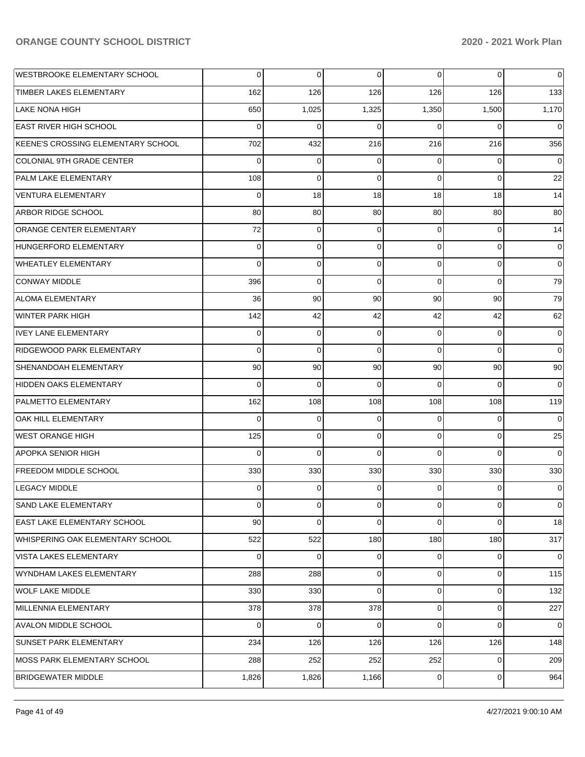| WESTBROOKE ELEMENTARY SCHOOL | 0 | 0 | 0 | 0 | 0 | 0 |
|---|---|---|---|---|---|---|
| TIMBER LAKES ELEMENTARY | 162 | 126 | 126 | 126 | 126 | 133 |
| LAKE NONA HIGH | 650 | 1,025 | 1,325 | 1,350 | 1,500 | 1,170 |
| EAST RIVER HIGH SCHOOL | 0 | 0 | 0 | 0 | 0 | 0 |
| KEENE'S CROSSING ELEMENTARY SCHOOL | 702 | 432 | 216 | 216 | 216 | 356 |
| COLONIAL 9TH GRADE CENTER | 0 | 0 | 0 | 0 | 0 | 0 |
| PALM LAKE ELEMENTARY | 108 | 0 | 0 | 0 | 0 | 22 |
| VENTURA ELEMENTARY | 0 | 18 | 18 | 18 | 18 | 14 |
| ARBOR RIDGE SCHOOL | 80 | 80 | 80 | 80 | 80 | 80 |
| ORANGE CENTER ELEMENTARY | 72 | 0 | 0 | 0 | 0 | 14 |
| HUNGERFORD ELEMENTARY | 0 | 0 | 0 | 0 | 0 | 0 |
| WHEATLEY ELEMENTARY | 0 | 0 | 0 | 0 | 0 | 0 |
| CONWAY MIDDLE | 396 | 0 | 0 | 0 | 0 | 79 |
| ALOMA ELEMENTARY | 36 | 90 | 90 | 90 | 90 | 79 |
| WINTER PARK HIGH | 142 | 42 | 42 | 42 | 42 | 62 |
| IVEY LANE ELEMENTARY | 0 | 0 | 0 | 0 | 0 | 0 |
| RIDGEWOOD PARK ELEMENTARY | 0 | 0 | 0 | 0 | 0 | 0 |
| SHENANDOAH ELEMENTARY | 90 | 90 | 90 | 90 | 90 | 90 |
| HIDDEN OAKS ELEMENTARY | 0 | 0 | 0 | 0 | 0 | 0 |
| PALMETTO ELEMENTARY | 162 | 108 | 108 | 108 | 108 | 119 |
| OAK HILL ELEMENTARY | 0 | 0 | 0 | 0 | 0 | 0 |
| WEST ORANGE HIGH | 125 | 0 | 0 | 0 | 0 | 25 |
| APOPKA SENIOR HIGH | 0 | 0 | 0 | 0 | 0 | 0 |
| FREEDOM MIDDLE SCHOOL | 330 | 330 | 330 | 330 | 330 | 330 |
| LEGACY MIDDLE | 0 | 0 | 0 | 0 | 0 | 0 |
| SAND LAKE ELEMENTARY | 0 | 0 | 0 | 0 | 0 | 0 |
| EAST LAKE ELEMENTARY SCHOOL | 90 | 0 | 0 | 0 | 0 | 18 |
| WHISPERING OAK ELEMENTARY SCHOOL | 522 | 522 | 180 | 180 | 180 | 317 |
| VISTA LAKES ELEMENTARY | 0 | 0 | 0 | 0 | 0 | 0 |
| WYNDHAM LAKES ELEMENTARY | 288 | 288 | 0 | 0 | 0 | 115 |
| WOLF LAKE MIDDLE | 330 | 330 | 0 | 0 | 0 | 132 |
| MILLENNIA ELEMENTARY | 378 | 378 | 378 | 0 | 0 | 227 |
| AVALON MIDDLE SCHOOL | 0 | 0 | 0 | 0 | 0 | 0 |
| SUNSET PARK ELEMENTARY | 234 | 126 | 126 | 126 | 126 | 148 |
| MOSS PARK ELEMENTARY SCHOOL | 288 | 252 | 252 | 252 | 0 | 209 |
| BRIDGEWATER MIDDLE | 1,826 | 1,826 | 1,166 | 0 | 0 | 964 |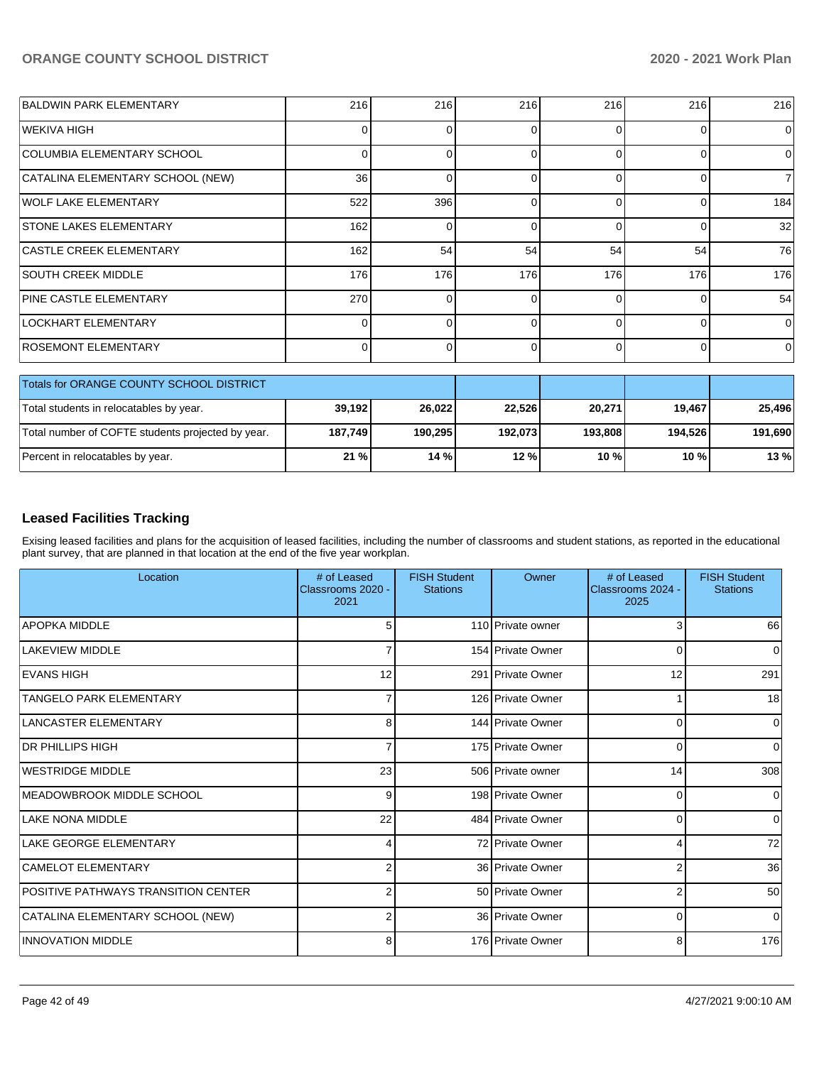| | | | | | | |
|---|---|---|---|---|---|---|
| BALDWIN PARK ELEMENTARY | 216 | 216 | 216 | 216 | 216 | 216 |
| WEKIVA HIGH | 0 | 0 | 0 | 0 | 0 | 0 |
| COLUMBIA ELEMENTARY SCHOOL | 0 | 0 | 0 | 0 | 0 | 0 |
| CATALINA ELEMENTARY SCHOOL (NEW) | 36 | 0 | 0 | 0 | 0 | 7 |
| WOLF LAKE ELEMENTARY | 522 | 396 | 0 | 0 | 0 | 184 |
| STONE LAKES ELEMENTARY | 162 | 0 | 0 | 0 | 0 | 32 |
| CASTLE CREEK ELEMENTARY | 162 | 54 | 54 | 54 | 54 | 76 |
| SOUTH CREEK MIDDLE | 176 | 176 | 176 | 176 | 176 | 176 |
| PINE CASTLE ELEMENTARY | 270 | 0 | 0 | 0 | 0 | 54 |
| LOCKHART ELEMENTARY | 0 | 0 | 0 | 0 | 0 | 0 |
| ROSEMONT ELEMENTARY | 0 | 0 | 0 | 0 | 0 | 0 |

| Totals for ORANGE COUNTY SCHOOL DISTRICT | | | | | | |
|---|---|---|---|---|---|---|
| Total students in relocatables by year. | **39,192** | **26,022** | **22,526** | **20,271** | **19,467** | **25,496** |
| Total number of COFTE students projected by year. | **187,749** | **190,295** | **192,073** | **193,808** | **194,526** | **191,690** |
| Percent in relocatables by year. | **21 %** | **14 %** | **12 %** | **10 %** | **10 %** | **13 %** |

## Leased Facilities Tracking

Exising leased facilities and plans for the acquisition of leased facilities, including the number of classrooms and student stations, as reported in the educational plant survey, that are planned in that location at the end of the five year workplan.

| Location | # of Leased Classrooms 2020 - 2021 | FISH Student Stations | Owner | # of Leased Classrooms 2024 - 2025 | FISH Student Stations |
|---|---|---|---|---|---|
| APOPKA MIDDLE | 5 | 110 | Private owner | 3 | 66 |
| LAKEVIEW MIDDLE | 7 | 154 | Private Owner | 0 | 0 |
| EVANS HIGH | 12 | 291 | Private Owner | 12 | 291 |
| TANGELO PARK ELEMENTARY | 7 | 126 | Private Owner | 1 | 18 |
| LANCASTER ELEMENTARY | 8 | 144 | Private Owner | 0 | 0 |
| DR PHILLIPS HIGH | 7 | 175 | Private Owner | 0 | 0 |
| WESTRIDGE MIDDLE | 23 | 506 | Private owner | 14 | 308 |
| MEADOWBROOK MIDDLE SCHOOL | 9 | 198 | Private Owner | 0 | 0 |
| LAKE NONA MIDDLE | 22 | 484 | Private Owner | 0 | 0 |
| LAKE GEORGE ELEMENTARY | 4 | 72 | Private Owner | 4 | 72 |
| CAMELOT ELEMENTARY | 2 | 36 | Private Owner | 2 | 36 |
| POSITIVE PATHWAYS TRANSITION CENTER | 2 | 50 | Private Owner | 2 | 50 |
| CATALINA ELEMENTARY SCHOOL (NEW) | 2 | 36 | Private Owner | 0 | 0 |
| INNOVATION MIDDLE | 8 | 176 | Private Owner | 8 | 176 |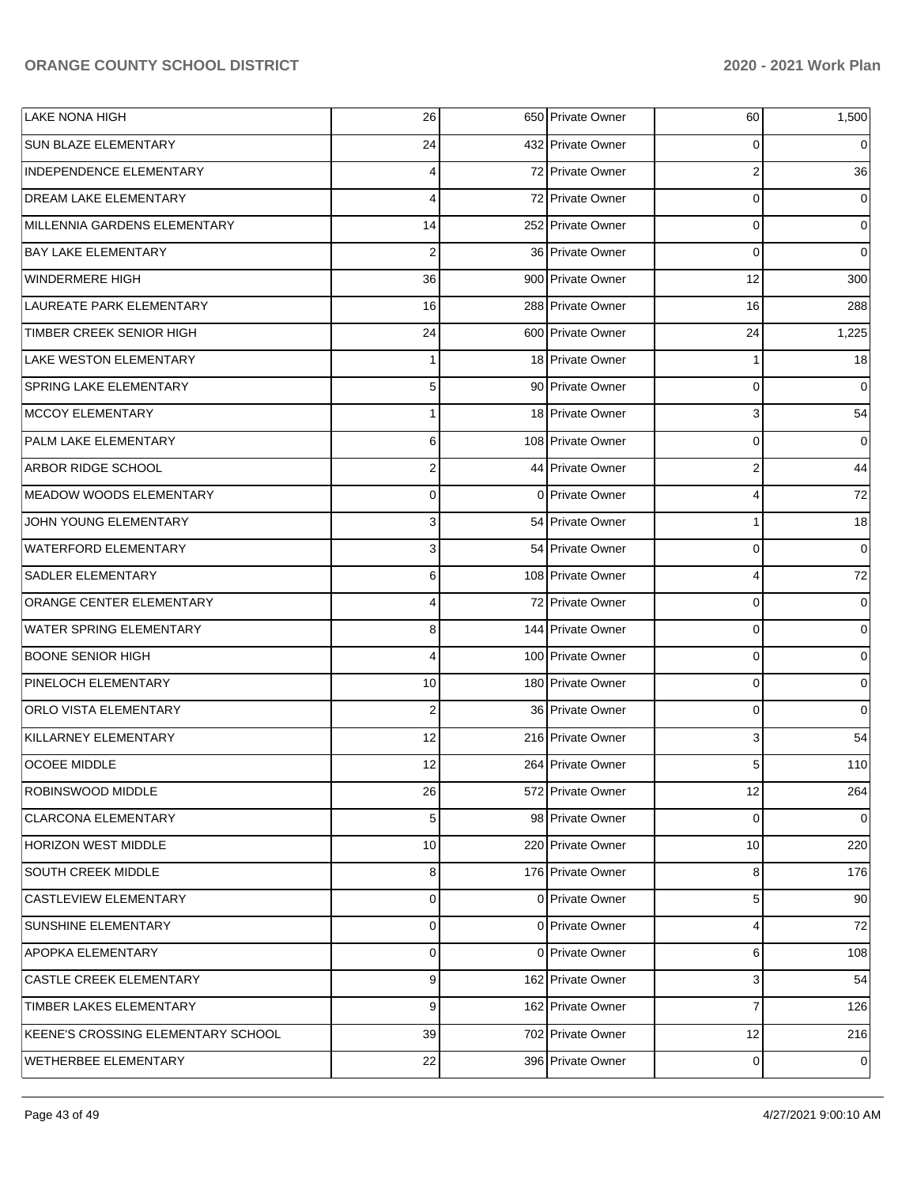| | | | | | |
|---|---|---|---|---|---|
| LAKE NONA HIGH | 26 | 650 | Private Owner | 60 | 1,500 |
| SUN BLAZE ELEMENTARY | 24 | 432 | Private Owner | 0 | 0 |
| INDEPENDENCE ELEMENTARY | 4 | 72 | Private Owner | 2 | 36 |
| DREAM LAKE ELEMENTARY | 4 | 72 | Private Owner | 0 | 0 |
| MILLENNIA GARDENS ELEMENTARY | 14 | 252 | Private Owner | 0 | 0 |
| BAY LAKE ELEMENTARY | 2 | 36 | Private Owner | 0 | 0 |
| WINDERMERE HIGH | 36 | 900 | Private Owner | 12 | 300 |
| LAUREATE PARK ELEMENTARY | 16 | 288 | Private Owner | 16 | 288 |
| TIMBER CREEK SENIOR HIGH | 24 | 600 | Private Owner | 24 | 1,225 |
| LAKE WESTON ELEMENTARY | 1 | 18 | Private Owner | 1 | 18 |
| SPRING LAKE ELEMENTARY | 5 | 90 | Private Owner | 0 | 0 |
| MCCOY ELEMENTARY | 1 | 18 | Private Owner | 3 | 54 |
| PALM LAKE ELEMENTARY | 6 | 108 | Private Owner | 0 | 0 |
| ARBOR RIDGE SCHOOL | 2 | 44 | Private Owner | 2 | 44 |
| MEADOW WOODS ELEMENTARY | 0 | 0 | Private Owner | 4 | 72 |
| JOHN YOUNG ELEMENTARY | 3 | 54 | Private Owner | 1 | 18 |
| WATERFORD ELEMENTARY | 3 | 54 | Private Owner | 0 | 0 |
| SADLER ELEMENTARY | 6 | 108 | Private Owner | 4 | 72 |
| ORANGE CENTER ELEMENTARY | 4 | 72 | Private Owner | 0 | 0 |
| WATER SPRING ELEMENTARY | 8 | 144 | Private Owner | 0 | 0 |
| BOONE SENIOR HIGH | 4 | 100 | Private Owner | 0 | 0 |
| PINELOCH ELEMENTARY | 10 | 180 | Private Owner | 0 | 0 |
| ORLO VISTA ELEMENTARY | 2 | 36 | Private Owner | 0 | 0 |
| KILLARNEY ELEMENTARY | 12 | 216 | Private Owner | 3 | 54 |
| OCOEE MIDDLE | 12 | 264 | Private Owner | 5 | 110 |
| ROBINSWOOD MIDDLE | 26 | 572 | Private Owner | 12 | 264 |
| CLARCONA ELEMENTARY | 5 | 98 | Private Owner | 0 | 0 |
| HORIZON WEST MIDDLE | 10 | 220 | Private Owner | 10 | 220 |
| SOUTH CREEK MIDDLE | 8 | 176 | Private Owner | 8 | 176 |
| CASTLEVIEW ELEMENTARY | 0 | 0 | Private Owner | 5 | 90 |
| SUNSHINE ELEMENTARY | 0 | 0 | Private Owner | 4 | 72 |
| APOPKA ELEMENTARY | 0 | 0 | Private Owner | 6 | 108 |
| CASTLE CREEK ELEMENTARY | 9 | 162 | Private Owner | 3 | 54 |
| TIMBER LAKES ELEMENTARY | 9 | 162 | Private Owner | 7 | 126 |
| KEENE'S CROSSING ELEMENTARY SCHOOL | 39 | 702 | Private Owner | 12 | 216 |
| WETHERBEE ELEMENTARY | 22 | 396 | Private Owner | 0 | 0 |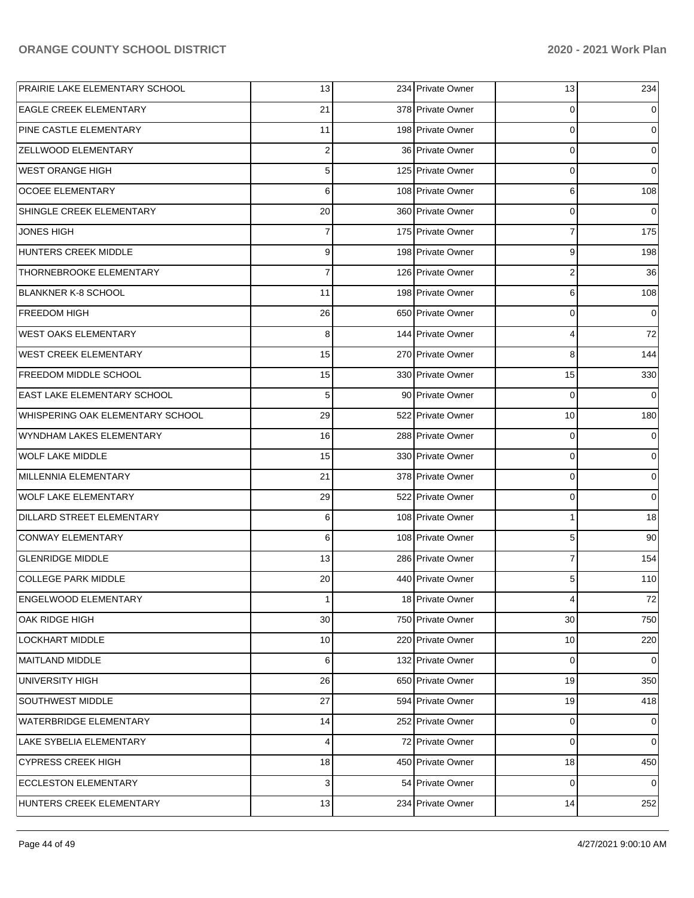| | | | | | |
|---|---|---|---|---|---|
| PRAIRIE LAKE ELEMENTARY SCHOOL | 13 | 234 | Private Owner | 13 | 234 |
| EAGLE CREEK ELEMENTARY | 21 | 378 | Private Owner | 0 | 0 |
| PINE CASTLE ELEMENTARY | 11 | 198 | Private Owner | 0 | 0 |
| ZELLWOOD ELEMENTARY | 2 | 36 | Private Owner | 0 | 0 |
| WEST ORANGE HIGH | 5 | 125 | Private Owner | 0 | 0 |
| OCOEE ELEMENTARY | 6 | 108 | Private Owner | 6 | 108 |
| SHINGLE CREEK ELEMENTARY | 20 | 360 | Private Owner | 0 | 0 |
| JONES HIGH | 7 | 175 | Private Owner | 7 | 175 |
| HUNTERS CREEK MIDDLE | 9 | 198 | Private Owner | 9 | 198 |
| THORNEBROOKE ELEMENTARY | 7 | 126 | Private Owner | 2 | 36 |
| BLANKNER K-8 SCHOOL | 11 | 198 | Private Owner | 6 | 108 |
| FREEDOM HIGH | 26 | 650 | Private Owner | 0 | 0 |
| WEST OAKS ELEMENTARY | 8 | 144 | Private Owner | 4 | 72 |
| WEST CREEK ELEMENTARY | 15 | 270 | Private Owner | 8 | 144 |
| FREEDOM MIDDLE SCHOOL | 15 | 330 | Private Owner | 15 | 330 |
| EAST LAKE ELEMENTARY SCHOOL | 5 | 90 | Private Owner | 0 | 0 |
| WHISPERING OAK ELEMENTARY SCHOOL | 29 | 522 | Private Owner | 10 | 180 |
| WYNDHAM LAKES ELEMENTARY | 16 | 288 | Private Owner | 0 | 0 |
| WOLF LAKE MIDDLE | 15 | 330 | Private Owner | 0 | 0 |
| MILLENNIA ELEMENTARY | 21 | 378 | Private Owner | 0 | 0 |
| WOLF LAKE ELEMENTARY | 29 | 522 | Private Owner | 0 | 0 |
| DILLARD STREET ELEMENTARY | 6 | 108 | Private Owner | 1 | 18 |
| CONWAY ELEMENTARY | 6 | 108 | Private Owner | 5 | 90 |
| GLENRIDGE MIDDLE | 13 | 286 | Private Owner | 7 | 154 |
| COLLEGE PARK MIDDLE | 20 | 440 | Private Owner | 5 | 110 |
| ENGELWOOD ELEMENTARY | 1 | 18 | Private Owner | 4 | 72 |
| OAK RIDGE HIGH | 30 | 750 | Private Owner | 30 | 750 |
| LOCKHART MIDDLE | 10 | 220 | Private Owner | 10 | 220 |
| MAITLAND MIDDLE | 6 | 132 | Private Owner | 0 | 0 |
| UNIVERSITY HIGH | 26 | 650 | Private Owner | 19 | 350 |
| SOUTHWEST MIDDLE | 27 | 594 | Private Owner | 19 | 418 |
| WATERBRIDGE ELEMENTARY | 14 | 252 | Private Owner | 0 | 0 |
| LAKE SYBELIA ELEMENTARY | 4 | 72 | Private Owner | 0 | 0 |
| CYPRESS CREEK HIGH | 18 | 450 | Private Owner | 18 | 450 |
| ECCLESTON ELEMENTARY | 3 | 54 | Private Owner | 0 | 0 |
| HUNTERS CREEK ELEMENTARY | 13 | 234 | Private Owner | 14 | 252 |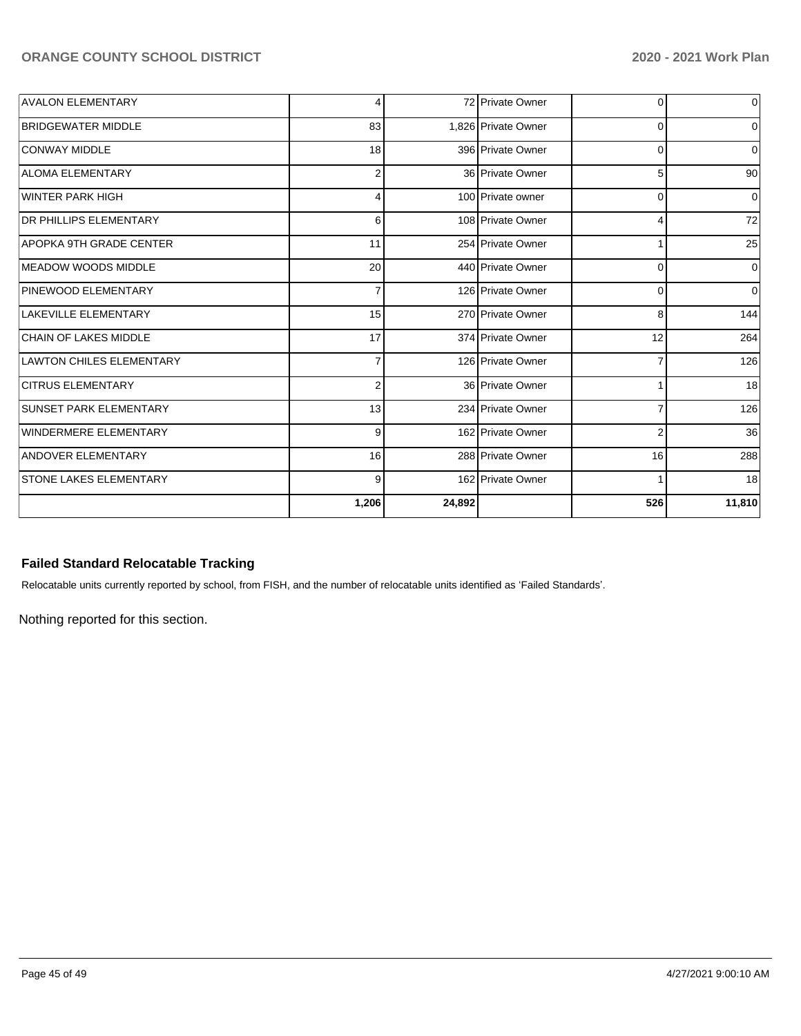| | | | | | |
|---|---|---|---|---|---|
| AVALON ELEMENTARY | 4 | 72 | Private Owner | 0 | 0 |
| BRIDGEWATER MIDDLE | 83 | 1,826 | Private Owner | 0 | 0 |
| CONWAY MIDDLE | 18 | 396 | Private Owner | 0 | 0 |
| ALOMA ELEMENTARY | 2 | 36 | Private Owner | 5 | 90 |
| WINTER PARK HIGH | 4 | 100 | Private owner | 0 | 0 |
| DR PHILLIPS ELEMENTARY | 6 | 108 | Private Owner | 4 | 72 |
| APOPKA 9TH GRADE CENTER | 11 | 254 | Private Owner | 1 | 25 |
| MEADOW WOODS MIDDLE | 20 | 440 | Private Owner | 0 | 0 |
| PINEWOOD ELEMENTARY | 7 | 126 | Private Owner | 0 | 0 |
| LAKEVILLE ELEMENTARY | 15 | 270 | Private Owner | 8 | 144 |
| CHAIN OF LAKES MIDDLE | 17 | 374 | Private Owner | 12 | 264 |
| LAWTON CHILES ELEMENTARY | 7 | 126 | Private Owner | 7 | 126 |
| CITRUS ELEMENTARY | 2 | 36 | Private Owner | 1 | 18 |
| SUNSET PARK ELEMENTARY | 13 | 234 | Private Owner | 7 | 126 |
| WINDERMERE ELEMENTARY | 9 | 162 | Private Owner | 2 | 36 |
| ANDOVER ELEMENTARY | 16 | 288 | Private Owner | 16 | 288 |
| STONE LAKES ELEMENTARY | 9 | 162 | Private Owner | 1 | 18 |
| | **1,206** | **24,892** | | **526** | **11,810** |

### Failed Standard Relocatable Tracking

Relocatable units currently reported by school, from FISH, and the number of relocatable units identified as 'Failed Standards'.

Nothing reported for this section.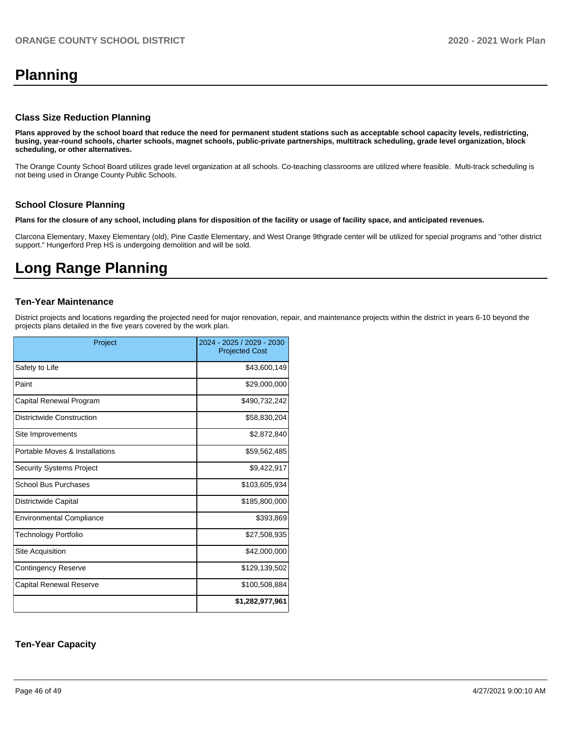# Planning

### Class Size Reduction Planning

**Plans approved by the school board that reduce the need for permanent student stations such as acceptable school capacity levels, redistricting, busing, year-round schools, charter schools, magnet schools, public-private partnerships, multitrack scheduling, grade level organization, block scheduling, or other alternatives.**

The Orange County School Board utilizes grade level organization at all schools. Co-teaching classrooms are utilized where feasible. Multi-track scheduling is not being used in Orange County Public Schools.

### School Closure Planning

**Plans for the closure of any school, including plans for disposition of the facility or usage of facility space, and anticipated revenues.**

Clarcona Elementary, Maxey Elementary (old), Pine Castle Elementary, and West Orange 9thgrade center will be utilized for special programs and "other district support." Hungerford Prep HS is undergoing demolition and will be sold.

# Long Range Planning

### Ten-Year Maintenance

District projects and locations regarding the projected need for major renovation, repair, and maintenance projects within the district in years 6-10 beyond the projects plans detailed in the five years covered by the work plan.

| Project | 2024 - 2025 / 2029 - 2030 Projected Cost |
|---|---|
| Safety to Life | $43,600,149 |
| Paint | $29,000,000 |
| Capital Renewal Program | $490,732,242 |
| Districtwide Construction | $58,830,204 |
| Site Improvements | $2,872,840 |
| Portable Moves & Installations | $59,562,485 |
| Security Systems Project | $9,422,917 |
| School Bus Purchases | $103,605,934 |
| Districtwide Capital | $185,800,000 |
| Environmental Compliance | $393,869 |
| Technology Portfolio | $27,508,935 |
| Site Acquisition | $42,000,000 |
| Contingency Reserve | $129,139,502 |
| Capital Renewal Reserve | $100,508,884 |
| | **$1,282,977,961** |

### Ten-Year Capacity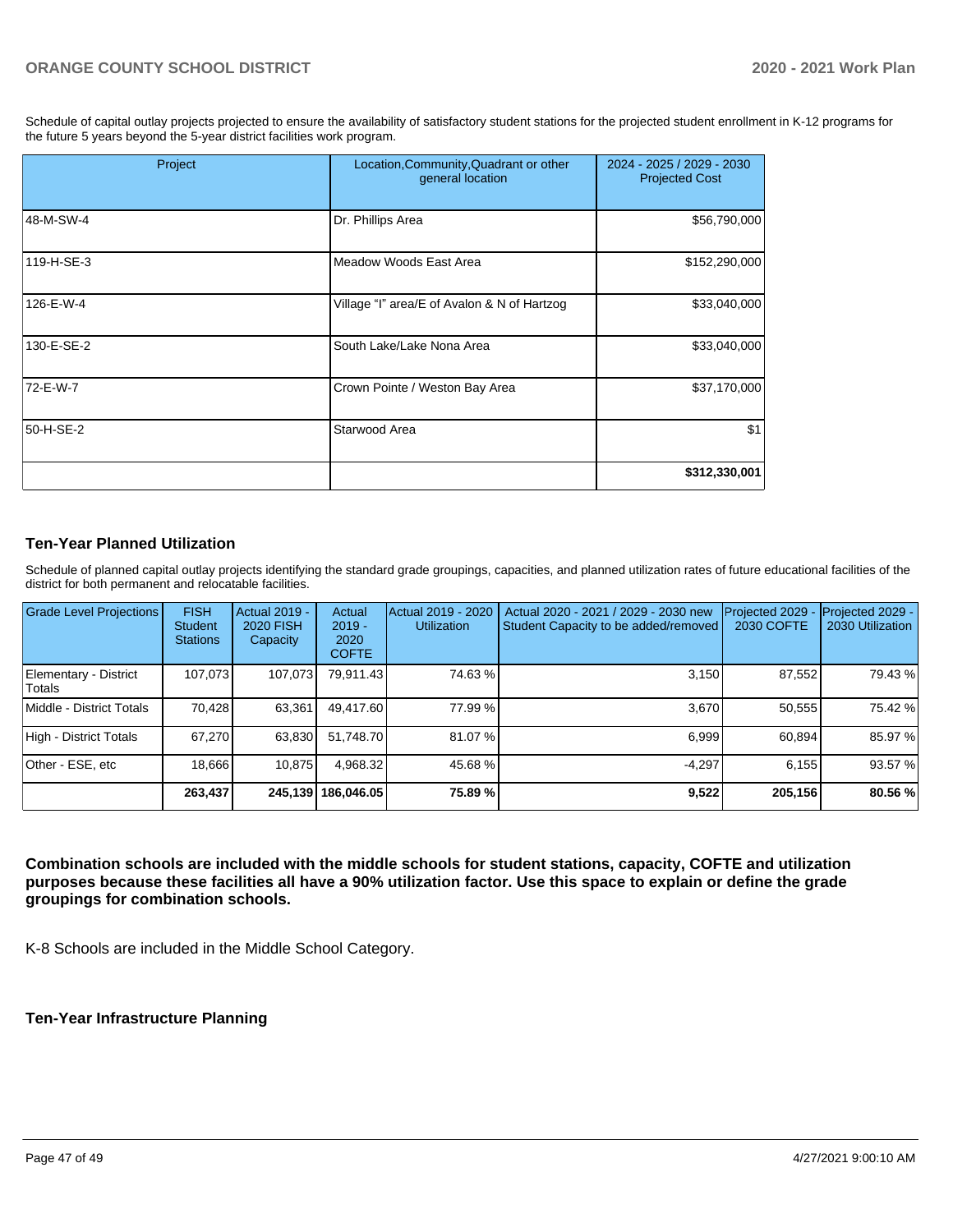Schedule of capital outlay projects projected to ensure the availability of satisfactory student stations for the projected student enrollment in K-12 programs for the future 5 years beyond the 5-year district facilities work program.

| Project | Location,Community,Quadrant or other general location | 2024 - 2025 / 2029 - 2030 Projected Cost |
|---|---|---|
| 48-M-SW-4 | Dr. Phillips Area | $56,790,000 |
| 119-H-SE-3 | Meadow Woods East Area | $152,290,000 |
| 126-E-W-4 | Village "I" area/E of Avalon & N of Hartzog | $33,040,000 |
| 130-E-SE-2 | South Lake/Lake Nona Area | $33,040,000 |
| 72-E-W-7 | Crown Pointe / Weston Bay Area | $37,170,000 |
| 50-H-SE-2 | Starwood Area | $1 |
| | | **$312,330,001** |

## Ten-Year Planned Utilization

Schedule of planned capital outlay projects identifying the standard grade groupings, capacities, and planned utilization rates of future educational facilities of the district for both permanent and relocatable facilities.

| Grade Level Projections | FISH Student Stations | Actual 2019 - 2020 FISH Capacity | Actual 2019 - 2020 COFTE | Actual 2019 - 2020 Utilization | Actual 2020 - 2021 / 2029 - 2030 new Student Capacity to be added/removed | Projected 2029 - 2030 COFTE | Projected 2029 - 2030 Utilization |
|---|---|---|---|---|---|---|---|
| Elementary - District Totals | 107,073 | 107,073 | 79,911.43 | 74.63 % | 3,150 | 87,552 | 79.43 % |
| Middle - District Totals | 70,428 | 63,361 | 49,417.60 | 77.99 % | 3,670 | 50,555 | 75.42 % |
| High - District Totals | 67,270 | 63,830 | 51,748.70 | 81.07 % | 6,999 | 60,894 | 85.97 % |
| Other - ESE, etc | 18,666 | 10,875 | 4,968.32 | 45.68 % | -4,297 | 6,155 | 93.57 % |
| | **263,437** | **245,139** | **186,046.05** | **75.89 %** | **9,522** | **205,156** | **80.56 %** |

**Combination schools are included with the middle schools for student stations, capacity, COFTE and utilization purposes because these facilities all have a 90% utilization factor. Use this space to explain or define the grade groupings for combination schools.**

K-8 Schools are included in the Middle School Category.

## Ten-Year Infrastructure Planning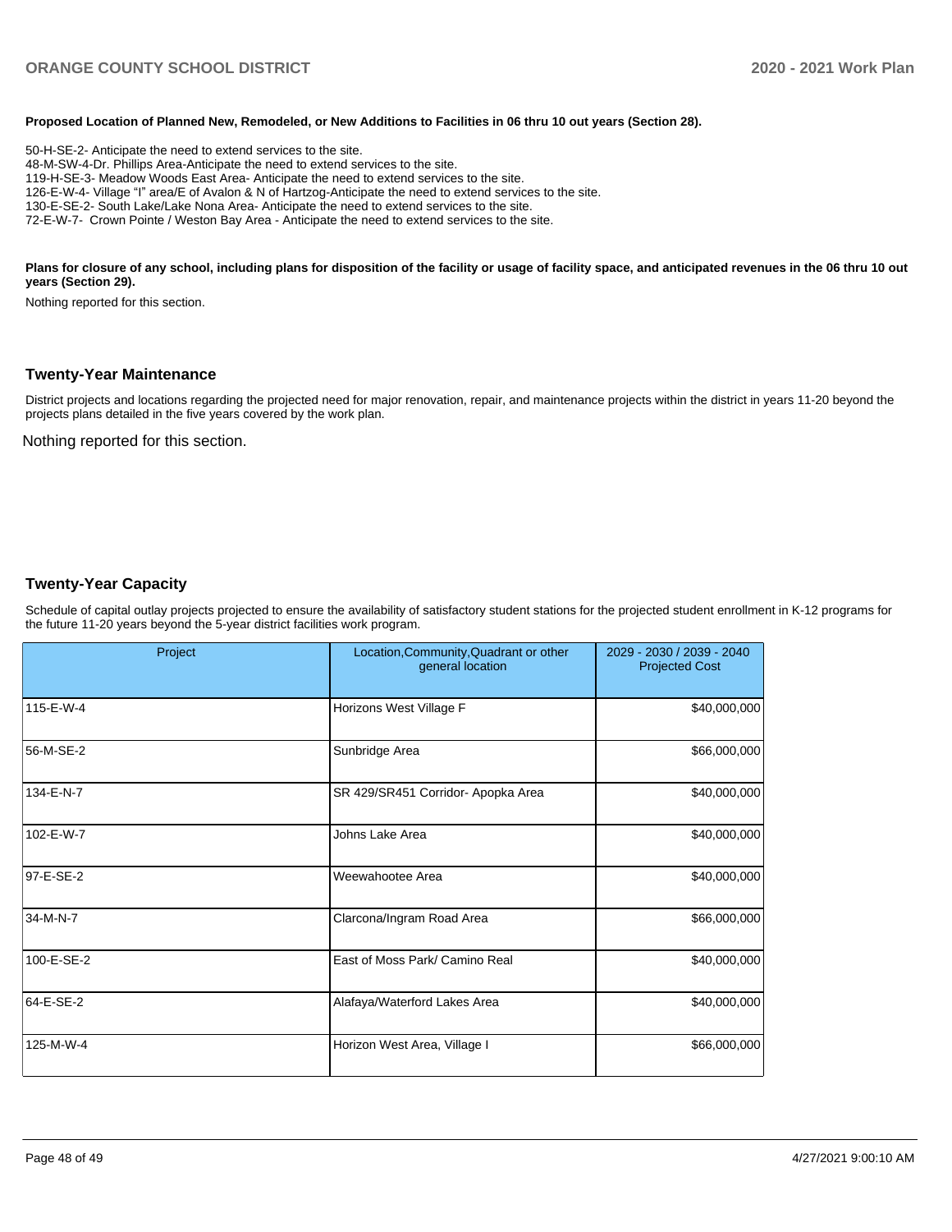**Proposed Location of Planned New, Remodeled, or New Additions to Facilities in 06 thru 10 out years (Section 28).**

50-H-SE-2- Anticipate the need to extend services to the site.
48-M-SW-4-Dr. Phillips Area-Anticipate the need to extend services to the site.
119-H-SE-3- Meadow Woods East Area- Anticipate the need to extend services to the site.
126-E-W-4- Village "I" area/E of Avalon & N of Hartzog-Anticipate the need to extend services to the site.
130-E-SE-2- South Lake/Lake Nona Area- Anticipate the need to extend services to the site.
72-E-W-7- Crown Pointe / Weston Bay Area - Anticipate the need to extend services to the site.

**Plans for closure of any school, including plans for disposition of the facility or usage of facility space, and anticipated revenues in the 06 thru 10 out years (Section 29).**

Nothing reported for this section.

## Twenty-Year Maintenance

District projects and locations regarding the projected need for major renovation, repair, and maintenance projects within the district in years 11-20 beyond the projects plans detailed in the five years covered by the work plan.

Nothing reported for this section.

## Twenty-Year Capacity

Schedule of capital outlay projects projected to ensure the availability of satisfactory student stations for the projected student enrollment in K-12 programs for the future 11-20 years beyond the 5-year district facilities work program.

| Project | Location,Community,Quadrant or other general location | 2029 - 2030 / 2039 - 2040 Projected Cost |
|---|---|---|
| 115-E-W-4 | Horizons West Village F | $40,000,000 |
| 56-M-SE-2 | Sunbridge Area | $66,000,000 |
| 134-E-N-7 | SR 429/SR451 Corridor- Apopka Area | $40,000,000 |
| 102-E-W-7 | Johns Lake Area | $40,000,000 |
| 97-E-SE-2 | Weewahootee Area | $40,000,000 |
| 34-M-N-7 | Clarcona/Ingram Road Area | $66,000,000 |
| 100-E-SE-2 | East of Moss Park/ Camino Real | $40,000,000 |
| 64-E-SE-2 | Alafaya/Waterford Lakes Area | $40,000,000 |
| 125-M-W-4 | Horizon West Area, Village I | $66,000,000 |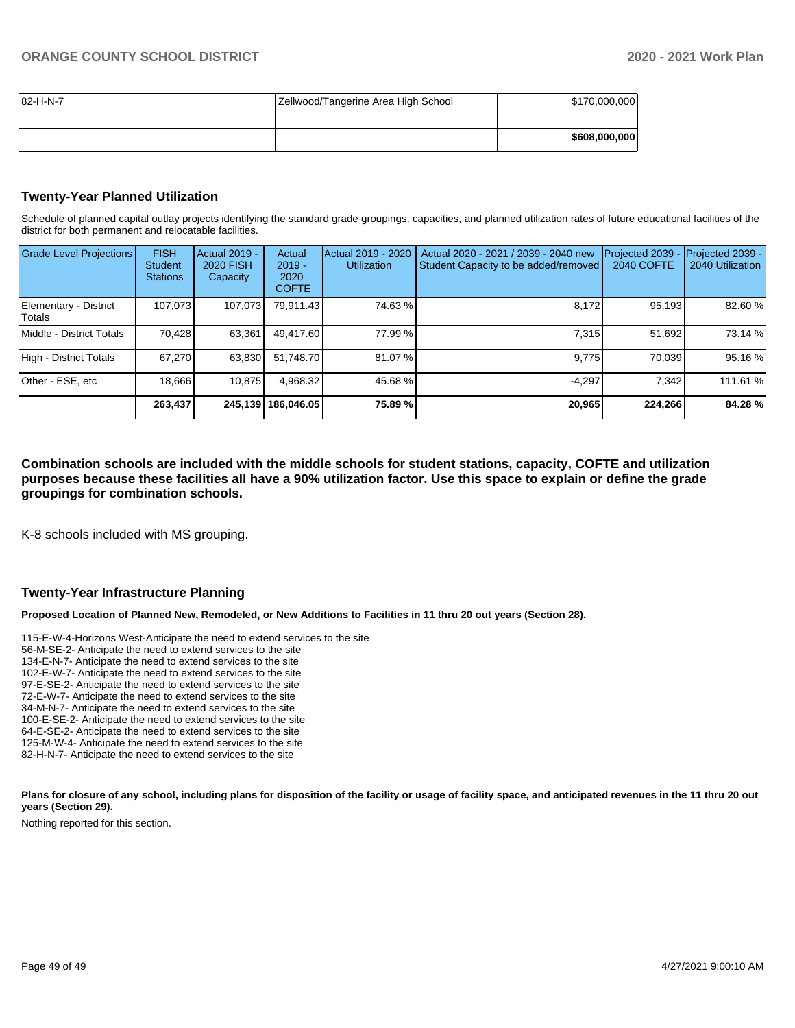| | | |
|---|---|---|
| 82-H-N-7 | Zellwood/Tangerine Area High School | $170,000,000 |
| | | **$608,000,000** |

### Twenty-Year Planned Utilization

Schedule of planned capital outlay projects identifying the standard grade groupings, capacities, and planned utilization rates of future educational facilities of the district for both permanent and relocatable facilities.

| Grade Level Projections | FISH Student Stations | Actual 2019 - 2020 FISH Capacity | Actual 2019 - 2020 COFTE | Actual 2019 - 2020 Utilization | Actual 2020 - 2021 / 2039 - 2040 new Student Capacity to be added/removed | Projected 2039 - 2040 COFTE | Projected 2039 - 2040 Utilization |
|---|---|---|---|---|---|---|---|
| Elementary - District Totals | 107,073 | 107,073 | 79,911.43 | 74.63 % | 8,172 | 95,193 | 82.60 % |
| Middle - District Totals | 70,428 | 63,361 | 49,417.60 | 77.99 % | 7,315 | 51,692 | 73.14 % |
| High - District Totals | 67,270 | 63,830 | 51,748.70 | 81.07 % | 9,775 | 70,039 | 95.16 % |
| Other - ESE, etc | 18,666 | 10,875 | 4,968.32 | 45.68 % | -4,297 | 7,342 | 111.61 % |
| | **263,437** | **245,139** | **186,046.05** | **75.89 %** | **20,965** | **224,266** | **84.28 %** |

**Combination schools are included with the middle schools for student stations, capacity, COFTE and utilization purposes because these facilities all have a 90% utilization factor. Use this space to explain or define the grade groupings for combination schools.**

K-8 schools included with MS grouping.

### Twenty-Year Infrastructure Planning

**Proposed Location of Planned New, Remodeled, or New Additions to Facilities in 11 thru 20 out years (Section 28).**

115-E-W-4-Horizons West-Anticipate the need to extend services to the site
56-M-SE-2- Anticipate the need to extend services to the site
134-E-N-7- Anticipate the need to extend services to the site
102-E-W-7- Anticipate the need to extend services to the site
97-E-SE-2- Anticipate the need to extend services to the site
72-E-W-7- Anticipate the need to extend services to the site
34-M-N-7- Anticipate the need to extend services to the site
100-E-SE-2- Anticipate the need to extend services to the site
64-E-SE-2- Anticipate the need to extend services to the site
125-M-W-4- Anticipate the need to extend services to the site
82-H-N-7- Anticipate the need to extend services to the site

**Plans for closure of any school, including plans for disposition of the facility or usage of facility space, and anticipated revenues in the 11 thru 20 out years (Section 29).**

Nothing reported for this section.